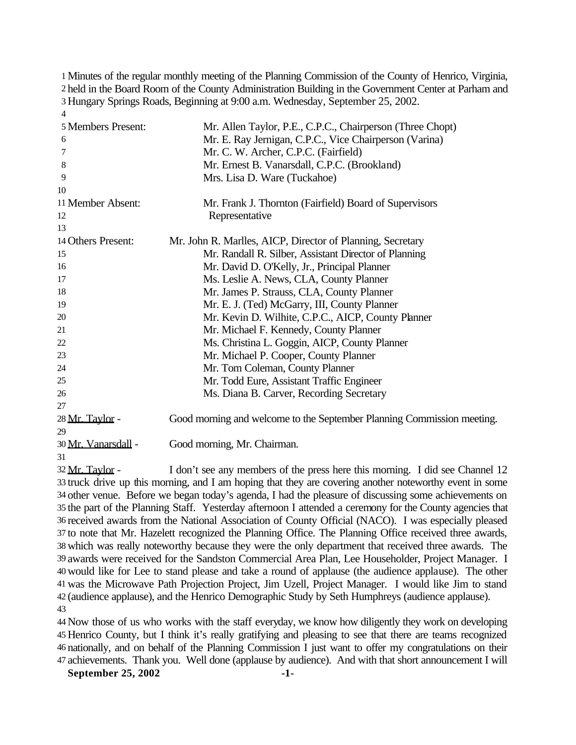Minutes of the regular monthly meeting of the Planning Commission of the County of Henrico, Virginia, held in the Board Room of the County Administration Building in the Government Center at Parham and Hungary Springs Roads, Beginning at 9:00 a.m. Wednesday, September 25, 2002.

| | |
|---|---|
| Members Present: | Mr. Allen Taylor, P.E., C.P.C., Chairperson (Three Chopt) |
| | Mr. E. Ray Jernigan, C.P.C., Vice Chairperson (Varina) |
| | Mr. C. W. Archer, C.P.C. (Fairfield) |
| | Mr. Ernest B. Vanarsdall, C.P.C. (Brookland) |
| | Mrs. Lisa D. Ware (Tuckahoe) |
| Member Absent: | Mr. Frank J. Thornton (Fairfield) Board of Supervisors Representative |
| Others Present: | Mr. John R. Marlles, AICP, Director of Planning, Secretary |
| | Mr. Randall R. Silber, Assistant Director of Planning |
| | Mr. David D. O'Kelly, Jr., Principal Planner |
| | Ms. Leslie A. News, CLA, County Planner |
| | Mr. James P. Strauss, CLA, County Planner |
| | Mr. E. J. (Ted) McGarry, III, County Planner |
| | Mr. Kevin D. Wilhite, C.P.C., AICP, County Planner |
| | Mr. Michael F. Kennedy, County Planner |
| | Ms. Christina L. Goggin, AICP, County Planner |
| | Mr. Michael P. Cooper, County Planner |
| | Mr. Tom Coleman, County Planner |
| | Mr. Todd Eure, Assistant Traffic Engineer |
| | Ms. Diana B. Carver, Recording Secretary |

Mr. Taylor - Good morning and welcome to the September Planning Commission meeting.

Mr. Vanarsdall - Good morning, Mr. Chairman.

Mr. Taylor - I don't see any members of the press here this morning. I did see Channel 12 truck drive up this morning, and I am hoping that they are covering another noteworthy event in some other venue. Before we began today's agenda, I had the pleasure of discussing some achievements on the part of the Planning Staff. Yesterday afternoon I attended a ceremony for the County agencies that received awards from the National Association of County Official (NACO). I was especially pleased to note that Mr. Hazelett recognized the Planning Office. The Planning Office received three awards, which was really noteworthy because they were the only department that received three awards. The awards were received for the Sandston Commercial Area Plan, Lee Householder, Project Manager. I would like for Lee to stand please and take a round of applause (the audience applause). The other was the Microwave Path Projection Project, Jim Uzell, Project Manager. I would like Jim to stand (audience applause), and the Henrico Demographic Study by Seth Humphreys (audience applause).

Now those of us who works with the staff everyday, we know how diligently they work on developing Henrico County, but I think it's really gratifying and pleasing to see that there are teams recognized nationally, and on behalf of the Planning Commission I just want to offer my congratulations on their achievements. Thank you. Well done (applause by audience). And with that short announcement I will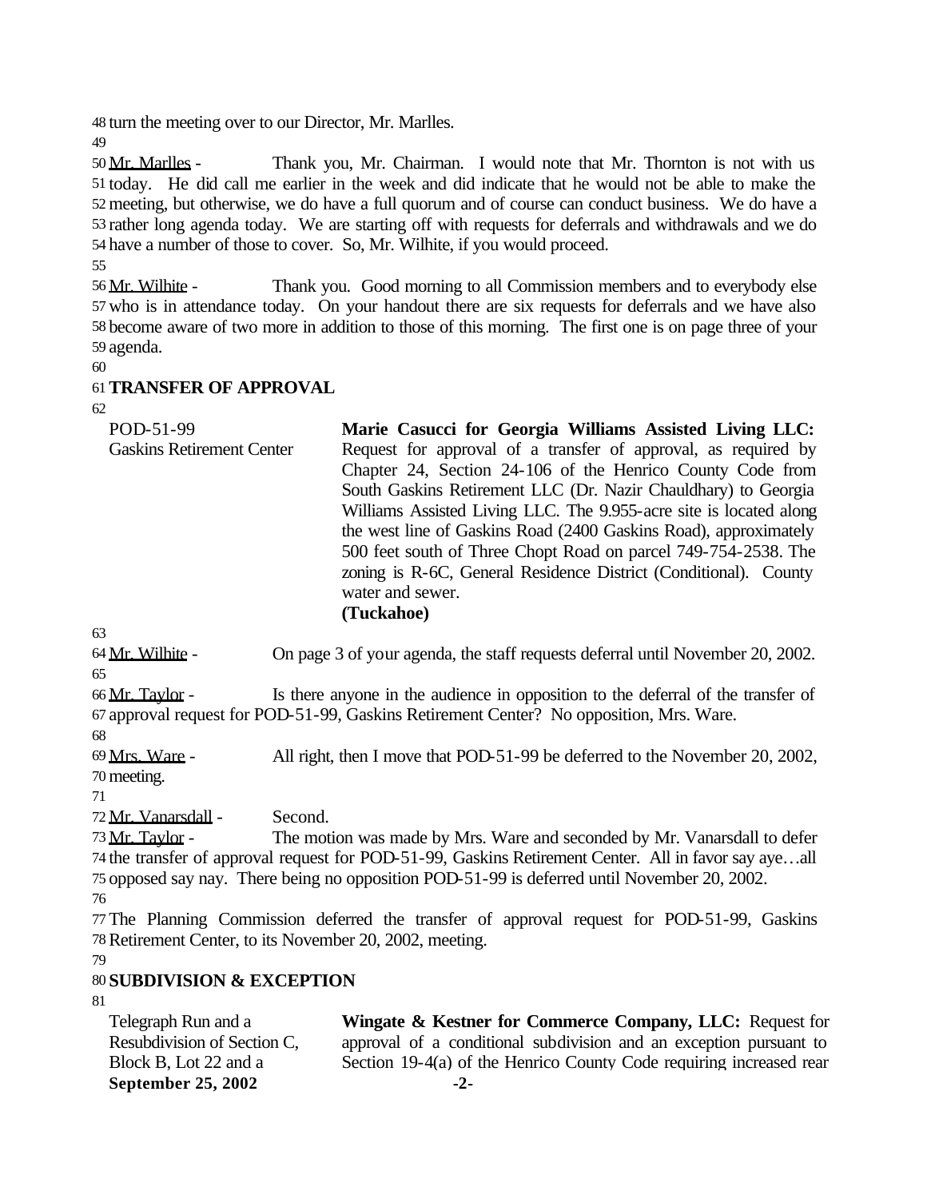turn the meeting over to our Director, Mr. Marlles.

Mr. Marlles - Thank you, Mr. Chairman. I would note that Mr. Thornton is not with us today. He did call me earlier in the week and did indicate that he would not be able to make the meeting, but otherwise, we do have a full quorum and of course can conduct business. We do have a rather long agenda today. We are starting off with requests for deferrals and withdrawals and we do have a number of those to cover. So, Mr. Wilhite, if you would proceed.

Mr. Wilhite - Thank you. Good morning to all Commission members and to everybody else who is in attendance today. On your handout there are six requests for deferrals and we have also become aware of two more in addition to those of this morning. The first one is on page three of your agenda.

**TRANSFER OF APPROVAL**

| | |
|---|---|
| POD-51-99<br>Gaskins Retirement Center | **Marie Casucci for Georgia Williams Assisted Living LLC:** Request for approval of a transfer of approval, as required by Chapter 24, Section 24-106 of the Henrico County Code from South Gaskins Retirement LLC (Dr. Nazir Chauldhary) to Georgia Williams Assisted Living LLC. The 9.955-acre site is located along the west line of Gaskins Road (2400 Gaskins Road), approximately 500 feet south of Three Chopt Road on parcel 749-754-2538. The zoning is R-6C, General Residence District (Conditional). County water and sewer. **(Tuckahoe)** |

Mr. Wilhite - On page 3 of your agenda, the staff requests deferral until November 20, 2002.

Mr. Taylor - Is there anyone in the audience in opposition to the deferral of the transfer of approval request for POD-51-99, Gaskins Retirement Center? No opposition, Mrs. Ware.

Mrs. Ware - All right, then I move that POD-51-99 be deferred to the November 20, 2002, meeting.

Mr. Vanarsdall - Second.

Mr. Taylor - The motion was made by Mrs. Ware and seconded by Mr. Vanarsdall to defer the transfer of approval request for POD-51-99, Gaskins Retirement Center. All in favor say aye…all opposed say nay. There being no opposition POD-51-99 is deferred until November 20, 2002.

The Planning Commission deferred the transfer of approval request for POD-51-99, Gaskins Retirement Center, to its November 20, 2002, meeting.

**SUBDIVISION & EXCEPTION**

| | |
|---|---|
| Telegraph Run and a Resubdivision of Section C, Block B, Lot 22 and a | **Wingate & Kestner for Commerce Company, LLC:** Request for approval of a conditional subdivision and an exception pursuant to Section 19-4(a) of the Henrico County Code requiring increased rear |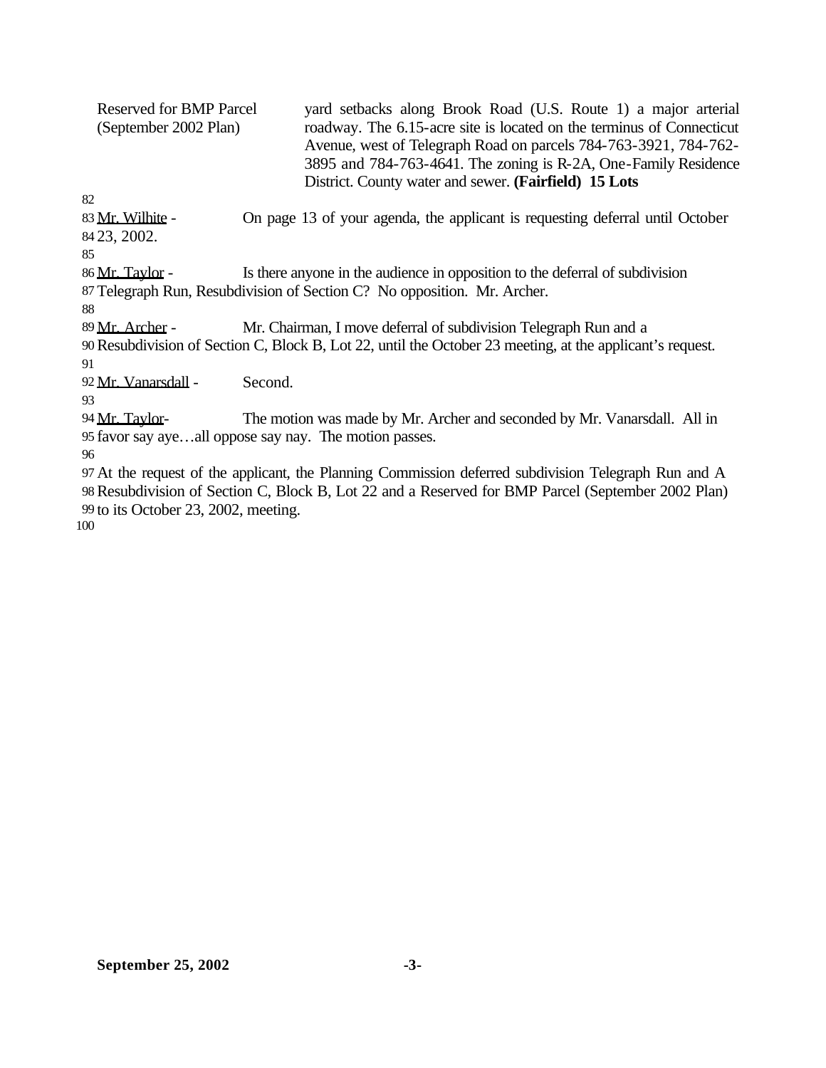| | |
|---|---|
| Reserved for BMP Parcel (September 2002 Plan) | yard setbacks along Brook Road (U.S. Route 1) a major arterial roadway. The 6.15-acre site is located on the terminus of Connecticut Avenue, west of Telegraph Road on parcels 784-763-3921, 784-762-3895 and 784-763-4641. The zoning is R-2A, One-Family Residence District. County water and sewer. **(Fairfield) 15 Lots** |

Mr. Wilhite - On page 13 of your agenda, the applicant is requesting deferral until October 23, 2002.

Mr. Taylor - Is there anyone in the audience in opposition to the deferral of subdivision Telegraph Run, Resubdivision of Section C? No opposition. Mr. Archer.

Mr. Archer - Mr. Chairman, I move deferral of subdivision Telegraph Run and a Resubdivision of Section C, Block B, Lot 22, until the October 23 meeting, at the applicant's request.

Mr. Vanarsdall - Second.

Mr. Taylor- The motion was made by Mr. Archer and seconded by Mr. Vanarsdall. All in favor say aye…all oppose say nay. The motion passes.

At the request of the applicant, the Planning Commission deferred subdivision Telegraph Run and A Resubdivision of Section C, Block B, Lot 22 and a Reserved for BMP Parcel (September 2002 Plan) to its October 23, 2002, meeting.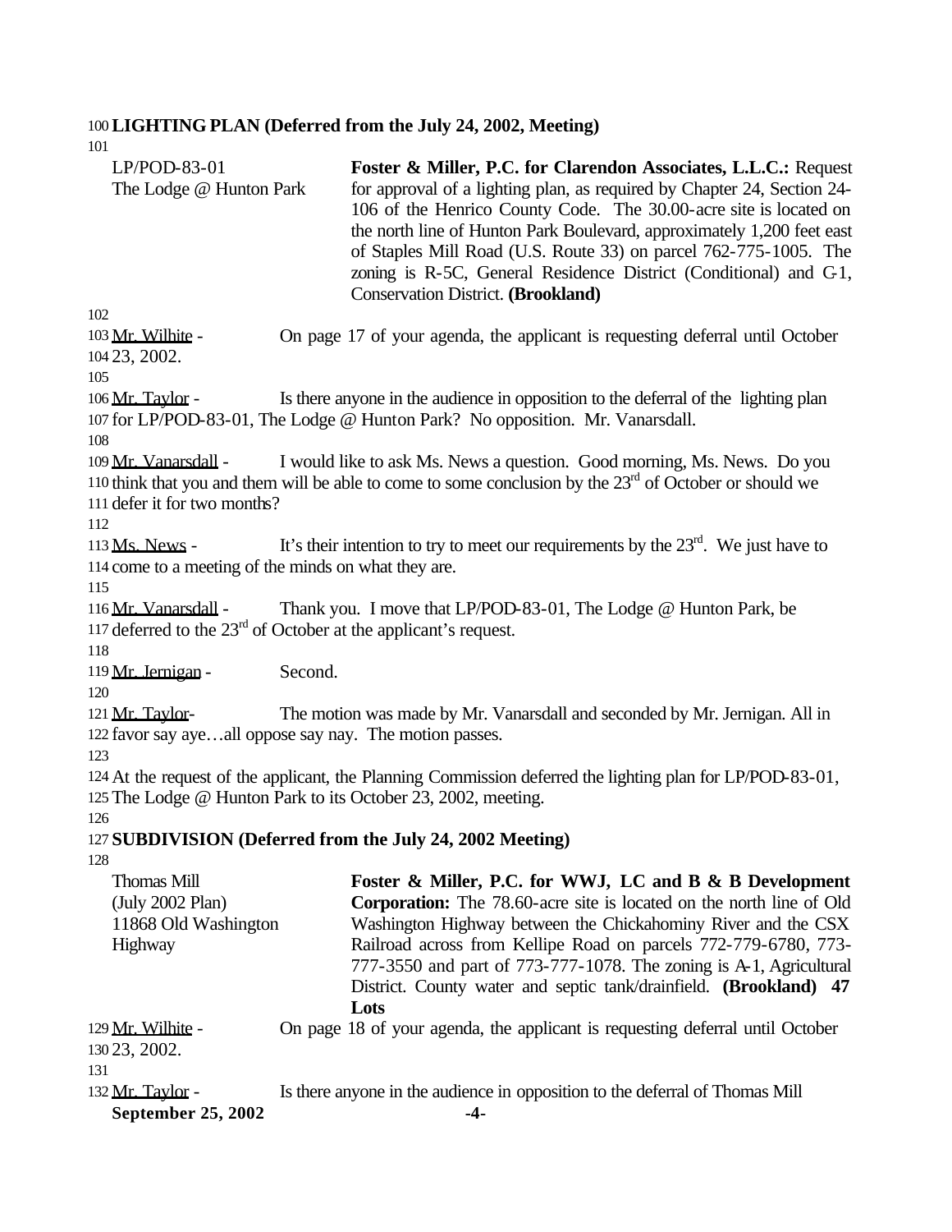**LIGHTING PLAN (Deferred from the July 24, 2002, Meeting)**

LP/POD-83-01
The Lodge @ Hunton Park

**Foster & Miller, P.C. for Clarendon Associates, L.L.C.:** Request for approval of a lighting plan, as required by Chapter 24, Section 24-106 of the Henrico County Code. The 30.00-acre site is located on the north line of Hunton Park Boulevard, approximately 1,200 feet east of Staples Mill Road (U.S. Route 33) on parcel 762-775-1005. The zoning is R-5C, General Residence District (Conditional) and C-1, Conservation District. **(Brookland)**

Mr. Wilhite - On page 17 of your agenda, the applicant is requesting deferral until October 23, 2002.

Mr. Taylor - Is there anyone in the audience in opposition to the deferral of the lighting plan for LP/POD-83-01, The Lodge @ Hunton Park? No opposition. Mr. Vanarsdall.

Mr. Vanarsdall - I would like to ask Ms. News a question. Good morning, Ms. News. Do you think that you and them will be able to come to some conclusion by the 23rd of October or should we defer it for two months?

Ms. News - It's their intention to try to meet our requirements by the 23rd. We just have to come to a meeting of the minds on what they are.

Mr. Vanarsdall - Thank you. I move that LP/POD-83-01, The Lodge @ Hunton Park, be deferred to the 23rd of October at the applicant's request.

Mr. Jernigan - Second.

Mr. Taylor- The motion was made by Mr. Vanarsdall and seconded by Mr. Jernigan. All in favor say aye…all oppose say nay. The motion passes.

At the request of the applicant, the Planning Commission deferred the lighting plan for LP/POD-83-01, The Lodge @ Hunton Park to its October 23, 2002, meeting.

**SUBDIVISION (Deferred from the July 24, 2002 Meeting)**

Thomas Mill
(July 2002 Plan)
11868 Old Washington Highway

**Foster & Miller, P.C. for WWJ, LC and B & B Development Corporation:** The 78.60-acre site is located on the north line of Old Washington Highway between the Chickahominy River and the CSX Railroad across from Kellipe Road on parcels 772-779-6780, 773-777-3550 and part of 773-777-1078. The zoning is A-1, Agricultural District. County water and septic tank/drainfield. **(Brookland) 47 Lots**

Mr. Wilhite - On page 18 of your agenda, the applicant is requesting deferral until October 23, 2002.

Mr. Taylor - Is there anyone in the audience in opposition to the deferral of Thomas Mill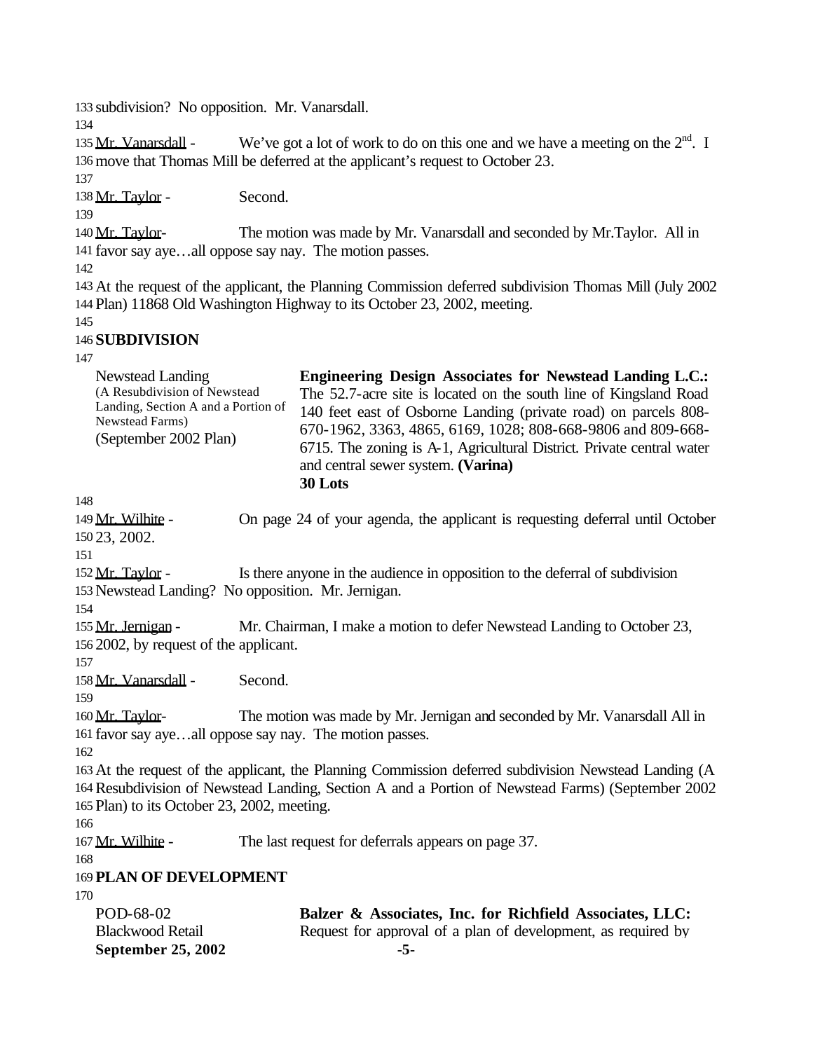subdivision? No opposition. Mr. Vanarsdall.

Mr. Vanarsdall - We've got a lot of work to do on this one and we have a meeting on the 2nd. I move that Thomas Mill be deferred at the applicant's request to October 23.

Mr. Taylor - Second.

Mr. Taylor- The motion was made by Mr. Vanarsdall and seconded by Mr.Taylor. All in favor say aye…all oppose say nay. The motion passes.

At the request of the applicant, the Planning Commission deferred subdivision Thomas Mill (July 2002 Plan) 11868 Old Washington Highway to its October 23, 2002, meeting.

**SUBDIVISION**

| | |
|---|---|
| Newstead Landing (A Resubdivision of Newstead Landing, Section A and a Portion of Newstead Farms) (September 2002 Plan) | **Engineering Design Associates for Newstead Landing L.C.:** The 52.7-acre site is located on the south line of Kingsland Road 140 feet east of Osborne Landing (private road) on parcels 808-670-1962, 3363, 4865, 6169, 1028; 808-668-9806 and 809-668-6715. The zoning is A-1, Agricultural District. Private central water and central sewer system. **(Varina)** **30 Lots** |

Mr. Wilhite - On page 24 of your agenda, the applicant is requesting deferral until October 23, 2002.

Mr. Taylor - Is there anyone in the audience in opposition to the deferral of subdivision Newstead Landing? No opposition. Mr. Jernigan.

Mr. Jernigan - Mr. Chairman, I make a motion to defer Newstead Landing to October 23, 2002, by request of the applicant.

Mr. Vanarsdall - Second.

Mr. Taylor- The motion was made by Mr. Jernigan and seconded by Mr. Vanarsdall All in favor say aye…all oppose say nay. The motion passes.

At the request of the applicant, the Planning Commission deferred subdivision Newstead Landing (A Resubdivision of Newstead Landing, Section A and a Portion of Newstead Farms) (September 2002 Plan) to its October 23, 2002, meeting.

Mr. Wilhite - The last request for deferrals appears on page 37.

**PLAN OF DEVELOPMENT**

| | |
|---|---|
| POD-68-02 Blackwood Retail | **Balzer & Associates, Inc. for Richfield Associates, LLC:** Request for approval of a plan of development, as required by |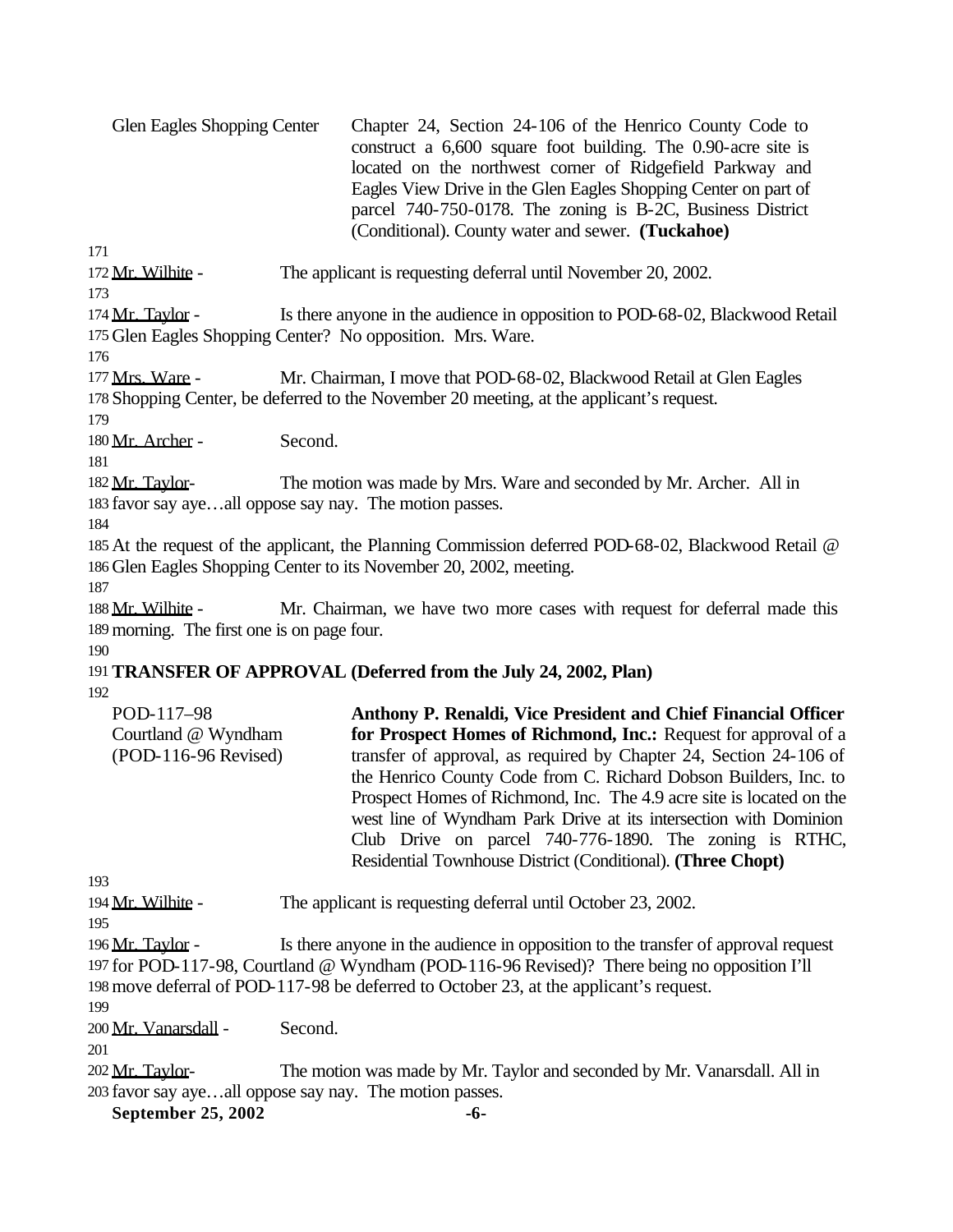| | |
|---|---|
| Glen Eagles Shopping Center | Chapter 24, Section 24-106 of the Henrico County Code to construct a 6,600 square foot building. The 0.90-acre site is located on the northwest corner of Ridgefield Parkway and Eagles View Drive in the Glen Eagles Shopping Center on part of parcel 740-750-0178. The zoning is B-2C, Business District (Conditional). County water and sewer. **(Tuckahoe)** |

171
172 Mr. Wilhite - The applicant is requesting deferral until November 20, 2002.
173
174 Mr. Taylor - Is there anyone in the audience in opposition to POD-68-02, Blackwood Retail
175 Glen Eagles Shopping Center? No opposition. Mrs. Ware.
176
177 Mrs. Ware - Mr. Chairman, I move that POD-68-02, Blackwood Retail at Glen Eagles
178 Shopping Center, be deferred to the November 20 meeting, at the applicant's request.
179
180 Mr. Archer - Second.
181
182 Mr. Taylor- The motion was made by Mrs. Ware and seconded by Mr. Archer. All in
183 favor say aye…all oppose say nay. The motion passes.
184
185 At the request of the applicant, the Planning Commission deferred POD-68-02, Blackwood Retail @
186 Glen Eagles Shopping Center to its November 20, 2002, meeting.
187
188 Mr. Wilhite - Mr. Chairman, we have two more cases with request for deferral made this
189 morning. The first one is on page four.
190
191 **TRANSFER OF APPROVAL (Deferred from the July 24, 2002, Plan)**
192

| | |
|---|---|
| POD-117–98<br>Courtland @ Wyndham<br>(POD-116-96 Revised) | **Anthony P. Renaldi, Vice President and Chief Financial Officer for Prospect Homes of Richmond, Inc.:** Request for approval of a transfer of approval, as required by Chapter 24, Section 24-106 of the Henrico County Code from C. Richard Dobson Builders, Inc. to Prospect Homes of Richmond, Inc. The 4.9 acre site is located on the west line of Wyndham Park Drive at its intersection with Dominion Club Drive on parcel 740-776-1890. The zoning is RTHC, Residential Townhouse District (Conditional). **(Three Chopt)** |

193
194 Mr. Wilhite - The applicant is requesting deferral until October 23, 2002.
195
196 Mr. Taylor - Is there anyone in the audience in opposition to the transfer of approval request
197 for POD-117-98, Courtland @ Wyndham (POD-116-96 Revised)? There being no opposition I'll
198 move deferral of POD-117-98 be deferred to October 23, at the applicant's request.
199
200 Mr. Vanarsdall - Second.
201
202 Mr. Taylor- The motion was made by Mr. Taylor and seconded by Mr. Vanarsdall. All in
203 favor say aye…all oppose say nay. The motion passes.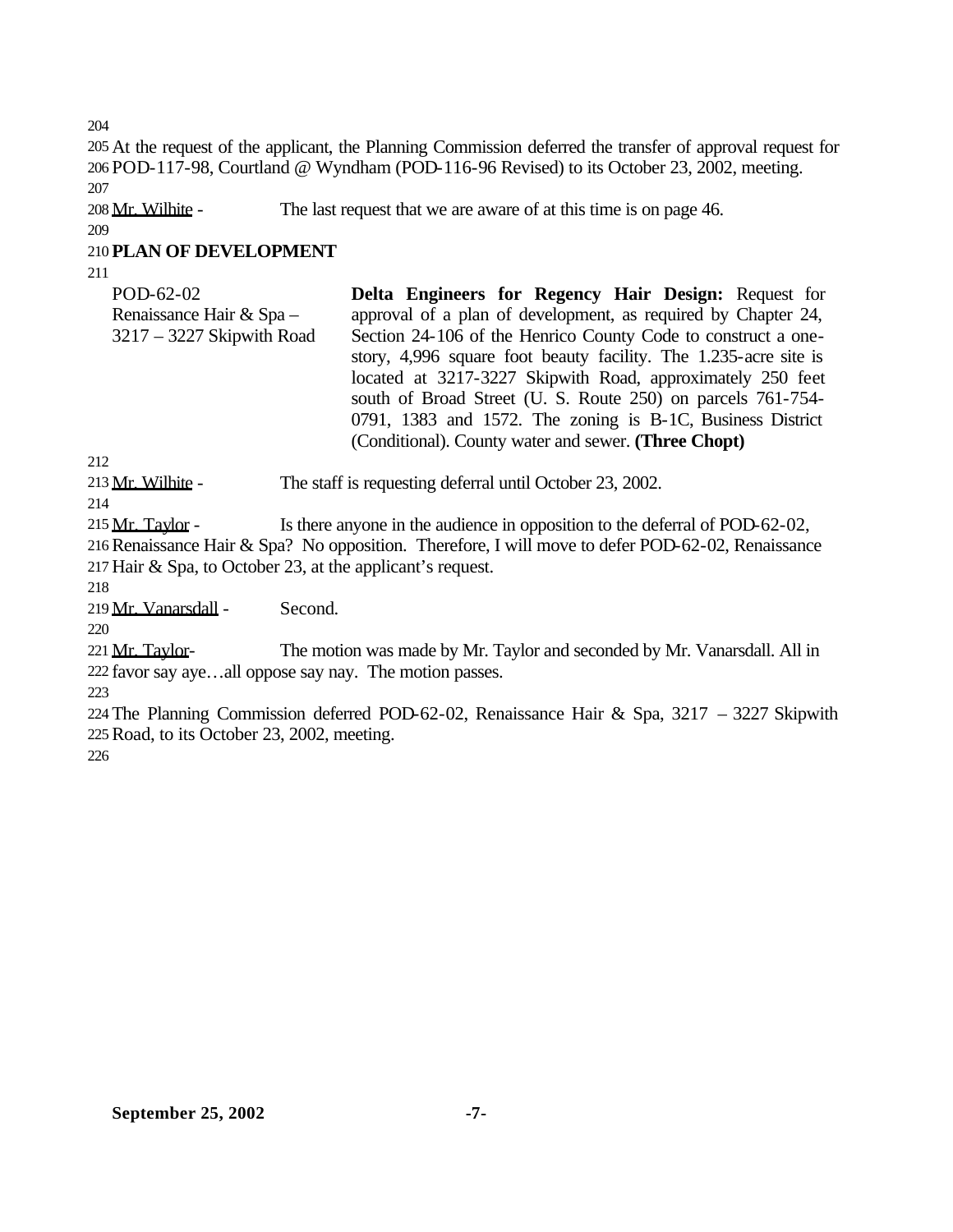At the request of the applicant, the Planning Commission deferred the transfer of approval request for POD-117-98, Courtland @ Wyndham (POD-116-96 Revised) to its October 23, 2002, meeting.

Mr. Wilhite - The last request that we are aware of at this time is on page 46.

## PLAN OF DEVELOPMENT

| | |
|---|---|
| POD-62-02<br>Renaissance Hair & Spa –<br>3217 – 3227 Skipwith Road | **Delta Engineers for Regency Hair Design:** Request for approval of a plan of development, as required by Chapter 24, Section 24-106 of the Henrico County Code to construct a one-story, 4,996 square foot beauty facility. The 1.235-acre site is located at 3217-3227 Skipwith Road, approximately 250 feet south of Broad Street (U. S. Route 250) on parcels 761-754-0791, 1383 and 1572. The zoning is B-1C, Business District (Conditional). County water and sewer. **(Three Chopt)** |

Mr. Wilhite - The staff is requesting deferral until October 23, 2002.

Mr. Taylor - Is there anyone in the audience in opposition to the deferral of POD-62-02, Renaissance Hair & Spa? No opposition. Therefore, I will move to defer POD-62-02, Renaissance Hair & Spa, to October 23, at the applicant's request.

Mr. Vanarsdall - Second.

Mr. Taylor- The motion was made by Mr. Taylor and seconded by Mr. Vanarsdall. All in favor say aye…all oppose say nay. The motion passes.

The Planning Commission deferred POD-62-02, Renaissance Hair & Spa, 3217 – 3227 Skipwith Road, to its October 23, 2002, meeting.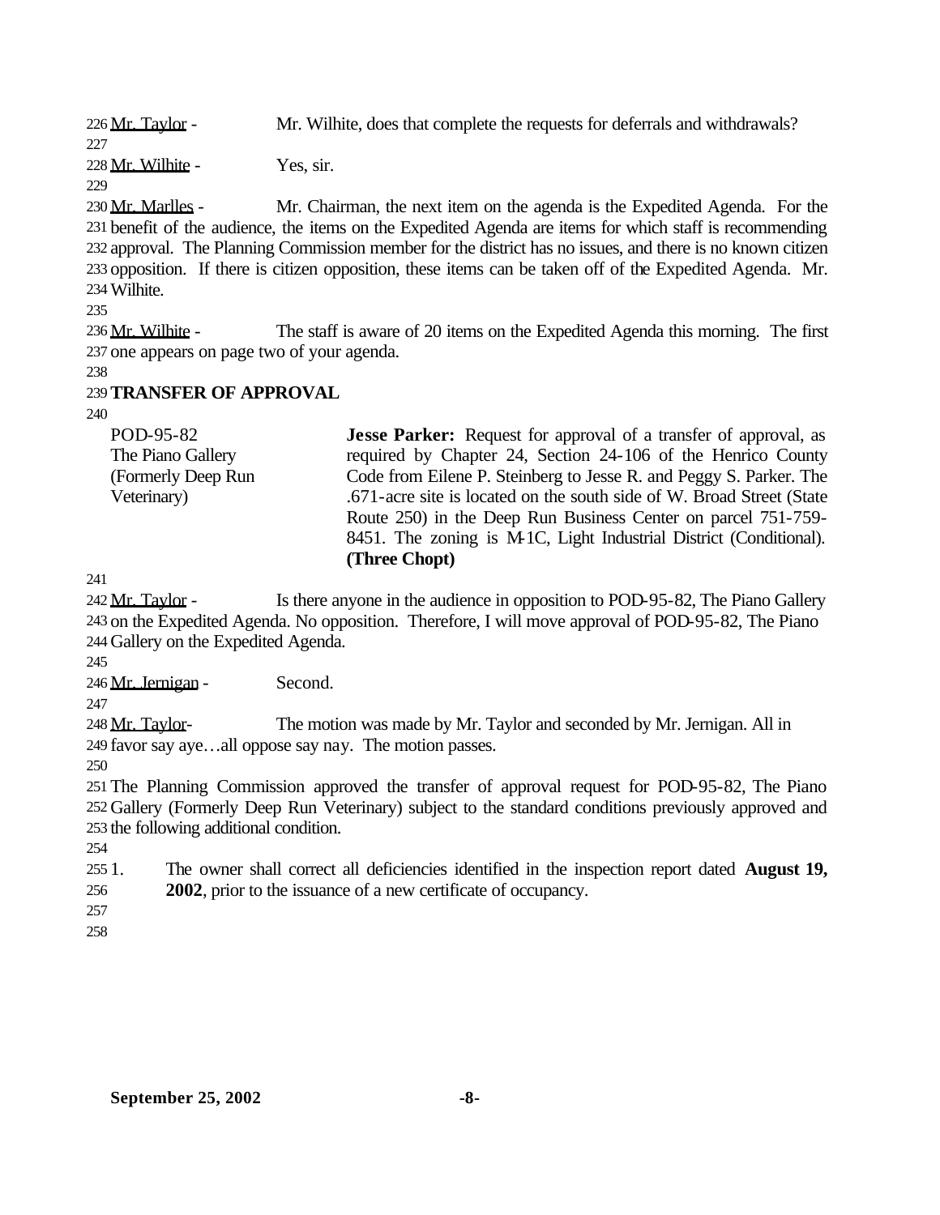Mr. Taylor - Mr. Wilhite, does that complete the requests for deferrals and withdrawals?

Mr. Wilhite - Yes, sir.

Mr. Marlles - Mr. Chairman, the next item on the agenda is the Expedited Agenda. For the benefit of the audience, the items on the Expedited Agenda are items for which staff is recommending approval. The Planning Commission member for the district has no issues, and there is no known citizen opposition. If there is citizen opposition, these items can be taken off of the Expedited Agenda. Mr. Wilhite.

Mr. Wilhite - The staff is aware of 20 items on the Expedited Agenda this morning. The first one appears on page two of your agenda.

**TRANSFER OF APPROVAL**

POD-95-82
The Piano Gallery
(Formerly Deep Run Veterinary)

**Jesse Parker:** Request for approval of a transfer of approval, as required by Chapter 24, Section 24-106 of the Henrico County Code from Eilene P. Steinberg to Jesse R. and Peggy S. Parker. The .671-acre site is located on the south side of W. Broad Street (State Route 250) in the Deep Run Business Center on parcel 751-759-8451. The zoning is M-1C, Light Industrial District (Conditional). **(Three Chopt)**

Mr. Taylor - Is there anyone in the audience in opposition to POD-95-82, The Piano Gallery on the Expedited Agenda. No opposition. Therefore, I will move approval of POD-95-82, The Piano Gallery on the Expedited Agenda.

Mr. Jernigan - Second.

Mr. Taylor- The motion was made by Mr. Taylor and seconded by Mr. Jernigan. All in favor say aye…all oppose say nay. The motion passes.

The Planning Commission approved the transfer of approval request for POD-95-82, The Piano Gallery (Formerly Deep Run Veterinary) subject to the standard conditions previously approved and the following additional condition.

1. The owner shall correct all deficiencies identified in the inspection report dated **August 19, 2002**, prior to the issuance of a new certificate of occupancy.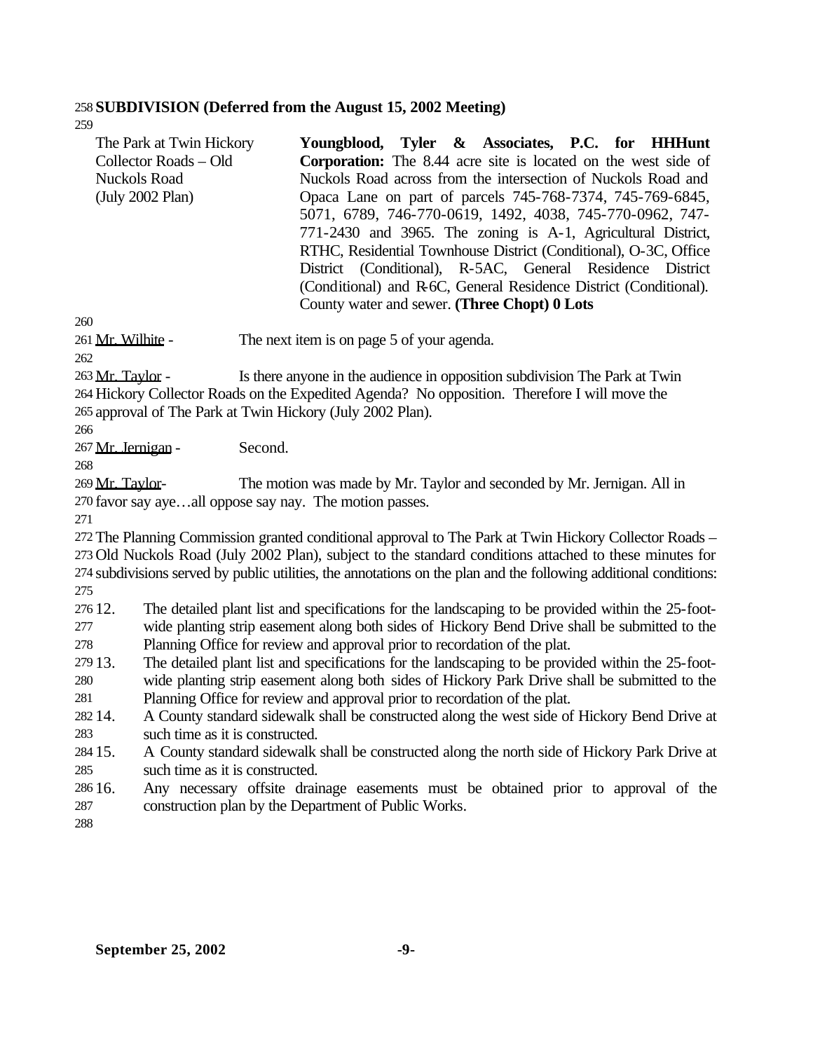**SUBDIVISION (Deferred from the August 15, 2002 Meeting)**

| | |
|---|---|
| The Park at Twin Hickory Collector Roads – Old Nuckols Road (July 2002 Plan) | **Youngblood, Tyler & Associates, P.C. for HHHunt Corporation:** The 8.44 acre site is located on the west side of Nuckols Road across from the intersection of Nuckols Road and Opaca Lane on part of parcels 745-768-7374, 745-769-6845, 5071, 6789, 746-770-0619, 1492, 4038, 745-770-0962, 747-771-2430 and 3965. The zoning is A-1, Agricultural District, RTHC, Residential Townhouse District (Conditional), O-3C, Office District (Conditional), R-5AC, General Residence District (Conditional) and R-6C, General Residence District (Conditional). County water and sewer. **(Three Chopt) 0 Lots** |

Mr. Wilhite - The next item is on page 5 of your agenda.

Mr. Taylor - Is there anyone in the audience in opposition subdivision The Park at Twin Hickory Collector Roads on the Expedited Agenda? No opposition. Therefore I will move the approval of The Park at Twin Hickory (July 2002 Plan).

Mr. Jernigan - Second.

Mr. Taylor- The motion was made by Mr. Taylor and seconded by Mr. Jernigan. All in favor say aye…all oppose say nay. The motion passes.

The Planning Commission granted conditional approval to The Park at Twin Hickory Collector Roads – Old Nuckols Road (July 2002 Plan), subject to the standard conditions attached to these minutes for subdivisions served by public utilities, the annotations on the plan and the following additional conditions:

12. The detailed plant list and specifications for the landscaping to be provided within the 25-foot-wide planting strip easement along both sides of Hickory Bend Drive shall be submitted to the Planning Office for review and approval prior to recordation of the plat.
13. The detailed plant list and specifications for the landscaping to be provided within the 25-foot-wide planting strip easement along both sides of Hickory Park Drive shall be submitted to the Planning Office for review and approval prior to recordation of the plat.
14. A County standard sidewalk shall be constructed along the west side of Hickory Bend Drive at such time as it is constructed.
15. A County standard sidewalk shall be constructed along the north side of Hickory Park Drive at such time as it is constructed.
16. Any necessary offsite drainage easements must be obtained prior to approval of the construction plan by the Department of Public Works.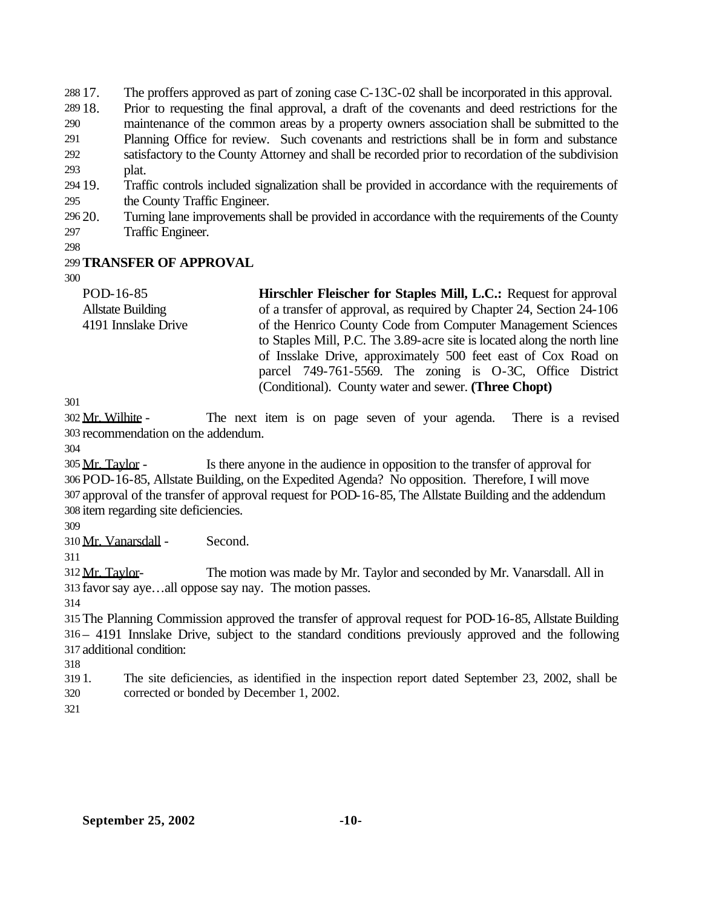17. The proffers approved as part of zoning case C-13C-02 shall be incorporated in this approval.
18. Prior to requesting the final approval, a draft of the covenants and deed restrictions for the maintenance of the common areas by a property owners association shall be submitted to the Planning Office for review. Such covenants and restrictions shall be in form and substance satisfactory to the County Attorney and shall be recorded prior to recordation of the subdivision plat.
19. Traffic controls included signalization shall be provided in accordance with the requirements of the County Traffic Engineer.
20. Turning lane improvements shall be provided in accordance with the requirements of the County Traffic Engineer.

**TRANSFER OF APPROVAL**

POD-16-85
Allstate Building
4191 Innslake Drive

**Hirschler Fleischer for Staples Mill, L.C.:** Request for approval of a transfer of approval, as required by Chapter 24, Section 24-106 of the Henrico County Code from Computer Management Sciences to Staples Mill, P.C. The 3.89-acre site is located along the north line of Insslake Drive, approximately 500 feet east of Cox Road on parcel 749-761-5569. The zoning is O-3C, Office District (Conditional). County water and sewer. **(Three Chopt)**

Mr. Wilhite - The next item is on page seven of your agenda. There is a revised recommendation on the addendum.

Mr. Taylor - Is there anyone in the audience in opposition to the transfer of approval for POD-16-85, Allstate Building, on the Expedited Agenda? No opposition. Therefore, I will move approval of the transfer of approval request for POD-16-85, The Allstate Building and the addendum item regarding site deficiencies.

Mr. Vanarsdall - Second.

Mr. Taylor- The motion was made by Mr. Taylor and seconded by Mr. Vanarsdall. All in favor say aye…all oppose say nay. The motion passes.

The Planning Commission approved the transfer of approval request for POD-16-85, Allstate Building – 4191 Innslake Drive, subject to the standard conditions previously approved and the following additional condition:

1. The site deficiencies, as identified in the inspection report dated September 23, 2002, shall be corrected or bonded by December 1, 2002.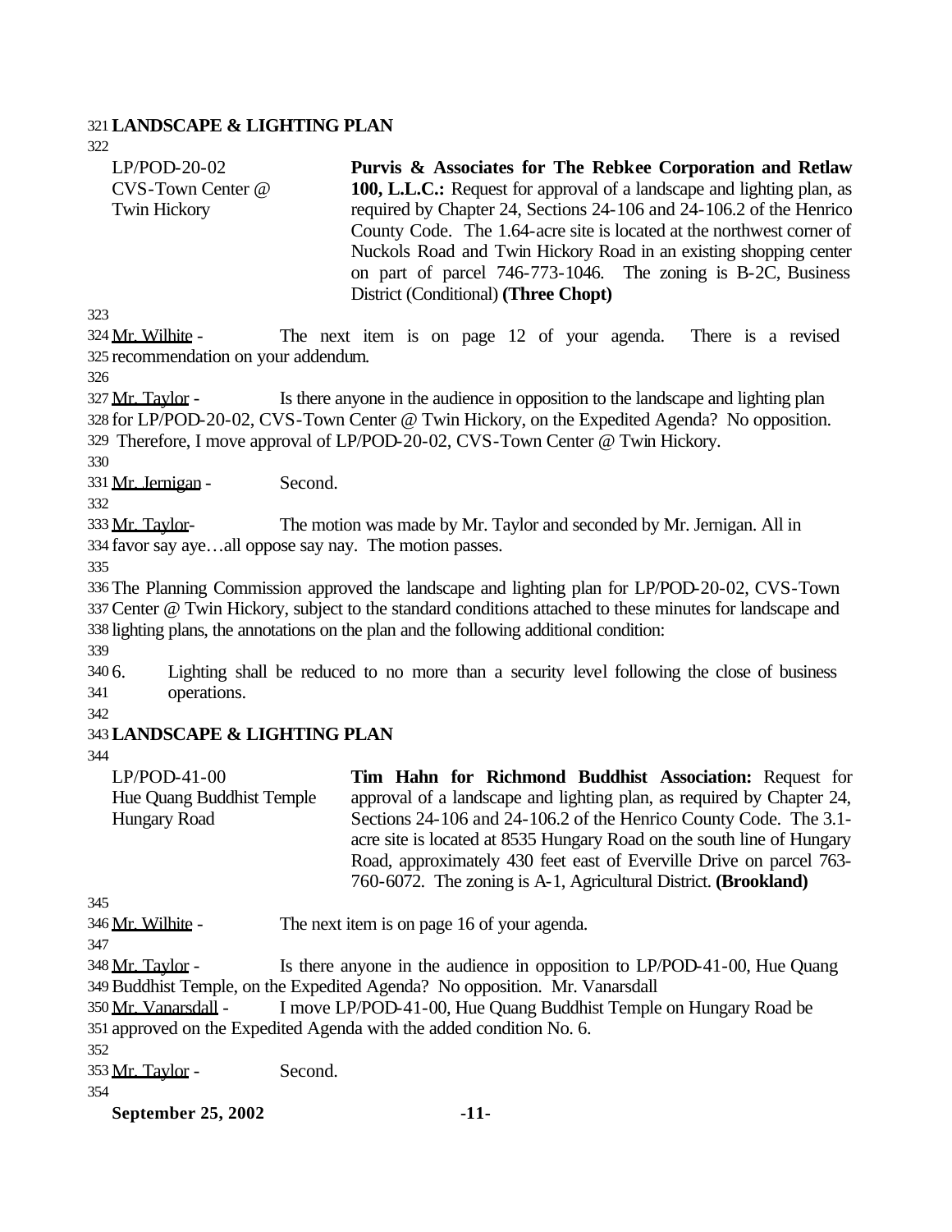**LANDSCAPE & LIGHTING PLAN**

| | |
|---|---|
| LP/POD-20-02<br>CVS-Town Center @ Twin Hickory | **Purvis & Associates for The Rebkee Corporation and Retlaw 100, L.L.C.:** Request for approval of a landscape and lighting plan, as required by Chapter 24, Sections 24-106 and 24-106.2 of the Henrico County Code. The 1.64-acre site is located at the northwest corner of Nuckols Road and Twin Hickory Road in an existing shopping center on part of parcel 746-773-1046. The zoning is B-2C, Business District (Conditional) **(Three Chopt)** |

Mr. Wilhite - The next item is on page 12 of your agenda. There is a revised recommendation on your addendum.

Mr. Taylor - Is there anyone in the audience in opposition to the landscape and lighting plan for LP/POD-20-02, CVS-Town Center @ Twin Hickory, on the Expedited Agenda? No opposition. Therefore, I move approval of LP/POD-20-02, CVS-Town Center @ Twin Hickory.

Mr. Jernigan - Second.

Mr. Taylor- The motion was made by Mr. Taylor and seconded by Mr. Jernigan. All in favor say aye…all oppose say nay. The motion passes.

The Planning Commission approved the landscape and lighting plan for LP/POD-20-02, CVS-Town Center @ Twin Hickory, subject to the standard conditions attached to these minutes for landscape and lighting plans, the annotations on the plan and the following additional condition:

6. Lighting shall be reduced to no more than a security level following the close of business operations.

**LANDSCAPE & LIGHTING PLAN**

| | |
|---|---|
| LP/POD-41-00<br>Hue Quang Buddhist Temple<br>Hungary Road | **Tim Hahn for Richmond Buddhist Association:** Request for approval of a landscape and lighting plan, as required by Chapter 24, Sections 24-106 and 24-106.2 of the Henrico County Code. The 3.1-acre site is located at 8535 Hungary Road on the south line of Hungary Road, approximately 430 feet east of Everville Drive on parcel 763-760-6072. The zoning is A-1, Agricultural District. **(Brookland)** |

Mr. Wilhite - The next item is on page 16 of your agenda.

Mr. Taylor - Is there anyone in the audience in opposition to LP/POD-41-00, Hue Quang Buddhist Temple, on the Expedited Agenda? No opposition. Mr. Vanarsdall

Mr. Vanarsdall - I move LP/POD-41-00, Hue Quang Buddhist Temple on Hungary Road be approved on the Expedited Agenda with the added condition No. 6.

Mr. Taylor - Second.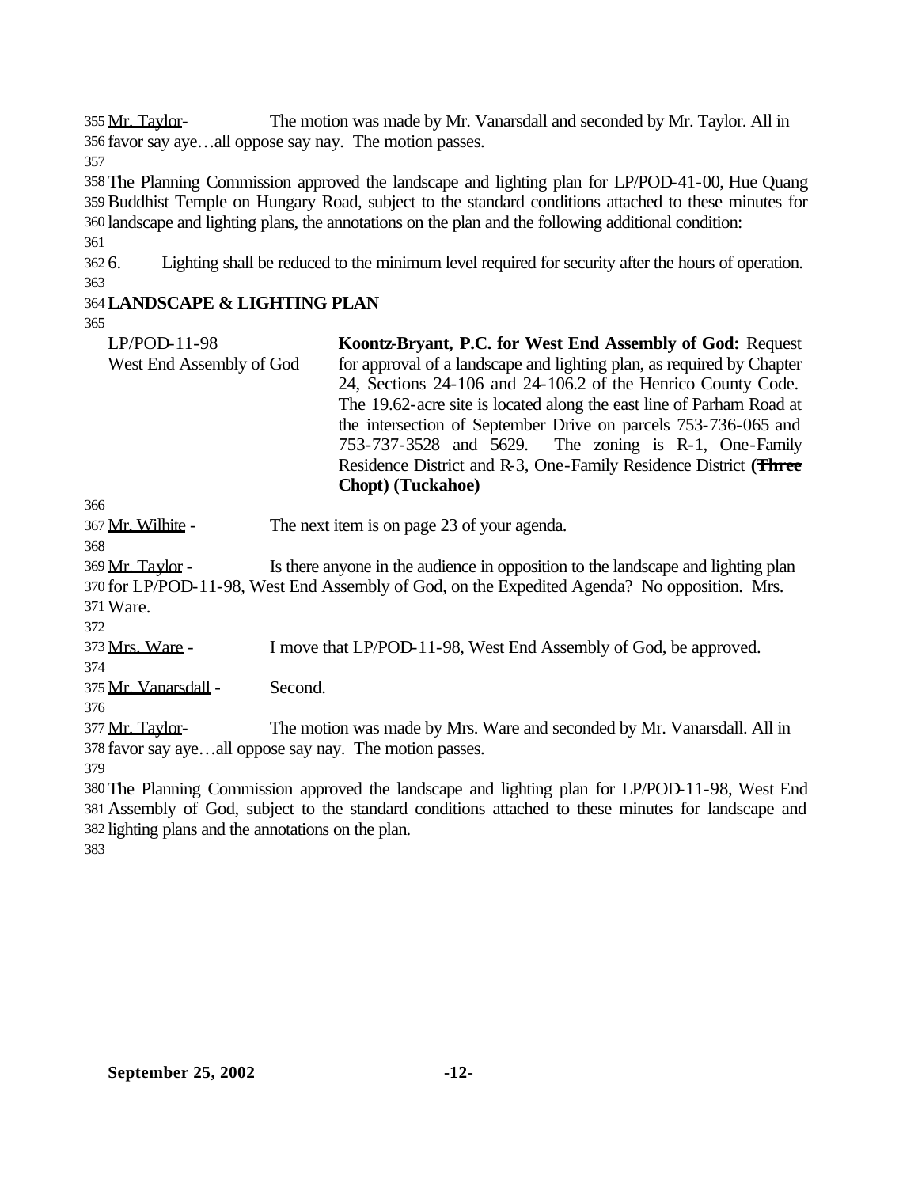Mr. Taylor - The motion was made by Mr. Vanarsdall and seconded by Mr. Taylor. All in favor say aye…all oppose say nay. The motion passes.

The Planning Commission approved the landscape and lighting plan for LP/POD-41-00, Hue Quang Buddhist Temple on Hungary Road, subject to the standard conditions attached to these minutes for landscape and lighting plans, the annotations on the plan and the following additional condition:

6. Lighting shall be reduced to the minimum level required for security after the hours of operation.

**LANDSCAPE & LIGHTING PLAN**

| | |
|---|---|
| LP/POD-11-98<br>West End Assembly of God | **Koontz-Bryant, P.C. for West End Assembly of God:** Request for approval of a landscape and lighting plan, as required by Chapter 24, Sections 24-106 and 24-106.2 of the Henrico County Code. The 19.62-acre site is located along the east line of Parham Road at the intersection of September Drive on parcels 753-736-065 and 753-737-3528 and 5629. The zoning is R-1, One-Family Residence District and R-3, One-Family Residence District **(~~Three Chopt~~) (Tuckahoe)** |

Mr. Wilhite - The next item is on page 23 of your agenda.

Mr. Taylor - Is there anyone in the audience in opposition to the landscape and lighting plan for LP/POD-11-98, West End Assembly of God, on the Expedited Agenda? No opposition. Mrs. Ware.

Mrs. Ware - I move that LP/POD-11-98, West End Assembly of God, be approved.

Mr. Vanarsdall - Second.

Mr. Taylor - The motion was made by Mrs. Ware and seconded by Mr. Vanarsdall. All in favor say aye…all oppose say nay. The motion passes.

The Planning Commission approved the landscape and lighting plan for LP/POD-11-98, West End Assembly of God, subject to the standard conditions attached to these minutes for landscape and lighting plans and the annotations on the plan.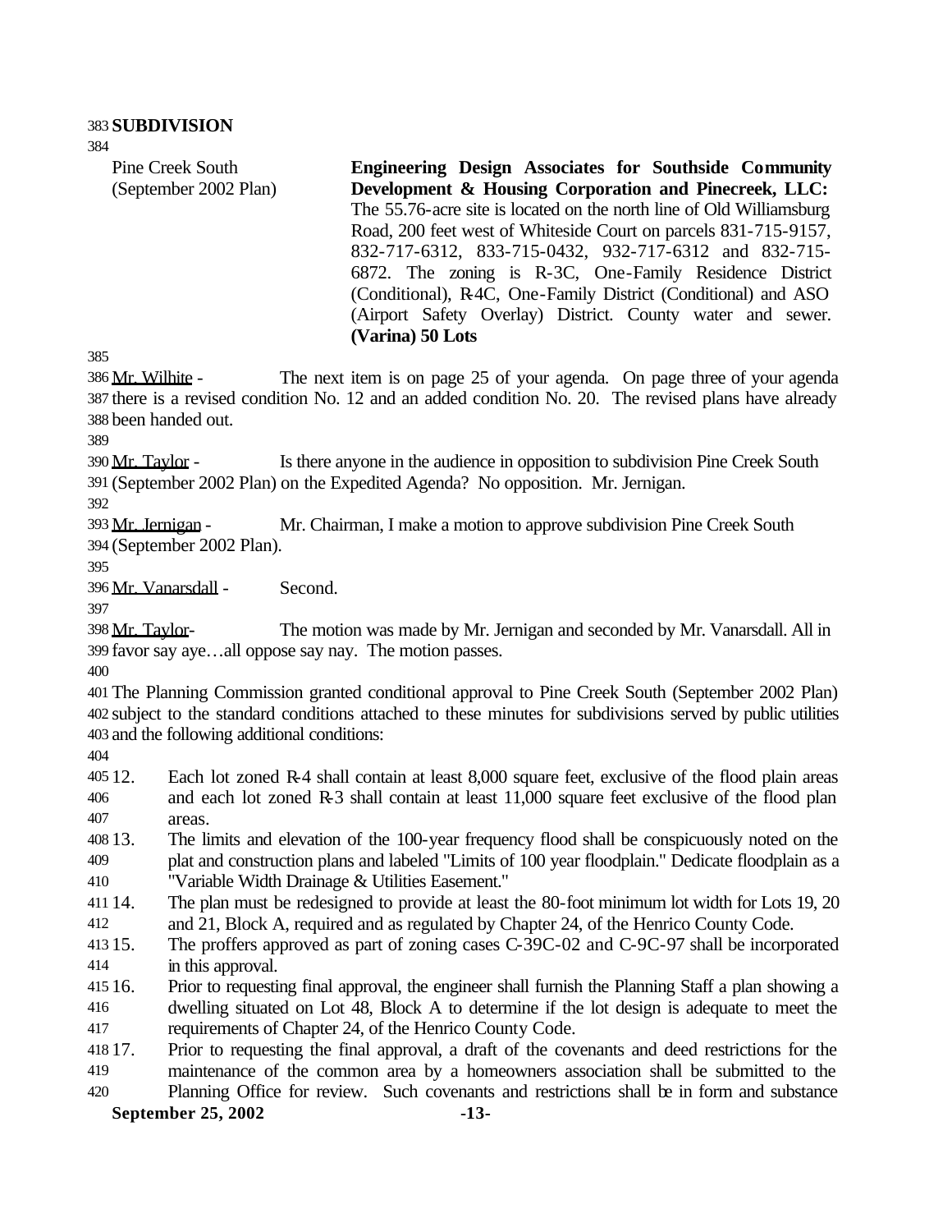**SUBDIVISION**

| Pine Creek South (September 2002 Plan) | **Engineering Design Associates for Southside Community Development & Housing Corporation and Pinecreek, LLC:** The 55.76-acre site is located on the north line of Old Williamsburg Road, 200 feet west of Whiteside Court on parcels 831-715-9157, 832-717-6312, 833-715-0432, 932-717-6312 and 832-715-6872. The zoning is R-3C, One-Family Residence District (Conditional), R-4C, One-Family District (Conditional) and ASO (Airport Safety Overlay) District. County water and sewer. **(Varina) 50 Lots** |
|---|---|

Mr. Wilhite - The next item is on page 25 of your agenda. On page three of your agenda there is a revised condition No. 12 and an added condition No. 20. The revised plans have already been handed out.

Mr. Taylor - Is there anyone in the audience in opposition to subdivision Pine Creek South (September 2002 Plan) on the Expedited Agenda? No opposition. Mr. Jernigan.

Mr. Jernigan - Mr. Chairman, I make a motion to approve subdivision Pine Creek South (September 2002 Plan).

Mr. Vanarsdall - Second.

Mr. Taylor- The motion was made by Mr. Jernigan and seconded by Mr. Vanarsdall. All in favor say aye…all oppose say nay. The motion passes.

The Planning Commission granted conditional approval to Pine Creek South (September 2002 Plan) subject to the standard conditions attached to these minutes for subdivisions served by public utilities and the following additional conditions:

12. Each lot zoned R-4 shall contain at least 8,000 square feet, exclusive of the flood plain areas and each lot zoned R-3 shall contain at least 11,000 square feet exclusive of the flood plan areas.
13. The limits and elevation of the 100-year frequency flood shall be conspicuously noted on the plat and construction plans and labeled "Limits of 100 year floodplain." Dedicate floodplain as a "Variable Width Drainage & Utilities Easement."
14. The plan must be redesigned to provide at least the 80-foot minimum lot width for Lots 19, 20 and 21, Block A, required and as regulated by Chapter 24, of the Henrico County Code.
15. The proffers approved as part of zoning cases C-39C-02 and C-9C-97 shall be incorporated in this approval.
16. Prior to requesting final approval, the engineer shall furnish the Planning Staff a plan showing a dwelling situated on Lot 48, Block A to determine if the lot design is adequate to meet the requirements of Chapter 24, of the Henrico County Code.
17. Prior to requesting the final approval, a draft of the covenants and deed restrictions for the maintenance of the common area by a homeowners association shall be submitted to the Planning Office for review. Such covenants and restrictions shall be in form and substance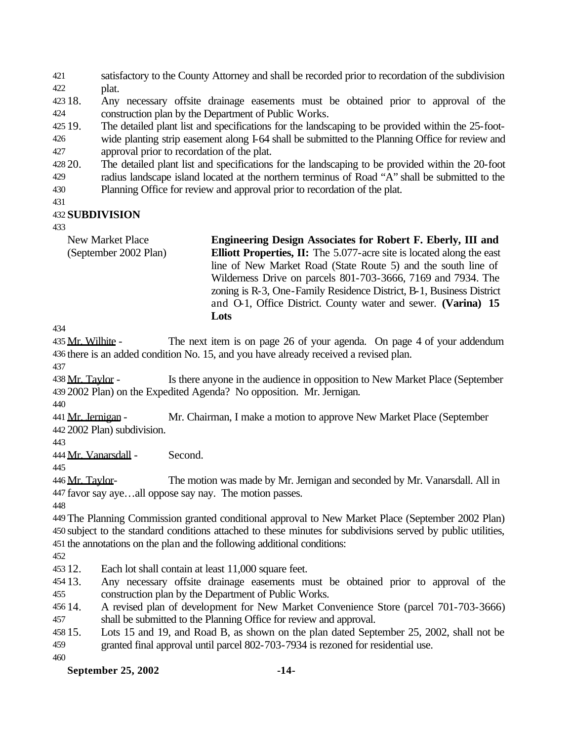satisfactory to the County Attorney and shall be recorded prior to recordation of the subdivision plat.

18. Any necessary offsite drainage easements must be obtained prior to approval of the construction plan by the Department of Public Works.
19. The detailed plant list and specifications for the landscaping to be provided within the 25-foot-wide planting strip easement along I-64 shall be submitted to the Planning Office for review and approval prior to recordation of the plat.
20. The detailed plant list and specifications for the landscaping to be provided within the 20-foot radius landscape island located at the northern terminus of Road "A" shall be submitted to the Planning Office for review and approval prior to recordation of the plat.

**SUBDIVISION**

New Market Place (September 2002 Plan)

**Engineering Design Associates for Robert F. Eberly, III and Elliott Properties, II:** The 5.077-acre site is located along the east line of New Market Road (State Route 5) and the south line of Wilderness Drive on parcels 801-703-3666, 7169 and 7934. The zoning is R-3, One-Family Residence District, B-1, Business District and O-1, Office District. County water and sewer. **(Varina) 15 Lots**

Mr. Wilhite - The next item is on page 26 of your agenda. On page 4 of your addendum there is an added condition No. 15, and you have already received a revised plan.

Mr. Taylor - Is there anyone in the audience in opposition to New Market Place (September 2002 Plan) on the Expedited Agenda? No opposition. Mr. Jernigan.

Mr. Jernigan - Mr. Chairman, I make a motion to approve New Market Place (September 2002 Plan) subdivision.

Mr. Vanarsdall - Second.

Mr. Taylor- The motion was made by Mr. Jernigan and seconded by Mr. Vanarsdall. All in favor say aye…all oppose say nay. The motion passes.

The Planning Commission granted conditional approval to New Market Place (September 2002 Plan) subject to the standard conditions attached to these minutes for subdivisions served by public utilities, the annotations on the plan and the following additional conditions:

12. Each lot shall contain at least 11,000 square feet.
13. Any necessary offsite drainage easements must be obtained prior to approval of the construction plan by the Department of Public Works.
14. A revised plan of development for New Market Convenience Store (parcel 701-703-3666) shall be submitted to the Planning Office for review and approval.
15. Lots 15 and 19, and Road B, as shown on the plan dated September 25, 2002, shall not be granted final approval until parcel 802-703-7934 is rezoned for residential use.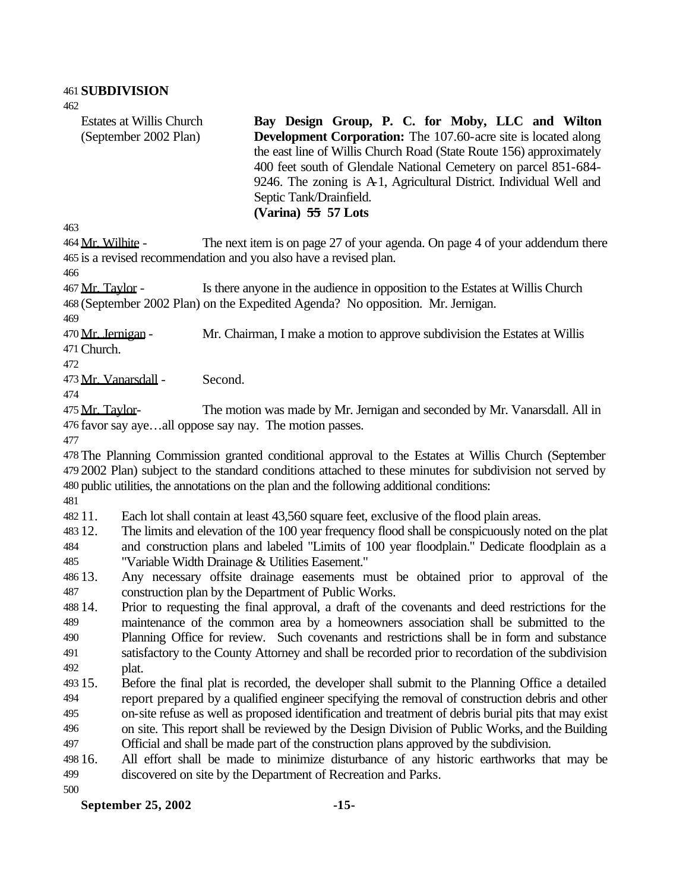**SUBDIVISION**

| | |
|---|---|
| Estates at Willis Church (September 2002 Plan) | **Bay Design Group, P. C. for Moby, LLC and Wilton Development Corporation:** The 107.60-acre site is located along the east line of Willis Church Road (State Route 156) approximately 400 feet south of Glendale National Cemetery on parcel 851-684-9246. The zoning is A-1, Agricultural District. Individual Well and Septic Tank/Drainfield. **(Varina) ~~55~~ 57 Lots** |

Mr. Wilhite - The next item is on page 27 of your agenda. On page 4 of your addendum there is a revised recommendation and you also have a revised plan.

Mr. Taylor - Is there anyone in the audience in opposition to the Estates at Willis Church (September 2002 Plan) on the Expedited Agenda? No opposition. Mr. Jernigan.

Mr. Jernigan - Mr. Chairman, I make a motion to approve subdivision the Estates at Willis Church.

Mr. Vanarsdall - Second.

Mr. Taylor- The motion was made by Mr. Jernigan and seconded by Mr. Vanarsdall. All in favor say aye…all oppose say nay. The motion passes.

The Planning Commission granted conditional approval to the Estates at Willis Church (September 2002 Plan) subject to the standard conditions attached to these minutes for subdivision not served by public utilities, the annotations on the plan and the following additional conditions:

11. Each lot shall contain at least 43,560 square feet, exclusive of the flood plain areas.
12. The limits and elevation of the 100 year frequency flood shall be conspicuously noted on the plat and construction plans and labeled "Limits of 100 year floodplain." Dedicate floodplain as a "Variable Width Drainage & Utilities Easement."
13. Any necessary offsite drainage easements must be obtained prior to approval of the construction plan by the Department of Public Works.
14. Prior to requesting the final approval, a draft of the covenants and deed restrictions for the maintenance of the common area by a homeowners association shall be submitted to the Planning Office for review. Such covenants and restrictions shall be in form and substance satisfactory to the County Attorney and shall be recorded prior to recordation of the subdivision plat.
15. Before the final plat is recorded, the developer shall submit to the Planning Office a detailed report prepared by a qualified engineer specifying the removal of construction debris and other on-site refuse as well as proposed identification and treatment of debris burial pits that may exist on site. This report shall be reviewed by the Design Division of Public Works, and the Building Official and shall be made part of the construction plans approved by the subdivision.
16. All effort shall be made to minimize disturbance of any historic earthworks that may be discovered on site by the Department of Recreation and Parks.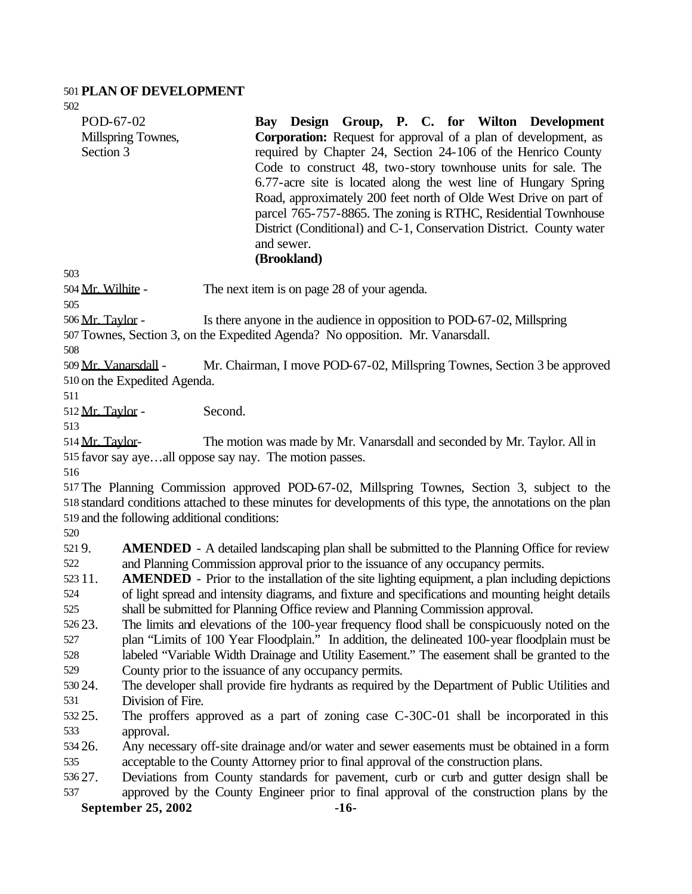**PLAN OF DEVELOPMENT**

POD-67-02
Millspring Townes, Section 3

**Bay Design Group, P. C. for Wilton Development Corporation:** Request for approval of a plan of development, as required by Chapter 24, Section 24-106 of the Henrico County Code to construct 48, two-story townhouse units for sale. The 6.77-acre site is located along the west line of Hungary Spring Road, approximately 200 feet north of Olde West Drive on part of parcel 765-757-8865. The zoning is RTHC, Residential Townhouse District (Conditional) and C-1, Conservation District. County water and sewer.
**(Brookland)**

Mr. Wilhite - The next item is on page 28 of your agenda.

Mr. Taylor - Is there anyone in the audience in opposition to POD-67-02, Millspring Townes, Section 3, on the Expedited Agenda? No opposition. Mr. Vanarsdall.

Mr. Vanarsdall - Mr. Chairman, I move POD-67-02, Millspring Townes, Section 3 be approved on the Expedited Agenda.

Mr. Taylor - Second.

Mr. Taylor- The motion was made by Mr. Vanarsdall and seconded by Mr. Taylor. All in favor say aye…all oppose say nay. The motion passes.

The Planning Commission approved POD-67-02, Millspring Townes, Section 3, subject to the standard conditions attached to these minutes for developments of this type, the annotations on the plan and the following additional conditions:

9. **AMENDED** - A detailed landscaping plan shall be submitted to the Planning Office for review and Planning Commission approval prior to the issuance of any occupancy permits.
11. **AMENDED** - Prior to the installation of the site lighting equipment, a plan including depictions of light spread and intensity diagrams, and fixture and specifications and mounting height details shall be submitted for Planning Office review and Planning Commission approval.
23. The limits and elevations of the 100-year frequency flood shall be conspicuously noted on the plan "Limits of 100 Year Floodplain." In addition, the delineated 100-year floodplain must be labeled "Variable Width Drainage and Utility Easement." The easement shall be granted to the County prior to the issuance of any occupancy permits.
24. The developer shall provide fire hydrants as required by the Department of Public Utilities and Division of Fire.
25. The proffers approved as a part of zoning case C-30C-01 shall be incorporated in this approval.
26. Any necessary off-site drainage and/or water and sewer easements must be obtained in a form acceptable to the County Attorney prior to final approval of the construction plans.
27. Deviations from County standards for pavement, curb or curb and gutter design shall be approved by the County Engineer prior to final approval of the construction plans by the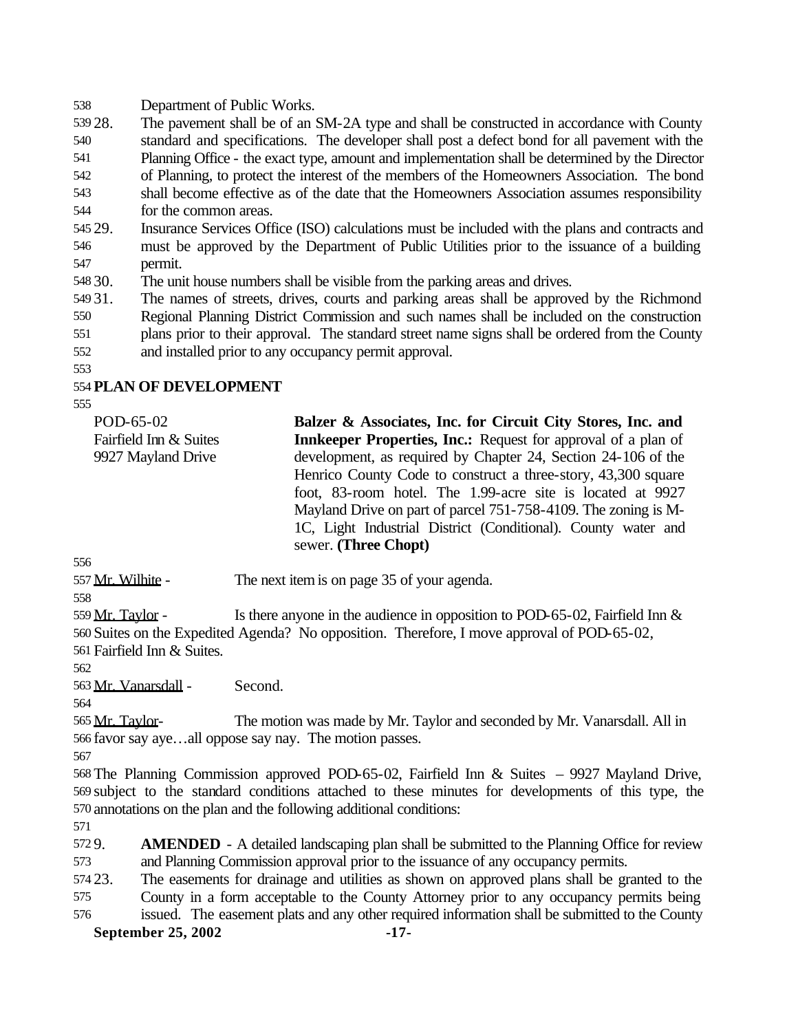Department of Public Works.

28. The pavement shall be of an SM-2A type and shall be constructed in accordance with County standard and specifications. The developer shall post a defect bond for all pavement with the Planning Office - the exact type, amount and implementation shall be determined by the Director of Planning, to protect the interest of the members of the Homeowners Association. The bond shall become effective as of the date that the Homeowners Association assumes responsibility for the common areas.
29. Insurance Services Office (ISO) calculations must be included with the plans and contracts and must be approved by the Department of Public Utilities prior to the issuance of a building permit.
30. The unit house numbers shall be visible from the parking areas and drives.
31. The names of streets, drives, courts and parking areas shall be approved by the Richmond Regional Planning District Commission and such names shall be included on the construction plans prior to their approval. The standard street name signs shall be ordered from the County and installed prior to any occupancy permit approval.

**PLAN OF DEVELOPMENT**

POD-65-02
Fairfield Inn & Suites
9927 Mayland Drive

**Balzer & Associates, Inc. for Circuit City Stores, Inc. and Innkeeper Properties, Inc.:** Request for approval of a plan of development, as required by Chapter 24, Section 24-106 of the Henrico County Code to construct a three-story, 43,300 square foot, 83-room hotel. The 1.99-acre site is located at 9927 Mayland Drive on part of parcel 751-758-4109. The zoning is M-1C, Light Industrial District (Conditional). County water and sewer. **(Three Chopt)**

Mr. Wilhite - The next item is on page 35 of your agenda.

Mr. Taylor - Is there anyone in the audience in opposition to POD-65-02, Fairfield Inn & Suites on the Expedited Agenda? No opposition. Therefore, I move approval of POD-65-02, Fairfield Inn & Suites.

Mr. Vanarsdall - Second.

Mr. Taylor- The motion was made by Mr. Taylor and seconded by Mr. Vanarsdall. All in favor say aye…all oppose say nay. The motion passes.

The Planning Commission approved POD-65-02, Fairfield Inn & Suites – 9927 Mayland Drive, subject to the standard conditions attached to these minutes for developments of this type, the annotations on the plan and the following additional conditions:

9. **AMENDED** - A detailed landscaping plan shall be submitted to the Planning Office for review and Planning Commission approval prior to the issuance of any occupancy permits.
23. The easements for drainage and utilities as shown on approved plans shall be granted to the County in a form acceptable to the County Attorney prior to any occupancy permits being issued. The easement plats and any other required information shall be submitted to the County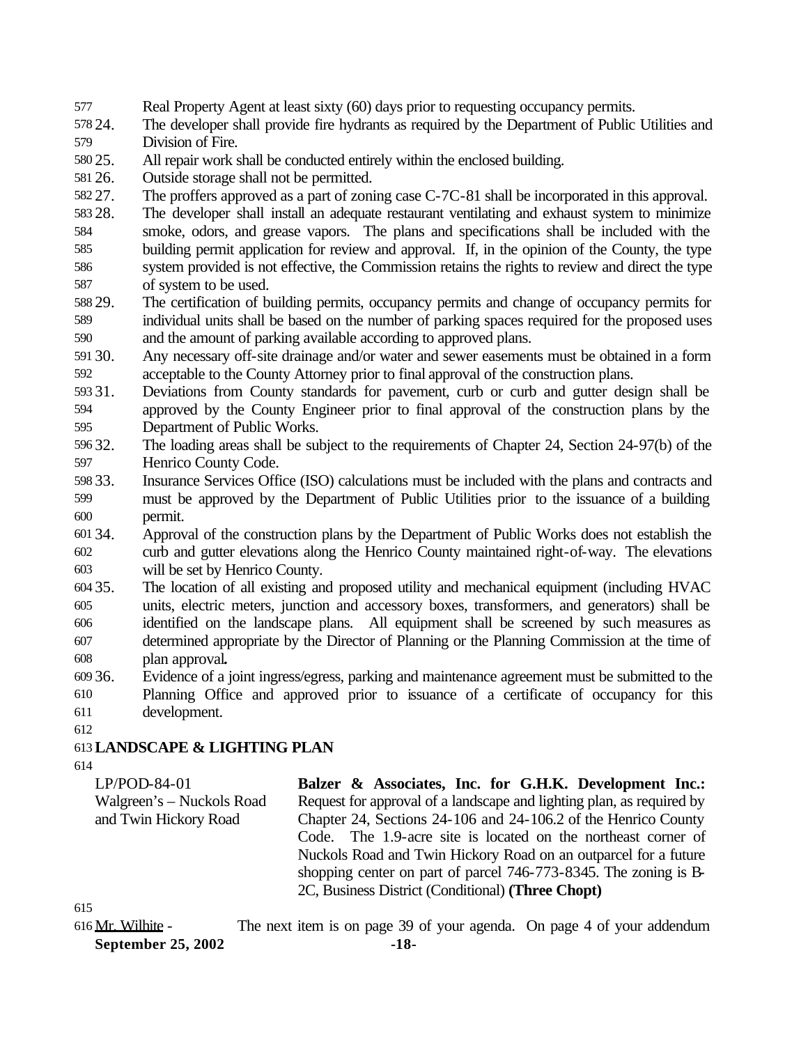Real Property Agent at least sixty (60) days prior to requesting occupancy permits.

24. The developer shall provide fire hydrants as required by the Department of Public Utilities and Division of Fire.
25. All repair work shall be conducted entirely within the enclosed building.
26. Outside storage shall not be permitted.
27. The proffers approved as a part of zoning case C-7C-81 shall be incorporated in this approval.
28. The developer shall install an adequate restaurant ventilating and exhaust system to minimize smoke, odors, and grease vapors. The plans and specifications shall be included with the building permit application for review and approval. If, in the opinion of the County, the type system provided is not effective, the Commission retains the rights to review and direct the type of system to be used.
29. The certification of building permits, occupancy permits and change of occupancy permits for individual units shall be based on the number of parking spaces required for the proposed uses and the amount of parking available according to approved plans.
30. Any necessary off-site drainage and/or water and sewer easements must be obtained in a form acceptable to the County Attorney prior to final approval of the construction plans.
31. Deviations from County standards for pavement, curb or curb and gutter design shall be approved by the County Engineer prior to final approval of the construction plans by the Department of Public Works.
32. The loading areas shall be subject to the requirements of Chapter 24, Section 24-97(b) of the Henrico County Code.
33. Insurance Services Office (ISO) calculations must be included with the plans and contracts and must be approved by the Department of Public Utilities prior to the issuance of a building permit.
34. Approval of the construction plans by the Department of Public Works does not establish the curb and gutter elevations along the Henrico County maintained right-of-way. The elevations will be set by Henrico County.
35. The location of all existing and proposed utility and mechanical equipment (including HVAC units, electric meters, junction and accessory boxes, transformers, and generators) shall be identified on the landscape plans. All equipment shall be screened by such measures as determined appropriate by the Director of Planning or the Planning Commission at the time of plan approval**.**
36. Evidence of a joint ingress/egress, parking and maintenance agreement must be submitted to the Planning Office and approved prior to issuance of a certificate of occupancy for this development.

**LANDSCAPE & LIGHTING PLAN**

LP/POD-84-01
Walgreen's – Nuckols Road and Twin Hickory Road

**Balzer & Associates, Inc. for G.H.K. Development Inc.:** Request for approval of a landscape and lighting plan, as required by Chapter 24, Sections 24-106 and 24-106.2 of the Henrico County Code. The 1.9-acre site is located on the northeast corner of Nuckols Road and Twin Hickory Road on an outparcel for a future shopping center on part of parcel 746-773-8345. The zoning is B-2C, Business District (Conditional) **(Three Chopt)**

Mr. Wilhite - The next item is on page 39 of your agenda. On page 4 of your addendum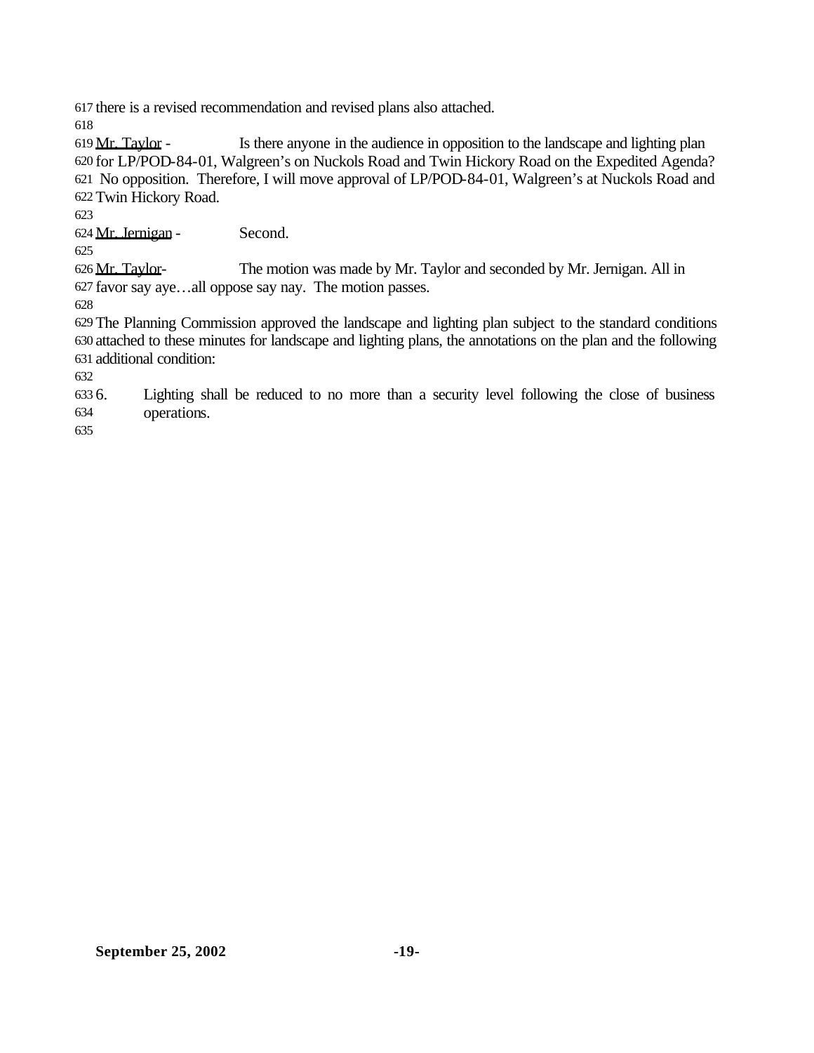there is a revised recommendation and revised plans also attached.

Mr. Taylor - Is there anyone in the audience in opposition to the landscape and lighting plan for LP/POD-84-01, Walgreen's on Nuckols Road and Twin Hickory Road on the Expedited Agenda? No opposition. Therefore, I will move approval of LP/POD-84-01, Walgreen's at Nuckols Road and Twin Hickory Road.

Mr. Jernigan - Second.

Mr. Taylor- The motion was made by Mr. Taylor and seconded by Mr. Jernigan. All in favor say aye…all oppose say nay. The motion passes.

The Planning Commission approved the landscape and lighting plan subject to the standard conditions attached to these minutes for landscape and lighting plans, the annotations on the plan and the following additional condition:

6. Lighting shall be reduced to no more than a security level following the close of business operations.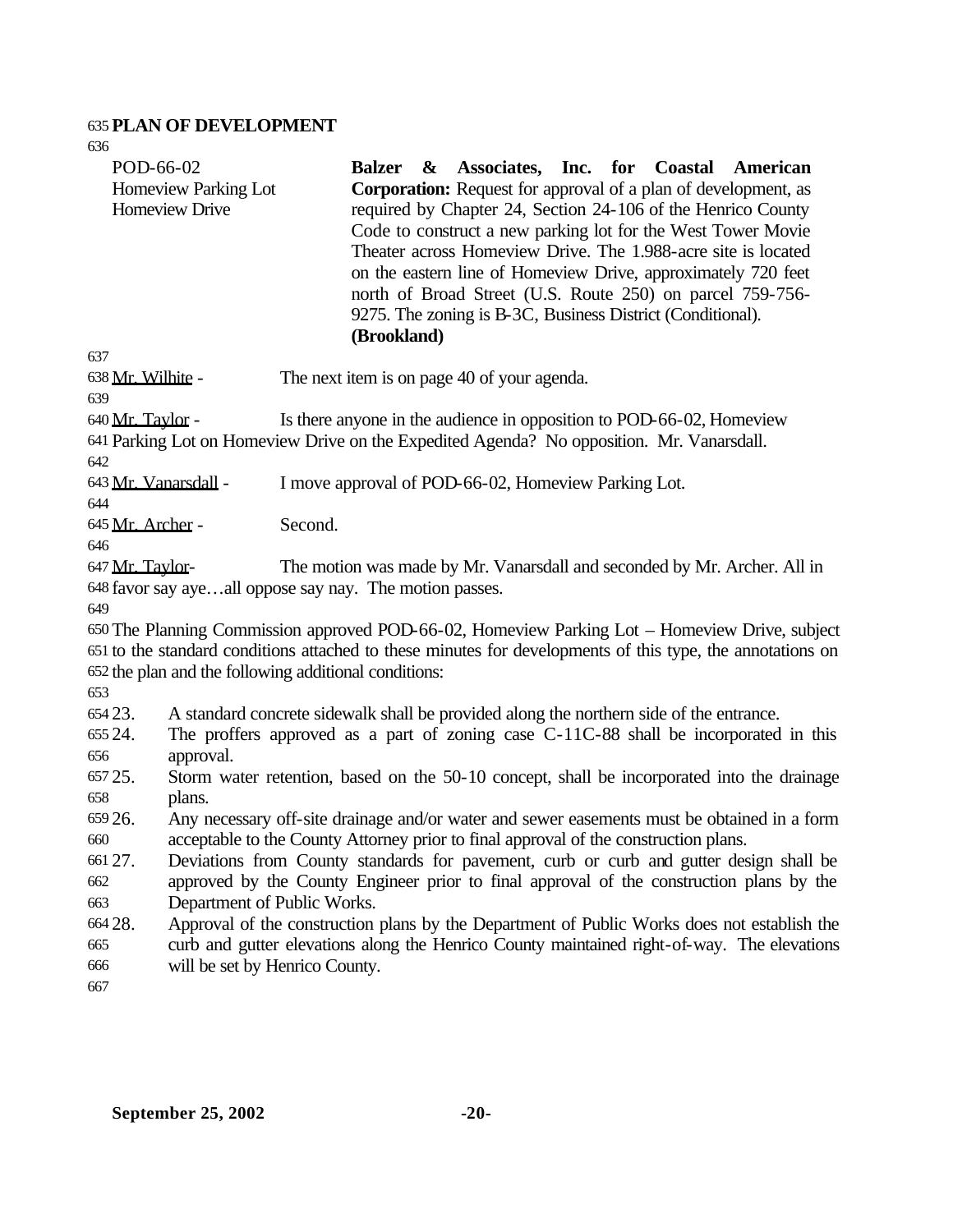## PLAN OF DEVELOPMENT

| | |
|---|---|
| POD-66-02<br>Homeview Parking Lot<br>Homeview Drive | **Balzer & Associates, Inc. for Coastal American Corporation:** Request for approval of a plan of development, as required by Chapter 24, Section 24-106 of the Henrico County Code to construct a new parking lot for the West Tower Movie Theater across Homeview Drive. The 1.988-acre site is located on the eastern line of Homeview Drive, approximately 720 feet north of Broad Street (U.S. Route 250) on parcel 759-756-9275. The zoning is B-3C, Business District (Conditional). **(Brookland)** |

Mr. Wilhite - The next item is on page 40 of your agenda.

Mr. Taylor - Is there anyone in the audience in opposition to POD-66-02, Homeview Parking Lot on Homeview Drive on the Expedited Agenda? No opposition. Mr. Vanarsdall.

Mr. Vanarsdall - I move approval of POD-66-02, Homeview Parking Lot.

Mr. Archer - Second.

Mr. Taylor- The motion was made by Mr. Vanarsdall and seconded by Mr. Archer. All in favor say aye…all oppose say nay. The motion passes.

The Planning Commission approved POD-66-02, Homeview Parking Lot – Homeview Drive, subject to the standard conditions attached to these minutes for developments of this type, the annotations on the plan and the following additional conditions:

23. A standard concrete sidewalk shall be provided along the northern side of the entrance.
24. The proffers approved as a part of zoning case C-11C-88 shall be incorporated in this approval.
25. Storm water retention, based on the 50-10 concept, shall be incorporated into the drainage plans.
26. Any necessary off-site drainage and/or water and sewer easements must be obtained in a form acceptable to the County Attorney prior to final approval of the construction plans.
27. Deviations from County standards for pavement, curb or curb and gutter design shall be approved by the County Engineer prior to final approval of the construction plans by the Department of Public Works.
28. Approval of the construction plans by the Department of Public Works does not establish the curb and gutter elevations along the Henrico County maintained right-of-way. The elevations will be set by Henrico County.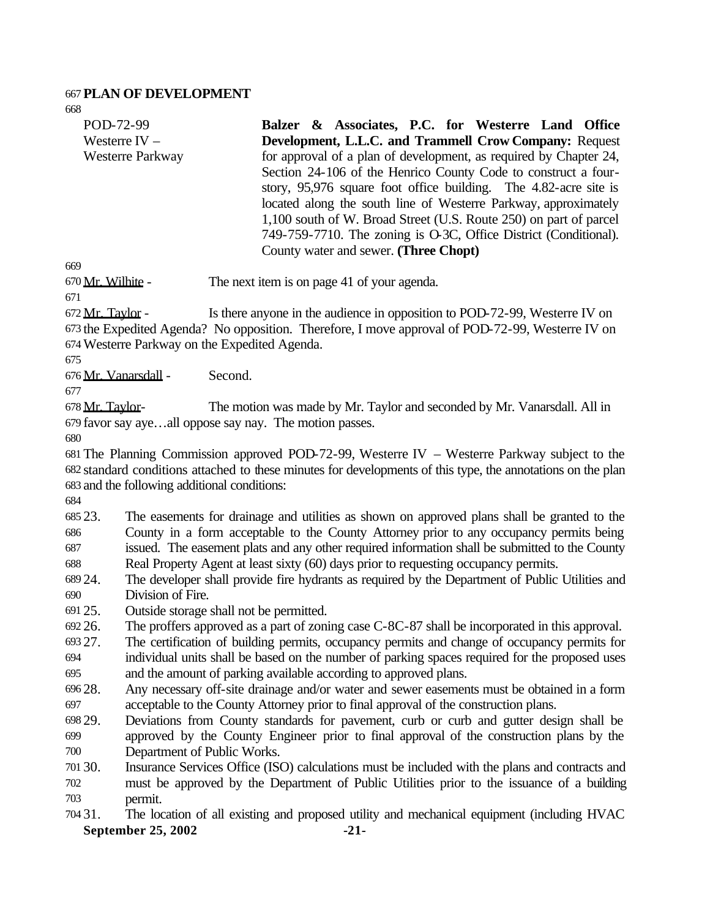**PLAN OF DEVELOPMENT**

| | |
|---|---|
| POD-72-99<br>Westerre IV –<br>Westerre Parkway | **Balzer & Associates, P.C. for Westerre Land Office Development, L.L.C. and Trammell Crow Company:** Request for approval of a plan of development, as required by Chapter 24, Section 24-106 of the Henrico County Code to construct a four-story, 95,976 square foot office building. The 4.82-acre site is located along the south line of Westerre Parkway, approximately 1,100 south of W. Broad Street (U.S. Route 250) on part of parcel 749-759-7710. The zoning is O-3C, Office District (Conditional). County water and sewer. **(Three Chopt)** |

Mr. Wilhite - The next item is on page 41 of your agenda.

Mr. Taylor - Is there anyone in the audience in opposition to POD-72-99, Westerre IV on the Expedited Agenda? No opposition. Therefore, I move approval of POD-72-99, Westerre IV on Westerre Parkway on the Expedited Agenda.

Mr. Vanarsdall - Second.

Mr. Taylor- The motion was made by Mr. Taylor and seconded by Mr. Vanarsdall. All in favor say aye…all oppose say nay. The motion passes.

The Planning Commission approved POD-72-99, Westerre IV – Westerre Parkway subject to the standard conditions attached to these minutes for developments of this type, the annotations on the plan and the following additional conditions:

23. The easements for drainage and utilities as shown on approved plans shall be granted to the County in a form acceptable to the County Attorney prior to any occupancy permits being issued. The easement plats and any other required information shall be submitted to the County Real Property Agent at least sixty (60) days prior to requesting occupancy permits.
24. The developer shall provide fire hydrants as required by the Department of Public Utilities and Division of Fire.
25. Outside storage shall not be permitted.
26. The proffers approved as a part of zoning case C-8C-87 shall be incorporated in this approval.
27. The certification of building permits, occupancy permits and change of occupancy permits for individual units shall be based on the number of parking spaces required for the proposed uses and the amount of parking available according to approved plans.
28. Any necessary off-site drainage and/or water and sewer easements must be obtained in a form acceptable to the County Attorney prior to final approval of the construction plans.
29. Deviations from County standards for pavement, curb or curb and gutter design shall be approved by the County Engineer prior to final approval of the construction plans by the Department of Public Works.
30. Insurance Services Office (ISO) calculations must be included with the plans and contracts and must be approved by the Department of Public Utilities prior to the issuance of a building permit.
31. The location of all existing and proposed utility and mechanical equipment (including HVAC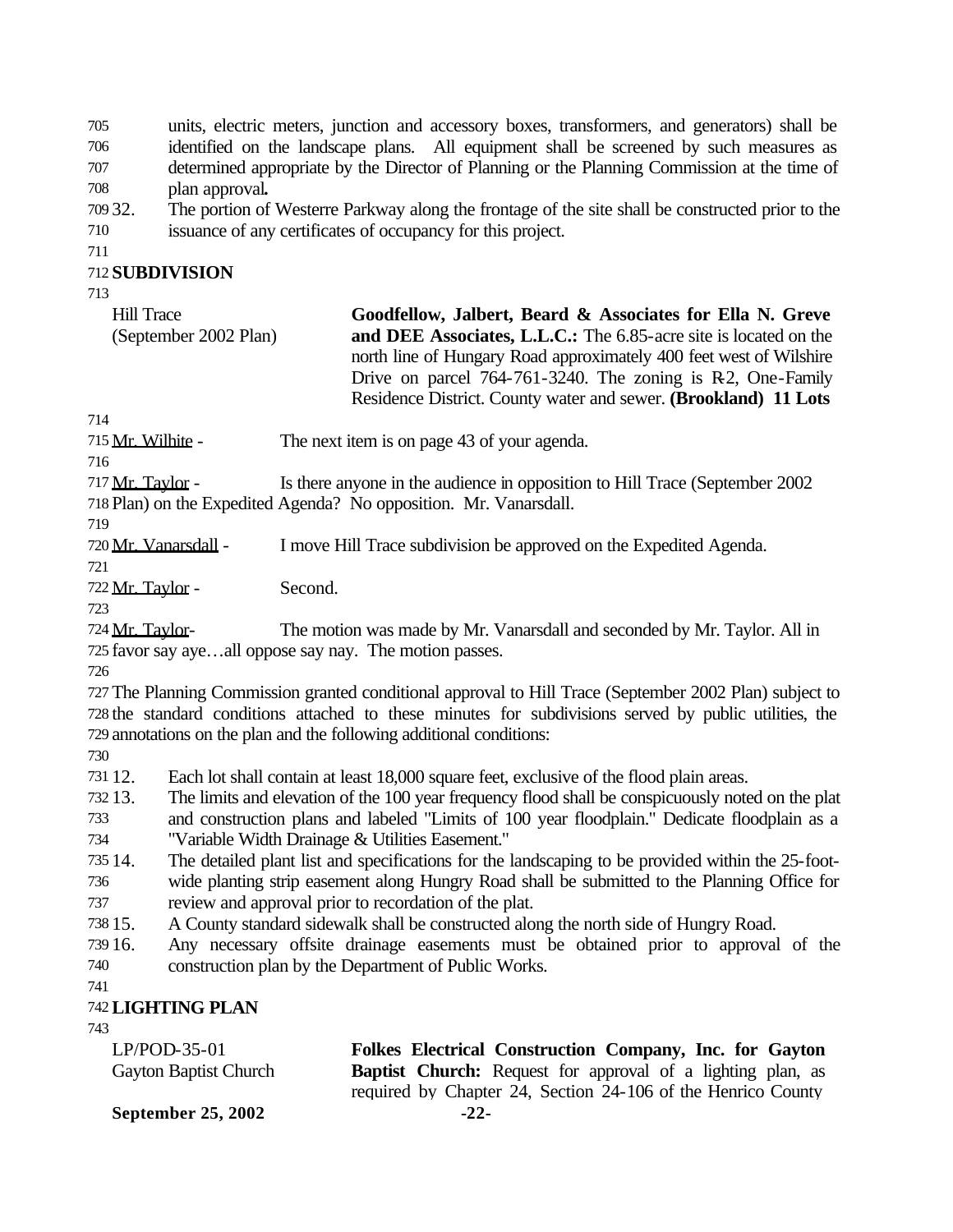units, electric meters, junction and accessory boxes, transformers, and generators) shall be identified on the landscape plans. All equipment shall be screened by such measures as determined appropriate by the Director of Planning or the Planning Commission at the time of plan approval**.**

32. The portion of Westerre Parkway along the frontage of the site shall be constructed prior to the issuance of any certificates of occupancy for this project.

## SUBDIVISION

| | |
|---|---|
| Hill Trace<br>(September 2002 Plan) | **Goodfellow, Jalbert, Beard & Associates for Ella N. Greve and DEE Associates, L.L.C.:** The 6.85-acre site is located on the north line of Hungary Road approximately 400 feet west of Wilshire Drive on parcel 764-761-3240. The zoning is R-2, One-Family Residence District. County water and sewer. **(Brookland) 11 Lots** |

Mr. Wilhite - The next item is on page 43 of your agenda.

Mr. Taylor - Is there anyone in the audience in opposition to Hill Trace (September 2002 Plan) on the Expedited Agenda? No opposition. Mr. Vanarsdall.

Mr. Vanarsdall - I move Hill Trace subdivision be approved on the Expedited Agenda.

Mr. Taylor - Second.

Mr. Taylor- The motion was made by Mr. Vanarsdall and seconded by Mr. Taylor. All in favor say aye…all oppose say nay. The motion passes.

The Planning Commission granted conditional approval to Hill Trace (September 2002 Plan) subject to the standard conditions attached to these minutes for subdivisions served by public utilities, the annotations on the plan and the following additional conditions:

12. Each lot shall contain at least 18,000 square feet, exclusive of the flood plain areas.
13. The limits and elevation of the 100 year frequency flood shall be conspicuously noted on the plat and construction plans and labeled "Limits of 100 year floodplain." Dedicate floodplain as a "Variable Width Drainage & Utilities Easement."
14. The detailed plant list and specifications for the landscaping to be provided within the 25-foot-wide planting strip easement along Hungry Road shall be submitted to the Planning Office for review and approval prior to recordation of the plat.
15. A County standard sidewalk shall be constructed along the north side of Hungry Road.
16. Any necessary offsite drainage easements must be obtained prior to approval of the construction plan by the Department of Public Works.

## LIGHTING PLAN

| | |
|---|---|
| LP/POD-35-01<br>Gayton Baptist Church | **Folkes Electrical Construction Company, Inc. for Gayton Baptist Church:** Request for approval of a lighting plan, as required by Chapter 24, Section 24-106 of the Henrico County |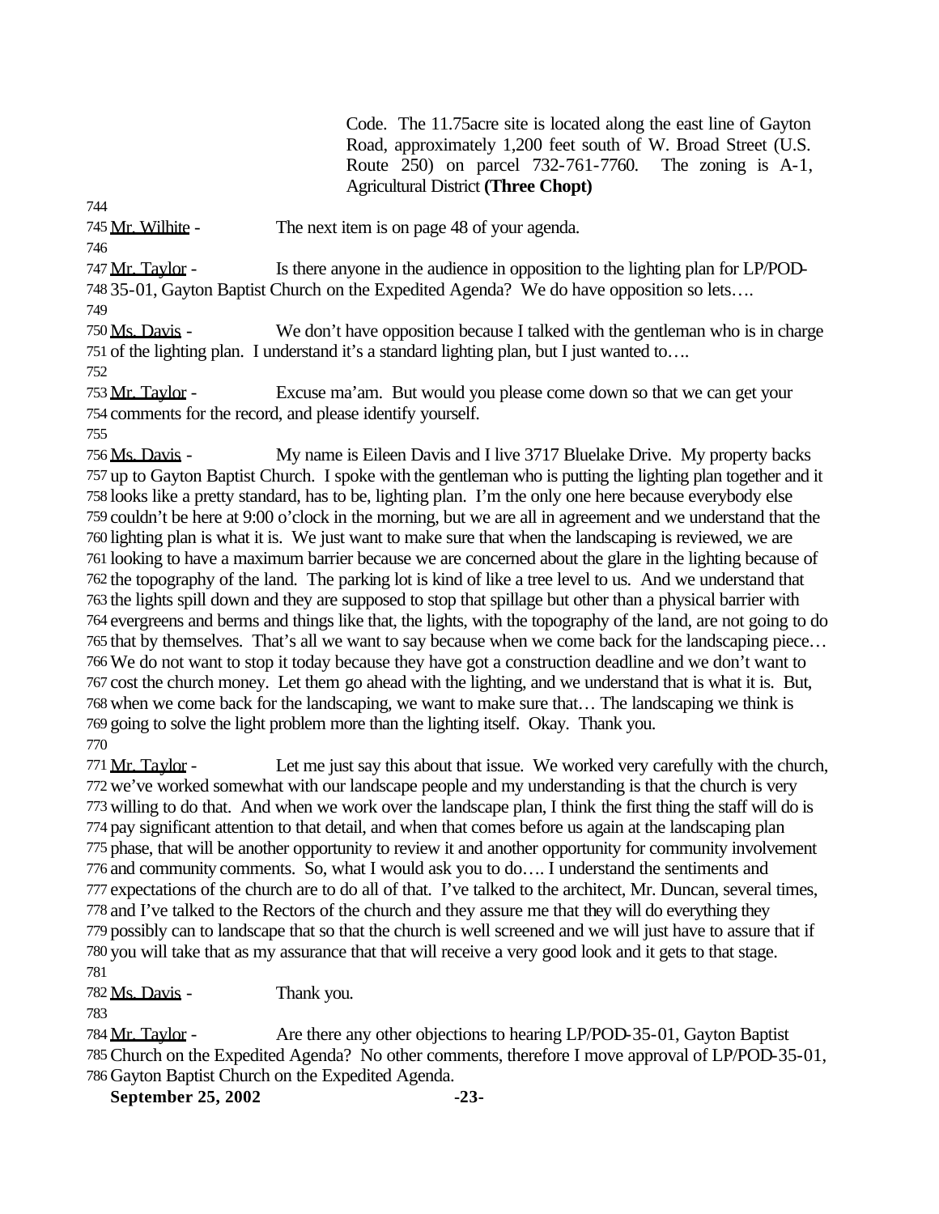Code. The 11.75acre site is located along the east line of Gayton Road, approximately 1,200 feet south of W. Broad Street (U.S. Route 250) on parcel 732-761-7760. The zoning is A-1, Agricultural District **(Three Chopt)**

Mr. Wilhite - The next item is on page 48 of your agenda.

Mr. Taylor - Is there anyone in the audience in opposition to the lighting plan for LP/POD-35-01, Gayton Baptist Church on the Expedited Agenda? We do have opposition so lets….

Ms. Davis - We don't have opposition because I talked with the gentleman who is in charge of the lighting plan. I understand it's a standard lighting plan, but I just wanted to….

Mr. Taylor - Excuse ma'am. But would you please come down so that we can get your comments for the record, and please identify yourself.

Ms. Davis - My name is Eileen Davis and I live 3717 Bluelake Drive. My property backs up to Gayton Baptist Church. I spoke with the gentleman who is putting the lighting plan together and it looks like a pretty standard, has to be, lighting plan. I'm the only one here because everybody else couldn't be here at 9:00 o'clock in the morning, but we are all in agreement and we understand that the lighting plan is what it is. We just want to make sure that when the landscaping is reviewed, we are looking to have a maximum barrier because we are concerned about the glare in the lighting because of the topography of the land. The parking lot is kind of like a tree level to us. And we understand that the lights spill down and they are supposed to stop that spillage but other than a physical barrier with evergreens and berms and things like that, the lights, with the topography of the land, are not going to do that by themselves. That's all we want to say because when we come back for the landscaping piece… We do not want to stop it today because they have got a construction deadline and we don't want to cost the church money. Let them go ahead with the lighting, and we understand that is what it is. But, when we come back for the landscaping, we want to make sure that… The landscaping we think is going to solve the light problem more than the lighting itself. Okay. Thank you.

Mr. Taylor - Let me just say this about that issue. We worked very carefully with the church, we've worked somewhat with our landscape people and my understanding is that the church is very willing to do that. And when we work over the landscape plan, I think the first thing the staff will do is pay significant attention to that detail, and when that comes before us again at the landscaping plan phase, that will be another opportunity to review it and another opportunity for community involvement and community comments. So, what I would ask you to do…. I understand the sentiments and expectations of the church are to do all of that. I've talked to the architect, Mr. Duncan, several times, and I've talked to the Rectors of the church and they assure me that they will do everything they possibly can to landscape that so that the church is well screened and we will just have to assure that if you will take that as my assurance that that will receive a very good look and it gets to that stage.

Ms. Davis - Thank you.

Mr. Taylor - Are there any other objections to hearing LP/POD-35-01, Gayton Baptist Church on the Expedited Agenda? No other comments, therefore I move approval of LP/POD-35-01, Gayton Baptist Church on the Expedited Agenda.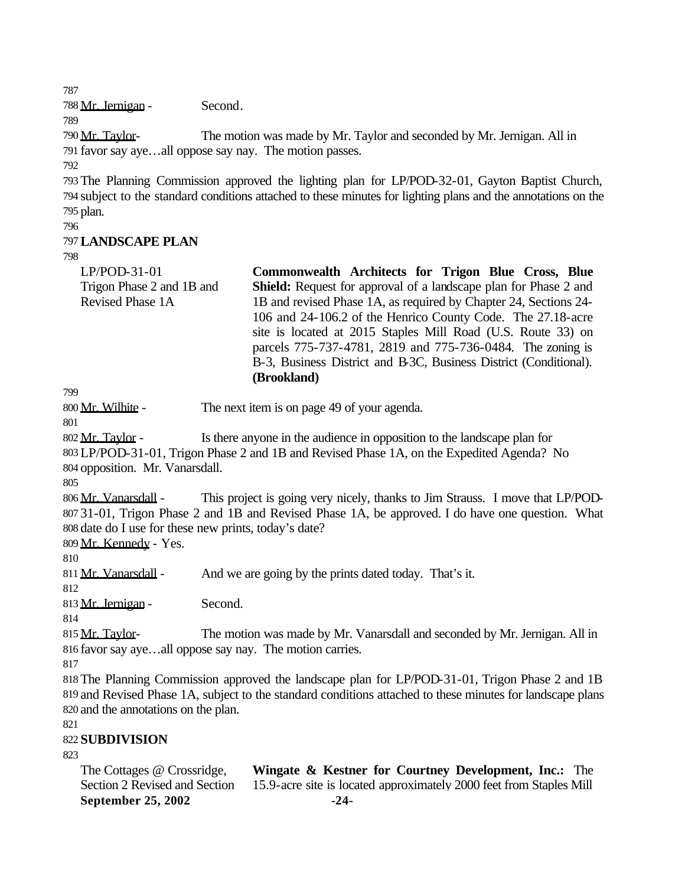Mr. Jernigan - Second.

Mr. Taylor- The motion was made by Mr. Taylor and seconded by Mr. Jernigan. All in favor say aye…all oppose say nay. The motion passes.

The Planning Commission approved the lighting plan for LP/POD-32-01, Gayton Baptist Church, subject to the standard conditions attached to these minutes for lighting plans and the annotations on the plan.

## LANDSCAPE PLAN

| | |
|---|---|
| LP/POD-31-01 Trigon Phase 2 and 1B and Revised Phase 1A | **Commonwealth Architects for Trigon Blue Cross, Blue Shield:** Request for approval of a landscape plan for Phase 2 and 1B and revised Phase 1A, as required by Chapter 24, Sections 24-106 and 24-106.2 of the Henrico County Code. The 27.18-acre site is located at 2015 Staples Mill Road (U.S. Route 33) on parcels 775-737-4781, 2819 and 775-736-0484. The zoning is B-3, Business District and B-3C, Business District (Conditional). **(Brookland)** |

Mr. Wilhite - The next item is on page 49 of your agenda.

Mr. Taylor - Is there anyone in the audience in opposition to the landscape plan for LP/POD-31-01, Trigon Phase 2 and 1B and Revised Phase 1A, on the Expedited Agenda? No opposition. Mr. Vanarsdall.

Mr. Vanarsdall - This project is going very nicely, thanks to Jim Strauss. I move that LP/POD-31-01, Trigon Phase 2 and 1B and Revised Phase 1A, be approved. I do have one question. What date do I use for these new prints, today's date?

Mr. Kennedy - Yes.

Mr. Vanarsdall - And we are going by the prints dated today. That's it.

Mr. Jernigan - Second.

Mr. Taylor- The motion was made by Mr. Vanarsdall and seconded by Mr. Jernigan. All in favor say aye…all oppose say nay. The motion carries.

The Planning Commission approved the landscape plan for LP/POD-31-01, Trigon Phase 2 and 1B and Revised Phase 1A, subject to the standard conditions attached to these minutes for landscape plans and the annotations on the plan.

## SUBDIVISION

| | |
|---|---|
| The Cottages @ Crossridge, Section 2 Revised and Section | **Wingate & Kestner for Courtney Development, Inc.:** The 15.9-acre site is located approximately 2000 feet from Staples Mill |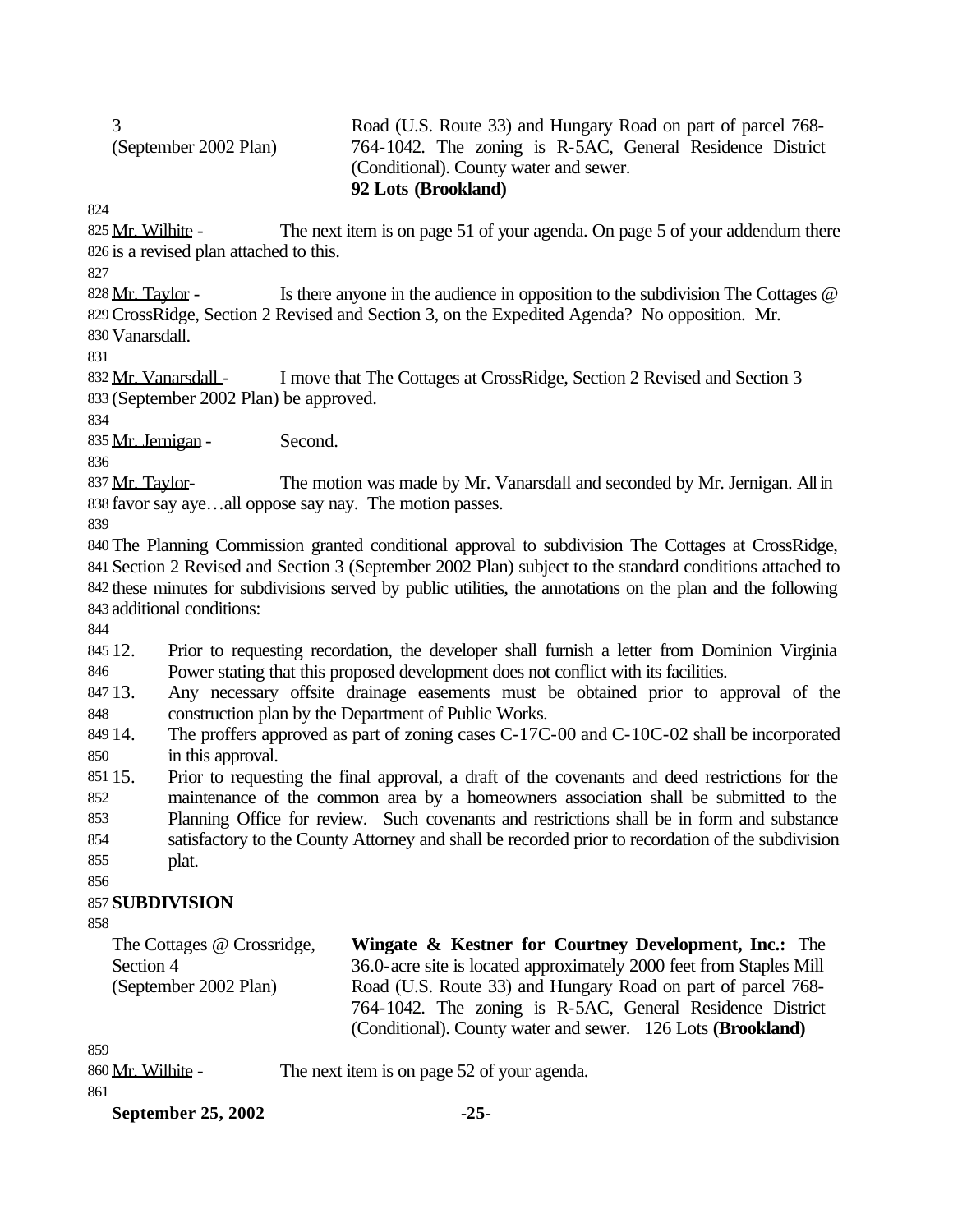| | |
|---|---|
| 3<br>(September 2002 Plan) | Road (U.S. Route 33) and Hungary Road on part of parcel 768-764-1042. The zoning is R-5AC, General Residence District (Conditional). County water and sewer.<br>**92 Lots (Brookland)** |

Mr. Wilhite - The next item is on page 51 of your agenda. On page 5 of your addendum there is a revised plan attached to this.

Mr. Taylor - Is there anyone in the audience in opposition to the subdivision The Cottages @ CrossRidge, Section 2 Revised and Section 3, on the Expedited Agenda? No opposition. Mr. Vanarsdall.

Mr. Vanarsdall - I move that The Cottages at CrossRidge, Section 2 Revised and Section 3 (September 2002 Plan) be approved.

Mr. Jernigan - Second.

Mr. Taylor- The motion was made by Mr. Vanarsdall and seconded by Mr. Jernigan. All in favor say aye…all oppose say nay. The motion passes.

The Planning Commission granted conditional approval to subdivision The Cottages at CrossRidge, Section 2 Revised and Section 3 (September 2002 Plan) subject to the standard conditions attached to these minutes for subdivisions served by public utilities, the annotations on the plan and the following additional conditions:

12. Prior to requesting recordation, the developer shall furnish a letter from Dominion Virginia Power stating that this proposed development does not conflict with its facilities.
13. Any necessary offsite drainage easements must be obtained prior to approval of the construction plan by the Department of Public Works.
14. The proffers approved as part of zoning cases C-17C-00 and C-10C-02 shall be incorporated in this approval.
15. Prior to requesting the final approval, a draft of the covenants and deed restrictions for the maintenance of the common area by a homeowners association shall be submitted to the Planning Office for review. Such covenants and restrictions shall be in form and substance satisfactory to the County Attorney and shall be recorded prior to recordation of the subdivision plat.

**SUBDIVISION**

| | |
|---|---|
| The Cottages @ Crossridge, Section 4<br>(September 2002 Plan) | **Wingate & Kestner for Courtney Development, Inc.:** The 36.0-acre site is located approximately 2000 feet from Staples Mill Road (U.S. Route 33) and Hungary Road on part of parcel 768-764-1042. The zoning is R-5AC, General Residence District (Conditional). County water and sewer. 126 Lots **(Brookland)** |

Mr. Wilhite - The next item is on page 52 of your agenda.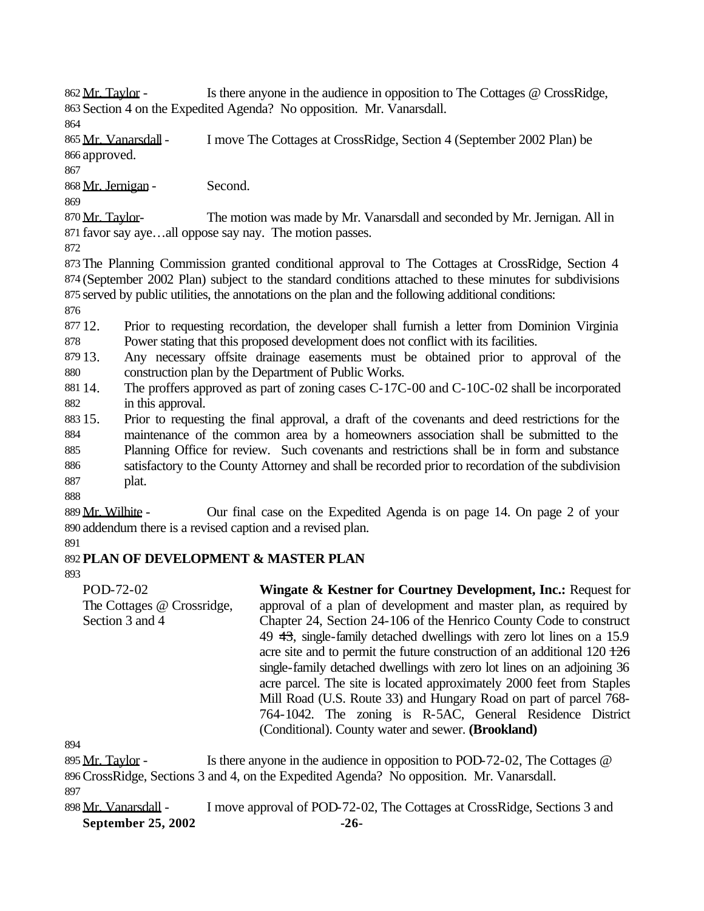Mr. Taylor - Is there anyone in the audience in opposition to The Cottages @ CrossRidge, Section 4 on the Expedited Agenda? No opposition. Mr. Vanarsdall.

Mr. Vanarsdall - I move The Cottages at CrossRidge, Section 4 (September 2002 Plan) be approved.

Mr. Jernigan - Second.

Mr. Taylor- The motion was made by Mr. Vanarsdall and seconded by Mr. Jernigan. All in favor say aye…all oppose say nay. The motion passes.

The Planning Commission granted conditional approval to The Cottages at CrossRidge, Section 4 (September 2002 Plan) subject to the standard conditions attached to these minutes for subdivisions served by public utilities, the annotations on the plan and the following additional conditions:

12. Prior to requesting recordation, the developer shall furnish a letter from Dominion Virginia Power stating that this proposed development does not conflict with its facilities.
13. Any necessary offsite drainage easements must be obtained prior to approval of the construction plan by the Department of Public Works.
14. The proffers approved as part of zoning cases C-17C-00 and C-10C-02 shall be incorporated in this approval.
15. Prior to requesting the final approval, a draft of the covenants and deed restrictions for the maintenance of the common area by a homeowners association shall be submitted to the Planning Office for review. Such covenants and restrictions shall be in form and substance satisfactory to the County Attorney and shall be recorded prior to recordation of the subdivision plat.

Mr. Wilhite - Our final case on the Expedited Agenda is on page 14. On page 2 of your addendum there is a revised caption and a revised plan.

**PLAN OF DEVELOPMENT & MASTER PLAN**

POD-72-02
The Cottages @ Crossridge, Section 3 and 4

**Wingate & Kestner for Courtney Development, Inc.:** Request for approval of a plan of development and master plan, as required by Chapter 24, Section 24-106 of the Henrico County Code to construct 49 ~~43~~, single-family detached dwellings with zero lot lines on a 15.9 acre site and to permit the future construction of an additional 120 ~~126~~ single-family detached dwellings with zero lot lines on an adjoining 36 acre parcel. The site is located approximately 2000 feet from Staples Mill Road (U.S. Route 33) and Hungary Road on part of parcel 768-764-1042. The zoning is R-5AC, General Residence District (Conditional). County water and sewer. **(Brookland)**

Mr. Taylor - Is there anyone in the audience in opposition to POD-72-02, The Cottages @ CrossRidge, Sections 3 and 4, on the Expedited Agenda? No opposition. Mr. Vanarsdall.

Mr. Vanarsdall - I move approval of POD-72-02, The Cottages at CrossRidge, Sections 3 and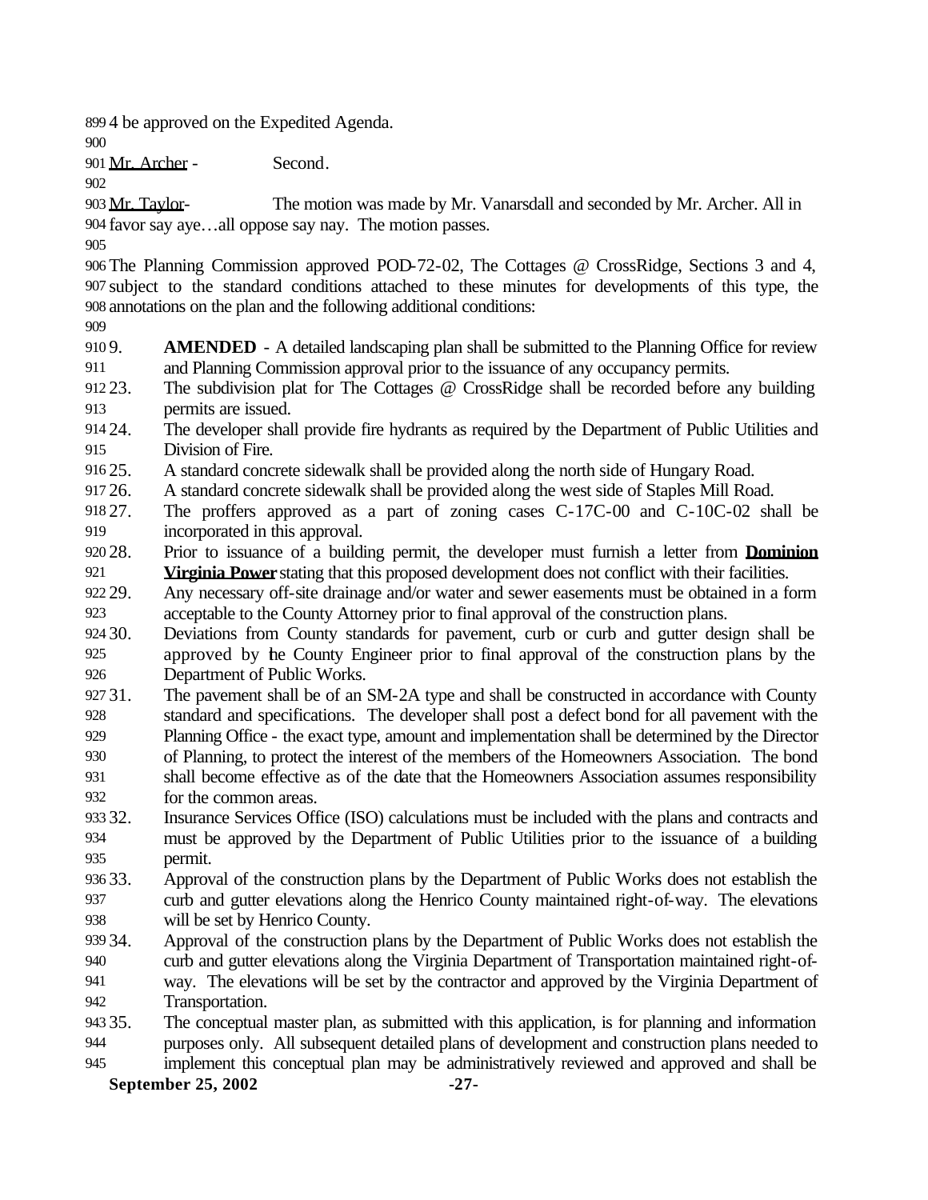4 be approved on the Expedited Agenda.

Mr. Archer - Second.

Mr. Taylor- The motion was made by Mr. Vanarsdall and seconded by Mr. Archer. All in favor say aye…all oppose say nay. The motion passes.

The Planning Commission approved POD-72-02, The Cottages @ CrossRidge, Sections 3 and 4, subject to the standard conditions attached to these minutes for developments of this type, the annotations on the plan and the following additional conditions:

9. **AMENDED** - A detailed landscaping plan shall be submitted to the Planning Office for review and Planning Commission approval prior to the issuance of any occupancy permits.
23. The subdivision plat for The Cottages @ CrossRidge shall be recorded before any building permits are issued.
24. The developer shall provide fire hydrants as required by the Department of Public Utilities and Division of Fire.
25. A standard concrete sidewalk shall be provided along the north side of Hungary Road.
26. A standard concrete sidewalk shall be provided along the west side of Staples Mill Road.
27. The proffers approved as a part of zoning cases C-17C-00 and C-10C-02 shall be incorporated in this approval.
28. Prior to issuance of a building permit, the developer must furnish a letter from **Dominion Virginia Power** stating that this proposed development does not conflict with their facilities.
29. Any necessary off-site drainage and/or water and sewer easements must be obtained in a form acceptable to the County Attorney prior to final approval of the construction plans.
30. Deviations from County standards for pavement, curb or curb and gutter design shall be approved by the County Engineer prior to final approval of the construction plans by the Department of Public Works.
31. The pavement shall be of an SM-2A type and shall be constructed in accordance with County standard and specifications. The developer shall post a defect bond for all pavement with the Planning Office - the exact type, amount and implementation shall be determined by the Director of Planning, to protect the interest of the members of the Homeowners Association. The bond shall become effective as of the date that the Homeowners Association assumes responsibility for the common areas.
32. Insurance Services Office (ISO) calculations must be included with the plans and contracts and must be approved by the Department of Public Utilities prior to the issuance of a building permit.
33. Approval of the construction plans by the Department of Public Works does not establish the curb and gutter elevations along the Henrico County maintained right-of-way. The elevations will be set by Henrico County.
34. Approval of the construction plans by the Department of Public Works does not establish the curb and gutter elevations along the Virginia Department of Transportation maintained right-of-way. The elevations will be set by the contractor and approved by the Virginia Department of Transportation.
35. The conceptual master plan, as submitted with this application, is for planning and information purposes only. All subsequent detailed plans of development and construction plans needed to implement this conceptual plan may be administratively reviewed and approved and shall be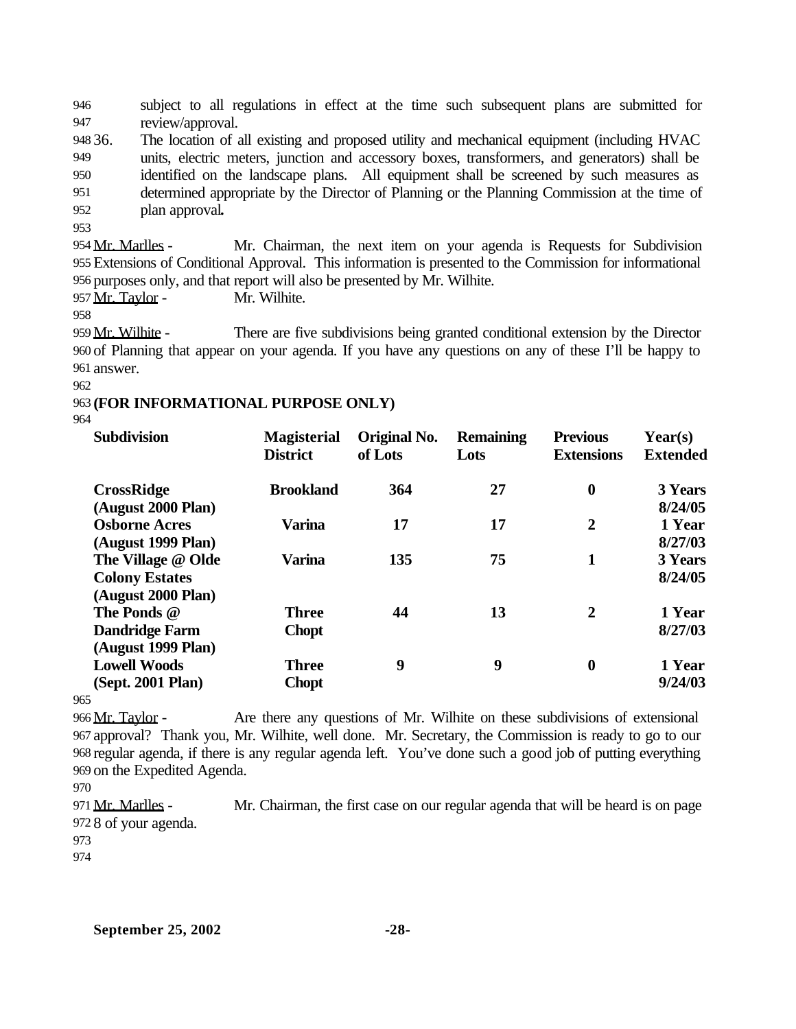subject to all regulations in effect at the time such subsequent plans are submitted for review/approval.

36. The location of all existing and proposed utility and mechanical equipment (including HVAC units, electric meters, junction and accessory boxes, transformers, and generators) shall be identified on the landscape plans. All equipment shall be screened by such measures as determined appropriate by the Director of Planning or the Planning Commission at the time of plan approval**.**

Mr. Marlles - Mr. Chairman, the next item on your agenda is Requests for Subdivision Extensions of Conditional Approval. This information is presented to the Commission for informational purposes only, and that report will also be presented by Mr. Wilhite.

Mr. Taylor - Mr. Wilhite.

Mr. Wilhite - There are five subdivisions being granted conditional extension by the Director of Planning that appear on your agenda. If you have any questions on any of these I'll be happy to answer.

**(FOR INFORMATIONAL PURPOSE ONLY)**

| Subdivision | Magisterial District | Original No. of Lots | Remaining Lots | Previous Extensions | Year(s) Extended |
|---|---|---|---|---|---|
| **CrossRidge (August 2000 Plan)** | **Brookland** | **364** | **27** | **0** | **3 Years 8/24/05** |
| **Osborne Acres (August 1999 Plan)** | **Varina** | **17** | **17** | **2** | **1 Year 8/27/03** |
| **The Village @ Olde Colony Estates (August 2000 Plan)** | **Varina** | **135** | **75** | **1** | **3 Years 8/24/05** |
| **The Ponds @ Dandridge Farm (August 1999 Plan)** | **Three Chopt** | **44** | **13** | **2** | **1 Year 8/27/03** |
| **Lowell Woods (Sept. 2001 Plan)** | **Three Chopt** | **9** | **9** | **0** | **1 Year 9/24/03** |

Mr. Taylor - Are there any questions of Mr. Wilhite on these subdivisions of extensional approval? Thank you, Mr. Wilhite, well done. Mr. Secretary, the Commission is ready to go to our regular agenda, if there is any regular agenda left. You've done such a good job of putting everything on the Expedited Agenda.

Mr. Marlles - Mr. Chairman, the first case on our regular agenda that will be heard is on page 8 of your agenda.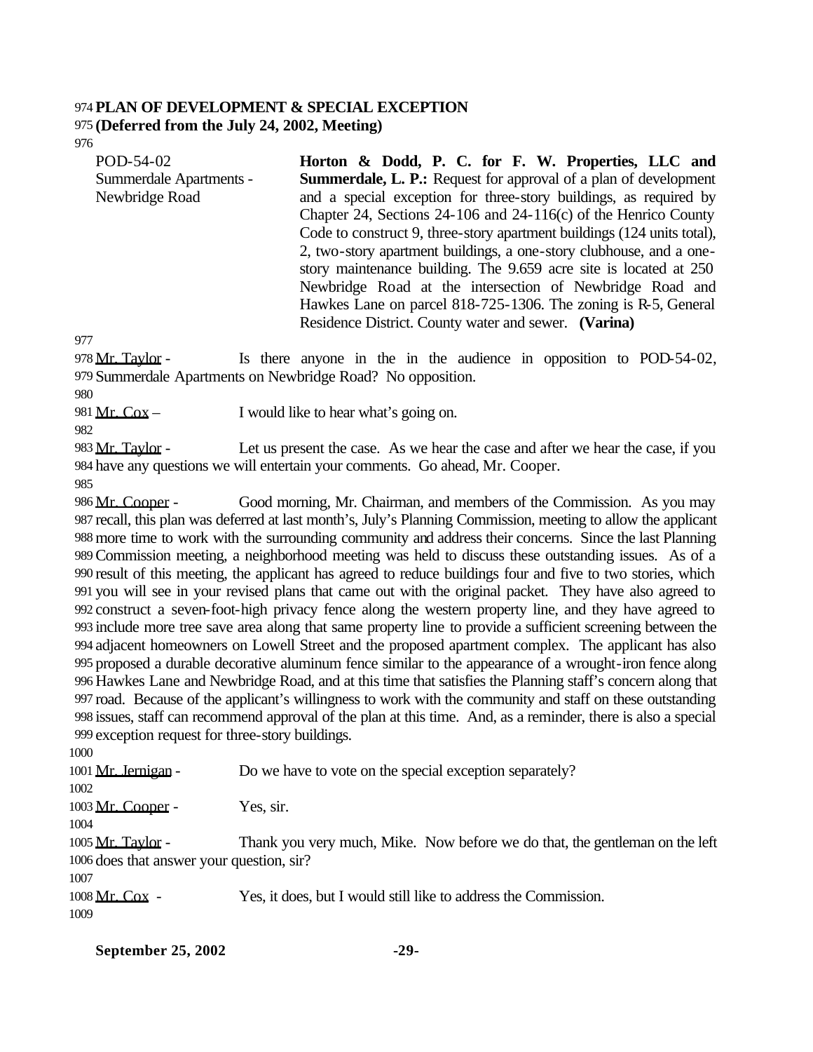**PLAN OF DEVELOPMENT & SPECIAL EXCEPTION**
**(Deferred from the July 24, 2002, Meeting)**

| | |
|---|---|
| POD-54-02<br>Summerdale Apartments - Newbridge Road | **Horton & Dodd, P. C. for F. W. Properties, LLC and Summerdale, L. P.:** Request for approval of a plan of development and a special exception for three-story buildings, as required by Chapter 24, Sections 24-106 and 24-116(c) of the Henrico County Code to construct 9, three-story apartment buildings (124 units total), 2, two-story apartment buildings, a one-story clubhouse, and a one-story maintenance building. The 9.659 acre site is located at 250 Newbridge Road at the intersection of Newbridge Road and Hawkes Lane on parcel 818-725-1306. The zoning is R-5, General Residence District. County water and sewer. **(Varina)** |

Mr. Taylor - Is there anyone in the in the audience in opposition to POD-54-02, Summerdale Apartments on Newbridge Road? No opposition.

Mr. Cox – I would like to hear what's going on.

Mr. Taylor - Let us present the case. As we hear the case and after we hear the case, if you have any questions we will entertain your comments. Go ahead, Mr. Cooper.

Mr. Cooper - Good morning, Mr. Chairman, and members of the Commission. As you may recall, this plan was deferred at last month's, July's Planning Commission, meeting to allow the applicant more time to work with the surrounding community and address their concerns. Since the last Planning Commission meeting, a neighborhood meeting was held to discuss these outstanding issues. As of a result of this meeting, the applicant has agreed to reduce buildings four and five to two stories, which you will see in your revised plans that came out with the original packet. They have also agreed to construct a seven-foot-high privacy fence along the western property line, and they have agreed to include more tree save area along that same property line to provide a sufficient screening between the adjacent homeowners on Lowell Street and the proposed apartment complex. The applicant has also proposed a durable decorative aluminum fence similar to the appearance of a wrought-iron fence along Hawkes Lane and Newbridge Road, and at this time that satisfies the Planning staff's concern along that road. Because of the applicant's willingness to work with the community and staff on these outstanding issues, staff can recommend approval of the plan at this time. And, as a reminder, there is also a special exception request for three-story buildings.

Mr. Jernigan - Do we have to vote on the special exception separately?

Mr. Cooper - Yes, sir.

Mr. Taylor - Thank you very much, Mike. Now before we do that, the gentleman on the left does that answer your question, sir?

Mr. Cox - Yes, it does, but I would still like to address the Commission.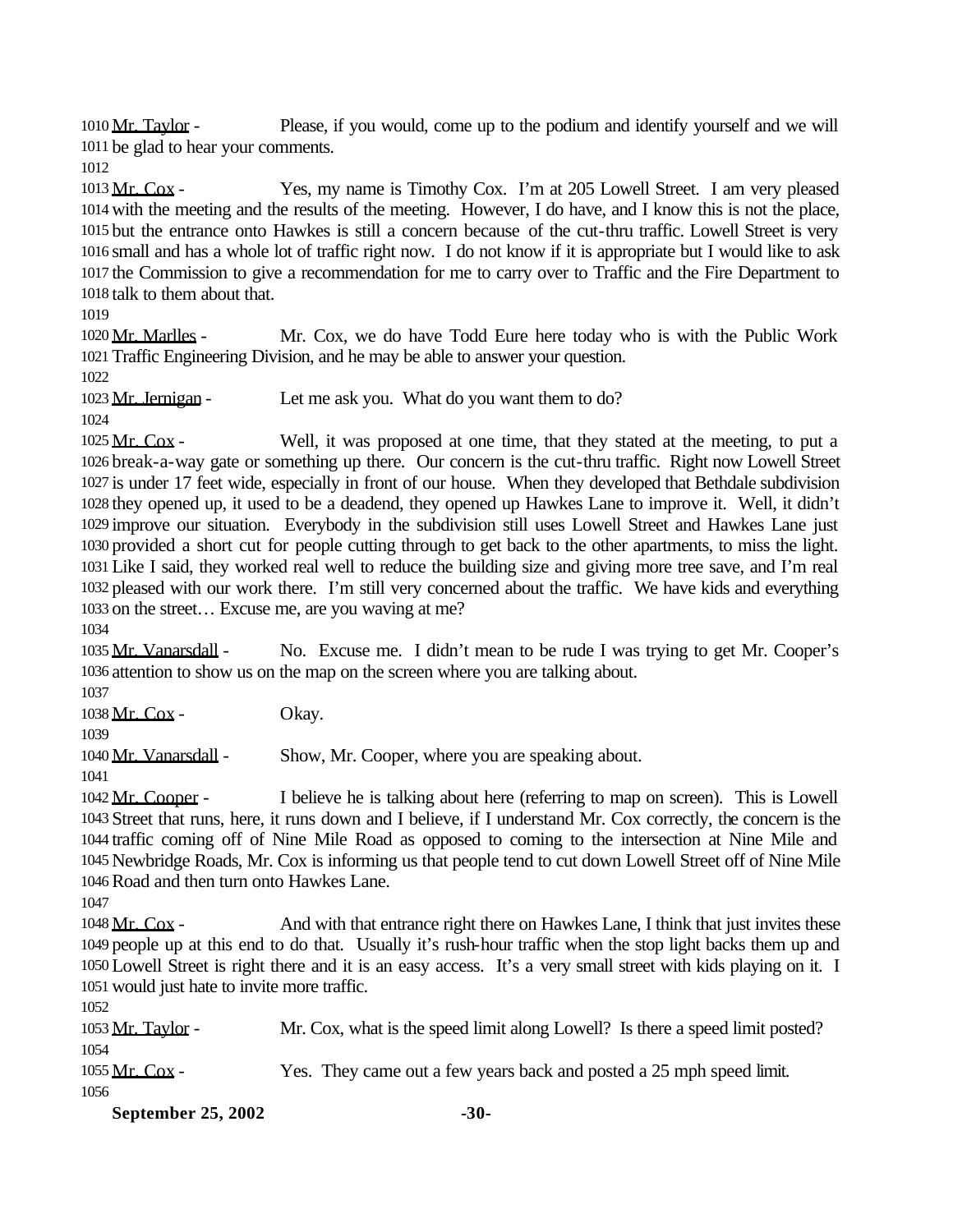Mr. Taylor - Please, if you would, come up to the podium and identify yourself and we will be glad to hear your comments.

Mr. Cox - Yes, my name is Timothy Cox. I'm at 205 Lowell Street. I am very pleased with the meeting and the results of the meeting. However, I do have, and I know this is not the place, but the entrance onto Hawkes is still a concern because of the cut-thru traffic. Lowell Street is very small and has a whole lot of traffic right now. I do not know if it is appropriate but I would like to ask the Commission to give a recommendation for me to carry over to Traffic and the Fire Department to talk to them about that.

Mr. Marlles - Mr. Cox, we do have Todd Eure here today who is with the Public Work Traffic Engineering Division, and he may be able to answer your question.

Mr. Jernigan - Let me ask you. What do you want them to do?

Mr. Cox - Well, it was proposed at one time, that they stated at the meeting, to put a break-a-way gate or something up there. Our concern is the cut-thru traffic. Right now Lowell Street is under 17 feet wide, especially in front of our house. When they developed that Bethdale subdivision they opened up, it used to be a deadend, they opened up Hawkes Lane to improve it. Well, it didn't improve our situation. Everybody in the subdivision still uses Lowell Street and Hawkes Lane just provided a short cut for people cutting through to get back to the other apartments, to miss the light. Like I said, they worked real well to reduce the building size and giving more tree save, and I'm real pleased with our work there. I'm still very concerned about the traffic. We have kids and everything on the street… Excuse me, are you waving at me?

Mr. Vanarsdall - No. Excuse me. I didn't mean to be rude I was trying to get Mr. Cooper's attention to show us on the map on the screen where you are talking about.

Mr. Cox - Okay.

Mr. Vanarsdall - Show, Mr. Cooper, where you are speaking about.

Mr. Cooper - I believe he is talking about here (referring to map on screen). This is Lowell Street that runs, here, it runs down and I believe, if I understand Mr. Cox correctly, the concern is the traffic coming off of Nine Mile Road as opposed to coming to the intersection at Nine Mile and Newbridge Roads, Mr. Cox is informing us that people tend to cut down Lowell Street off of Nine Mile Road and then turn onto Hawkes Lane.

Mr. Cox - And with that entrance right there on Hawkes Lane, I think that just invites these people up at this end to do that. Usually it's rush-hour traffic when the stop light backs them up and Lowell Street is right there and it is an easy access. It's a very small street with kids playing on it. I would just hate to invite more traffic.

Mr. Taylor - Mr. Cox, what is the speed limit along Lowell? Is there a speed limit posted?

Mr. Cox - Yes. They came out a few years back and posted a 25 mph speed limit.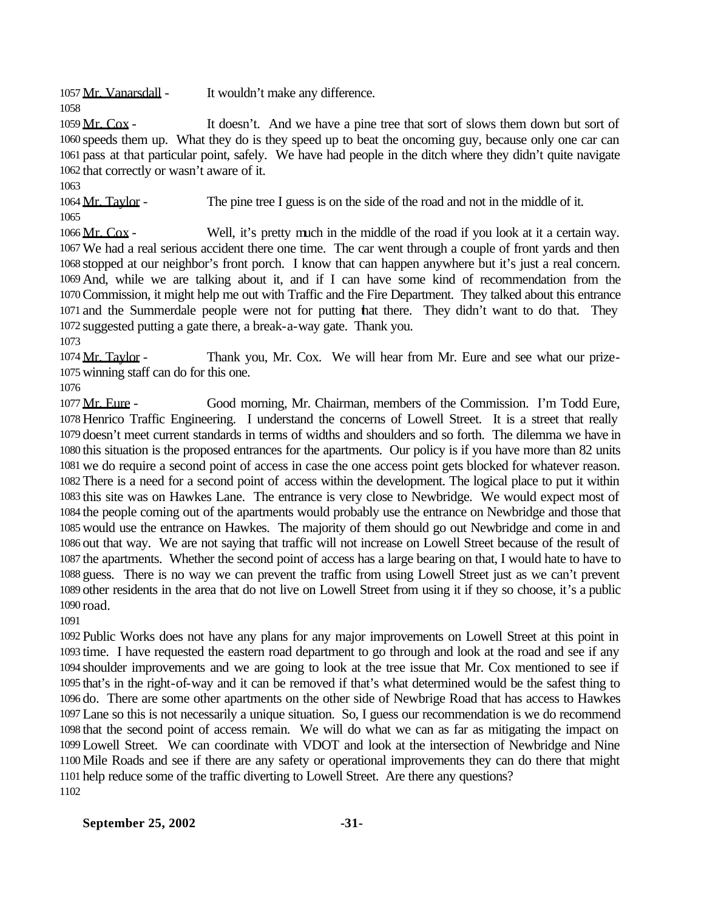1057 Mr. Vanarsdall - It wouldn't make any difference.

1058

1059 Mr. Cox - It doesn't. And we have a pine tree that sort of slows them down but sort of
1060 speeds them up. What they do is they speed up to beat the oncoming guy, because only one car can
1061 pass at that particular point, safely. We have had people in the ditch where they didn't quite navigate
1062 that correctly or wasn't aware of it.

1063

1064 Mr. Taylor - The pine tree I guess is on the side of the road and not in the middle of it.

1065

1066 Mr. Cox - Well, it's pretty much in the middle of the road if you look at it a certain way.
1067 We had a real serious accident there one time. The car went through a couple of front yards and then
1068 stopped at our neighbor's front porch. I know that can happen anywhere but it's just a real concern.
1069 And, while we are talking about it, and if I can have some kind of recommendation from the
1070 Commission, it might help me out with Traffic and the Fire Department. They talked about this entrance
1071 and the Summerdale people were not for putting that there. They didn't want to do that. They
1072 suggested putting a gate there, a break-a-way gate. Thank you.

1073

1074 Mr. Taylor - Thank you, Mr. Cox. We will hear from Mr. Eure and see what our prize-
1075 winning staff can do for this one.

1076

1077 Mr. Eure - Good morning, Mr. Chairman, members of the Commission. I'm Todd Eure,
1078 Henrico Traffic Engineering. I understand the concerns of Lowell Street. It is a street that really
1079 doesn't meet current standards in terms of widths and shoulders and so forth. The dilemma we have in
1080 this situation is the proposed entrances for the apartments. Our policy is if you have more than 82 units
1081 we do require a second point of access in case the one access point gets blocked for whatever reason.
1082 There is a need for a second point of access within the development. The logical place to put it within
1083 this site was on Hawkes Lane. The entrance is very close to Newbridge. We would expect most of
1084 the people coming out of the apartments would probably use the entrance on Newbridge and those that
1085 would use the entrance on Hawkes. The majority of them should go out Newbridge and come in and
1086 out that way. We are not saying that traffic will not increase on Lowell Street because of the result of
1087 the apartments. Whether the second point of access has a large bearing on that, I would hate to have to
1088 guess. There is no way we can prevent the traffic from using Lowell Street just as we can't prevent
1089 other residents in the area that do not live on Lowell Street from using it if they so choose, it's a public
1090 road.

1091

1092 Public Works does not have any plans for any major improvements on Lowell Street at this point in
1093 time. I have requested the eastern road department to go through and look at the road and see if any
1094 shoulder improvements and we are going to look at the tree issue that Mr. Cox mentioned to see if
1095 that's in the right-of-way and it can be removed if that's what determined would be the safest thing to
1096 do. There are some other apartments on the other side of Newbrige Road that has access to Hawkes
1097 Lane so this is not necessarily a unique situation. So, I guess our recommendation is we do recommend
1098 that the second point of access remain. We will do what we can as far as mitigating the impact on
1099 Lowell Street. We can coordinate with VDOT and look at the intersection of Newbridge and Nine
1100 Mile Roads and see if there are any safety or operational improvements they can do there that might
1101 help reduce some of the traffic diverting to Lowell Street. Are there any questions?

1102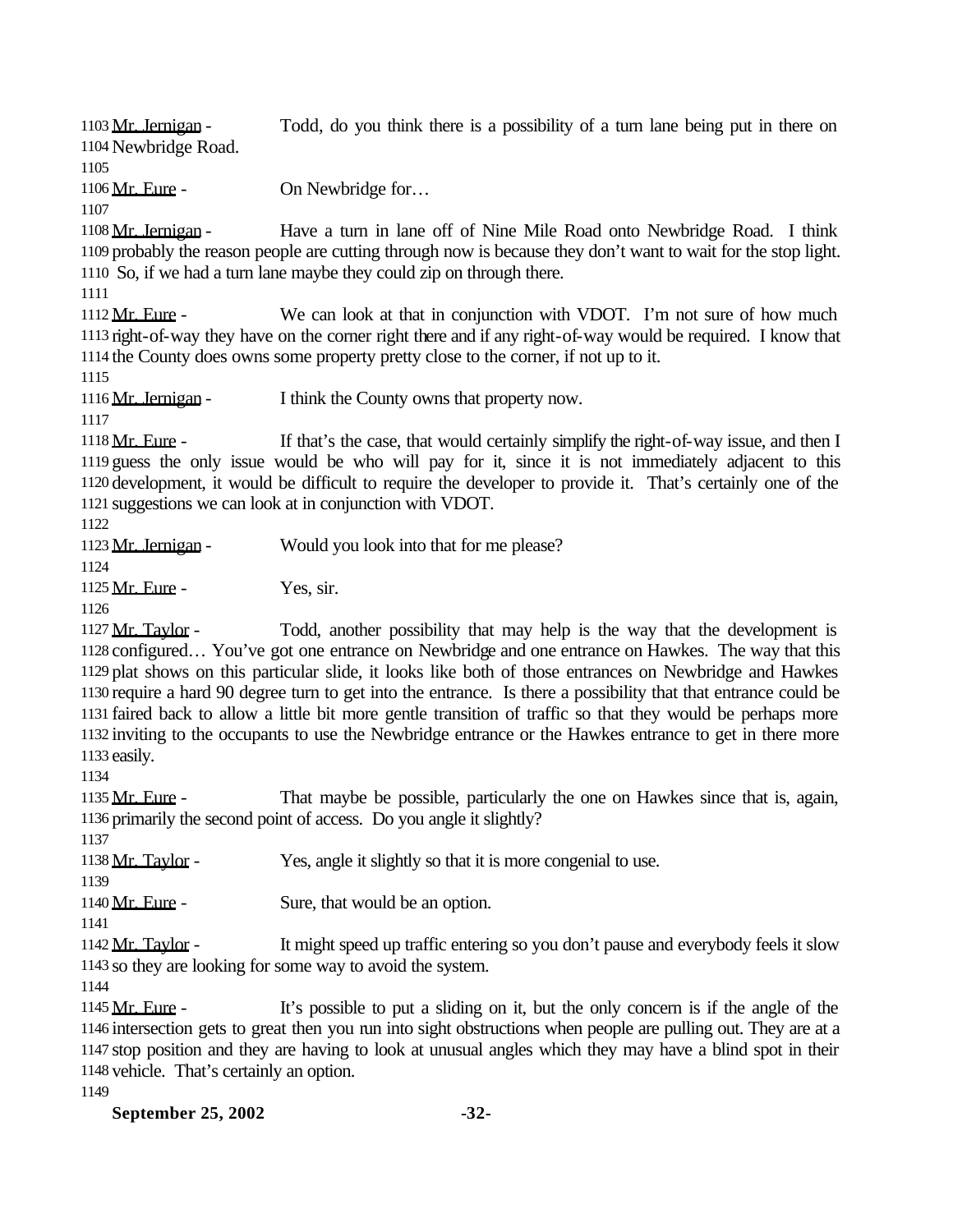Mr. Jernigan - Todd, do you think there is a possibility of a turn lane being put in there on Newbridge Road.

Mr. Eure - On Newbridge for…

Mr. Jernigan - Have a turn in lane off of Nine Mile Road onto Newbridge Road. I think probably the reason people are cutting through now is because they don't want to wait for the stop light. So, if we had a turn lane maybe they could zip on through there.

Mr. Eure - We can look at that in conjunction with VDOT. I'm not sure of how much right-of-way they have on the corner right there and if any right-of-way would be required. I know that the County does owns some property pretty close to the corner, if not up to it.

Mr. Jernigan - I think the County owns that property now.

Mr. Eure - If that's the case, that would certainly simplify the right-of-way issue, and then I guess the only issue would be who will pay for it, since it is not immediately adjacent to this development, it would be difficult to require the developer to provide it. That's certainly one of the suggestions we can look at in conjunction with VDOT.

Mr. Jernigan - Would you look into that for me please?

Mr. Eure - Yes, sir.

Mr. Taylor - Todd, another possibility that may help is the way that the development is configured… You've got one entrance on Newbridge and one entrance on Hawkes. The way that this plat shows on this particular slide, it looks like both of those entrances on Newbridge and Hawkes require a hard 90 degree turn to get into the entrance. Is there a possibility that that entrance could be faired back to allow a little bit more gentle transition of traffic so that they would be perhaps more inviting to the occupants to use the Newbridge entrance or the Hawkes entrance to get in there more easily.

Mr. Eure - That maybe be possible, particularly the one on Hawkes since that is, again, primarily the second point of access. Do you angle it slightly?

Mr. Taylor - Yes, angle it slightly so that it is more congenial to use.

Mr. Eure - Sure, that would be an option.

Mr. Taylor - It might speed up traffic entering so you don't pause and everybody feels it slow so they are looking for some way to avoid the system.

Mr. Eure - It's possible to put a sliding on it, but the only concern is if the angle of the intersection gets to great then you run into sight obstructions when people are pulling out. They are at a stop position and they are having to look at unusual angles which they may have a blind spot in their vehicle. That's certainly an option.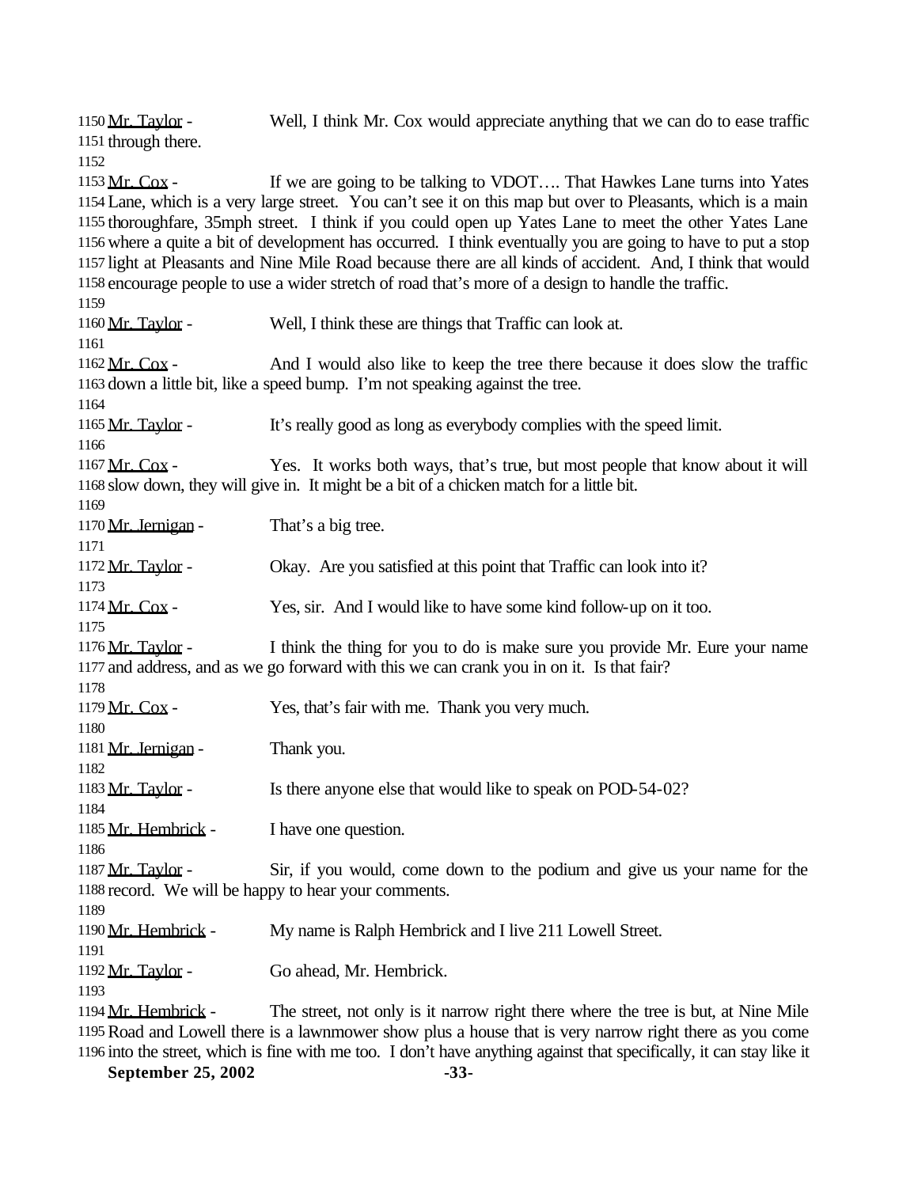Mr. Taylor - Well, I think Mr. Cox would appreciate anything that we can do to ease traffic through there.

Mr. Cox - If we are going to be talking to VDOT…. That Hawkes Lane turns into Yates Lane, which is a very large street. You can't see it on this map but over to Pleasants, which is a main thoroughfare, 35mph street. I think if you could open up Yates Lane to meet the other Yates Lane where a quite a bit of development has occurred. I think eventually you are going to have to put a stop light at Pleasants and Nine Mile Road because there are all kinds of accident. And, I think that would encourage people to use a wider stretch of road that's more of a design to handle the traffic.

Mr. Taylor - Well, I think these are things that Traffic can look at.

Mr. Cox - And I would also like to keep the tree there because it does slow the traffic down a little bit, like a speed bump. I'm not speaking against the tree.

Mr. Taylor - It's really good as long as everybody complies with the speed limit.

Mr. Cox - Yes. It works both ways, that's true, but most people that know about it will slow down, they will give in. It might be a bit of a chicken match for a little bit.

Mr. Jernigan - That's a big tree.

Mr. Taylor - Okay. Are you satisfied at this point that Traffic can look into it?

Mr. Cox - Yes, sir. And I would like to have some kind follow-up on it too.

Mr. Taylor - I think the thing for you to do is make sure you provide Mr. Eure your name and address, and as we go forward with this we can crank you in on it. Is that fair?

Mr. Cox - Yes, that's fair with me. Thank you very much.

Mr. Jernigan - Thank you.

Mr. Taylor - Is there anyone else that would like to speak on POD-54-02?

Mr. Hembrick - I have one question.

Mr. Taylor - Sir, if you would, come down to the podium and give us your name for the record. We will be happy to hear your comments.

Mr. Hembrick - My name is Ralph Hembrick and I live 211 Lowell Street.

Mr. Taylor - Go ahead, Mr. Hembrick.

Mr. Hembrick - The street, not only is it narrow right there where the tree is but, at Nine Mile Road and Lowell there is a lawnmower show plus a house that is very narrow right there as you come into the street, which is fine with me too. I don't have anything against that specifically, it can stay like it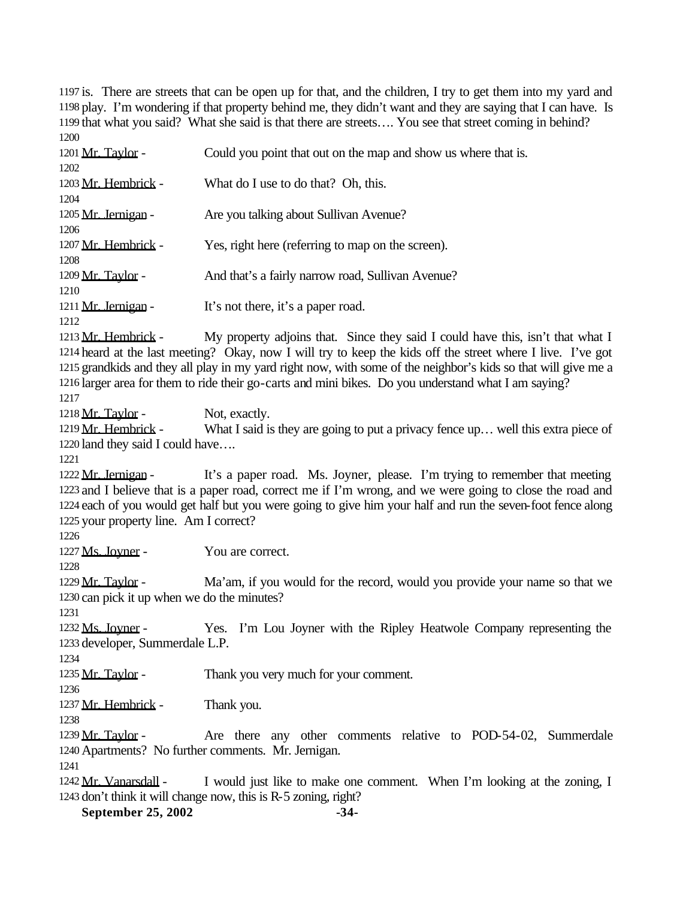is. There are streets that can be open up for that, and the children, I try to get them into my yard and play. I'm wondering if that property behind me, they didn't want and they are saying that I can have. Is that what you said? What she said is that there are streets…. You see that street coming in behind?

Mr. Taylor - Could you point that out on the map and show us where that is.

Mr. Hembrick - What do I use to do that? Oh, this.

Mr. Jernigan - Are you talking about Sullivan Avenue?

Mr. Hembrick - Yes, right here (referring to map on the screen).

Mr. Taylor - And that's a fairly narrow road, Sullivan Avenue?

Mr. Jernigan - It's not there, it's a paper road.

Mr. Hembrick - My property adjoins that. Since they said I could have this, isn't that what I heard at the last meeting? Okay, now I will try to keep the kids off the street where I live. I've got grandkids and they all play in my yard right now, with some of the neighbor's kids so that will give me a larger area for them to ride their go-carts and mini bikes. Do you understand what I am saying?

Mr. Taylor - Not, exactly.

Mr. Hembrick - What I said is they are going to put a privacy fence up… well this extra piece of land they said I could have….

Mr. Jernigan - It's a paper road. Ms. Joyner, please. I'm trying to remember that meeting and I believe that is a paper road, correct me if I'm wrong, and we were going to close the road and each of you would get half but you were going to give him your half and run the seven-foot fence along your property line. Am I correct?

Ms. Joyner - You are correct.

Mr. Taylor - Ma'am, if you would for the record, would you provide your name so that we can pick it up when we do the minutes?

Ms. Joyner - Yes. I'm Lou Joyner with the Ripley Heatwole Company representing the developer, Summerdale L.P.

Mr. Taylor - Thank you very much for your comment.

Mr. Hembrick - Thank you.

Mr. Taylor - Are there any other comments relative to POD-54-02, Summerdale Apartments? No further comments. Mr. Jernigan.

Mr. Vanarsdall - I would just like to make one comment. When I'm looking at the zoning, I don't think it will change now, this is R-5 zoning, right?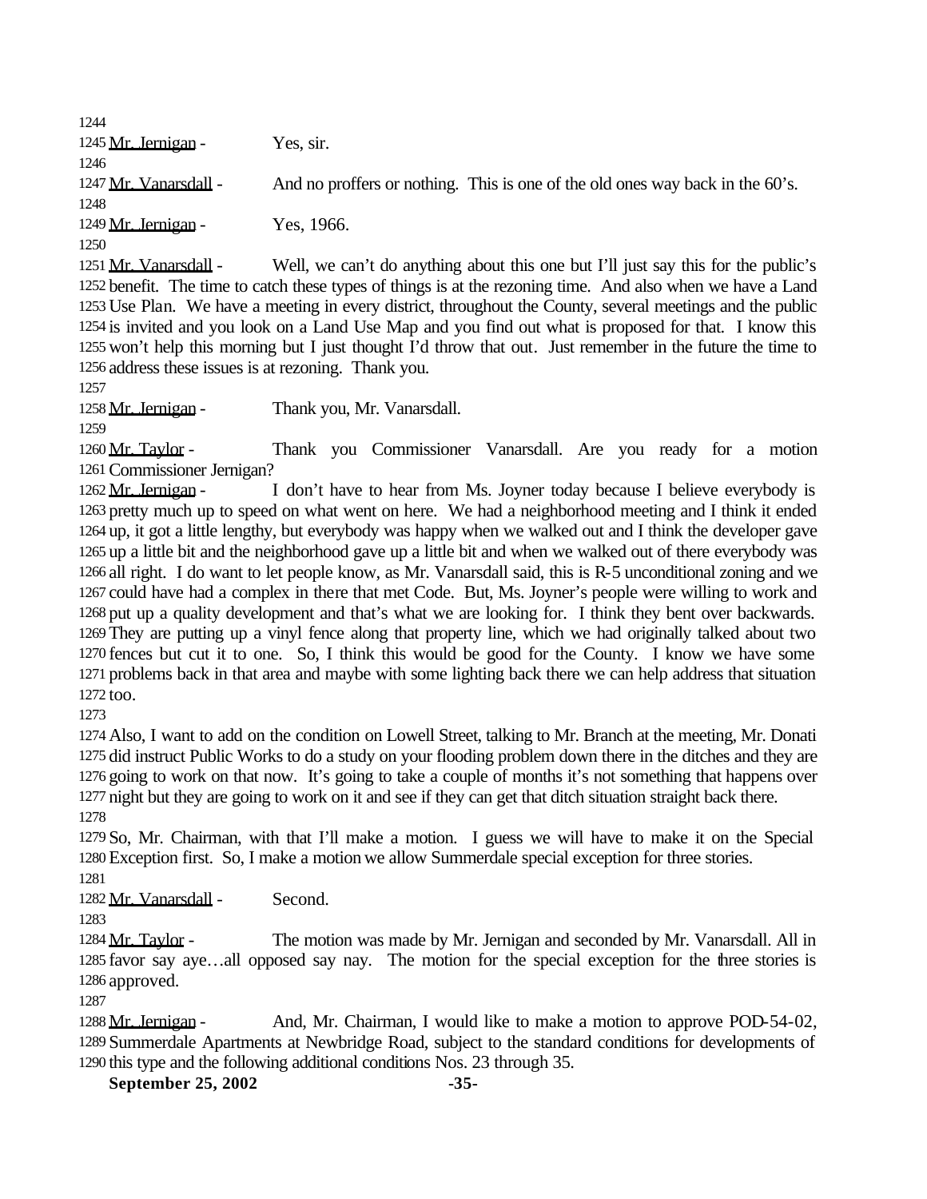Mr. Jernigan - Yes, sir.

Mr. Vanarsdall - And no proffers or nothing. This is one of the old ones way back in the 60's.

Mr. Jernigan - Yes, 1966.

Mr. Vanarsdall - Well, we can't do anything about this one but I'll just say this for the public's benefit. The time to catch these types of things is at the rezoning time. And also when we have a Land Use Plan. We have a meeting in every district, throughout the County, several meetings and the public is invited and you look on a Land Use Map and you find out what is proposed for that. I know this won't help this morning but I just thought I'd throw that out. Just remember in the future the time to address these issues is at rezoning. Thank you.

Mr. Jernigan - Thank you, Mr. Vanarsdall.

Mr. Taylor - Thank you Commissioner Vanarsdall. Are you ready for a motion Commissioner Jernigan?

Mr. Jernigan - I don't have to hear from Ms. Joyner today because I believe everybody is pretty much up to speed on what went on here. We had a neighborhood meeting and I think it ended up, it got a little lengthy, but everybody was happy when we walked out and I think the developer gave up a little bit and the neighborhood gave up a little bit and when we walked out of there everybody was all right. I do want to let people know, as Mr. Vanarsdall said, this is R-5 unconditional zoning and we could have had a complex in there that met Code. But, Ms. Joyner's people were willing to work and put up a quality development and that's what we are looking for. I think they bent over backwards. They are putting up a vinyl fence along that property line, which we had originally talked about two fences but cut it to one. So, I think this would be good for the County. I know we have some problems back in that area and maybe with some lighting back there we can help address that situation too.

Also, I want to add on the condition on Lowell Street, talking to Mr. Branch at the meeting, Mr. Donati did instruct Public Works to do a study on your flooding problem down there in the ditches and they are going to work on that now. It's going to take a couple of months it's not something that happens over night but they are going to work on it and see if they can get that ditch situation straight back there.

So, Mr. Chairman, with that I'll make a motion. I guess we will have to make it on the Special Exception first. So, I make a motion we allow Summerdale special exception for three stories.

Mr. Vanarsdall - Second.

Mr. Taylor - The motion was made by Mr. Jernigan and seconded by Mr. Vanarsdall. All in favor say aye…all opposed say nay. The motion for the special exception for the three stories is approved.

Mr. Jernigan - And, Mr. Chairman, I would like to make a motion to approve POD-54-02, Summerdale Apartments at Newbridge Road, subject to the standard conditions for developments of this type and the following additional conditions Nos. 23 through 35.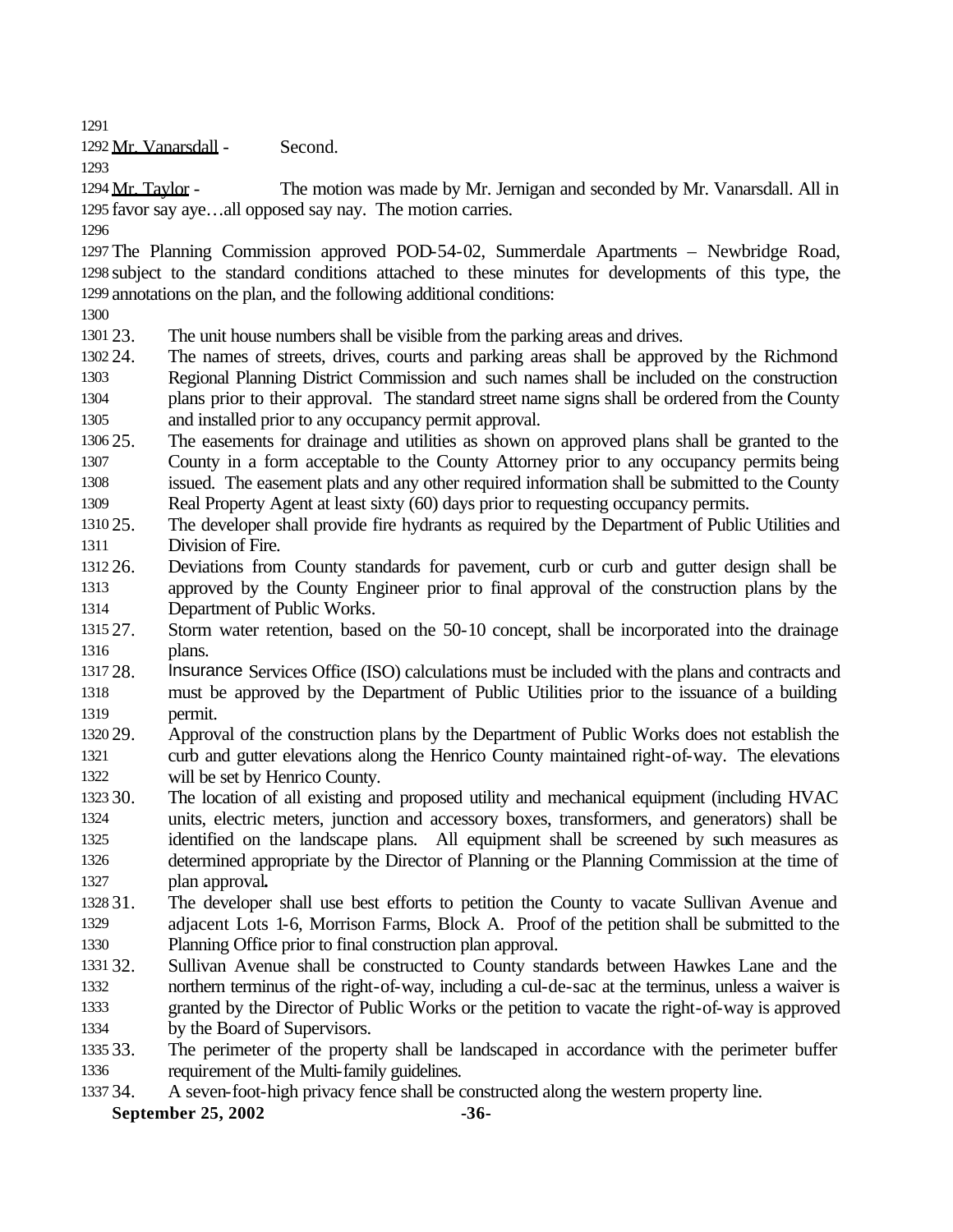Mr. Vanarsdall - Second.

Mr. Taylor - The motion was made by Mr. Jernigan and seconded by Mr. Vanarsdall. All in favor say aye…all opposed say nay. The motion carries.

The Planning Commission approved POD-54-02, Summerdale Apartments – Newbridge Road, subject to the standard conditions attached to these minutes for developments of this type, the annotations on the plan, and the following additional conditions:

23. The unit house numbers shall be visible from the parking areas and drives.
24. The names of streets, drives, courts and parking areas shall be approved by the Richmond Regional Planning District Commission and such names shall be included on the construction plans prior to their approval. The standard street name signs shall be ordered from the County and installed prior to any occupancy permit approval.
25. The easements for drainage and utilities as shown on approved plans shall be granted to the County in a form acceptable to the County Attorney prior to any occupancy permits being issued. The easement plats and any other required information shall be submitted to the County Real Property Agent at least sixty (60) days prior to requesting occupancy permits.
25. The developer shall provide fire hydrants as required by the Department of Public Utilities and Division of Fire.
26. Deviations from County standards for pavement, curb or curb and gutter design shall be approved by the County Engineer prior to final approval of the construction plans by the Department of Public Works.
27. Storm water retention, based on the 50-10 concept, shall be incorporated into the drainage plans.
28. Insurance Services Office (ISO) calculations must be included with the plans and contracts and must be approved by the Department of Public Utilities prior to the issuance of a building permit.
29. Approval of the construction plans by the Department of Public Works does not establish the curb and gutter elevations along the Henrico County maintained right-of-way. The elevations will be set by Henrico County.
30. The location of all existing and proposed utility and mechanical equipment (including HVAC units, electric meters, junction and accessory boxes, transformers, and generators) shall be identified on the landscape plans. All equipment shall be screened by such measures as determined appropriate by the Director of Planning or the Planning Commission at the time of plan approval**.**
31. The developer shall use best efforts to petition the County to vacate Sullivan Avenue and adjacent Lots 1-6, Morrison Farms, Block A. Proof of the petition shall be submitted to the Planning Office prior to final construction plan approval.
32. Sullivan Avenue shall be constructed to County standards between Hawkes Lane and the northern terminus of the right-of-way, including a cul-de-sac at the terminus, unless a waiver is granted by the Director of Public Works or the petition to vacate the right-of-way is approved by the Board of Supervisors.
33. The perimeter of the property shall be landscaped in accordance with the perimeter buffer requirement of the Multi-family guidelines.
34. A seven-foot-high privacy fence shall be constructed along the western property line.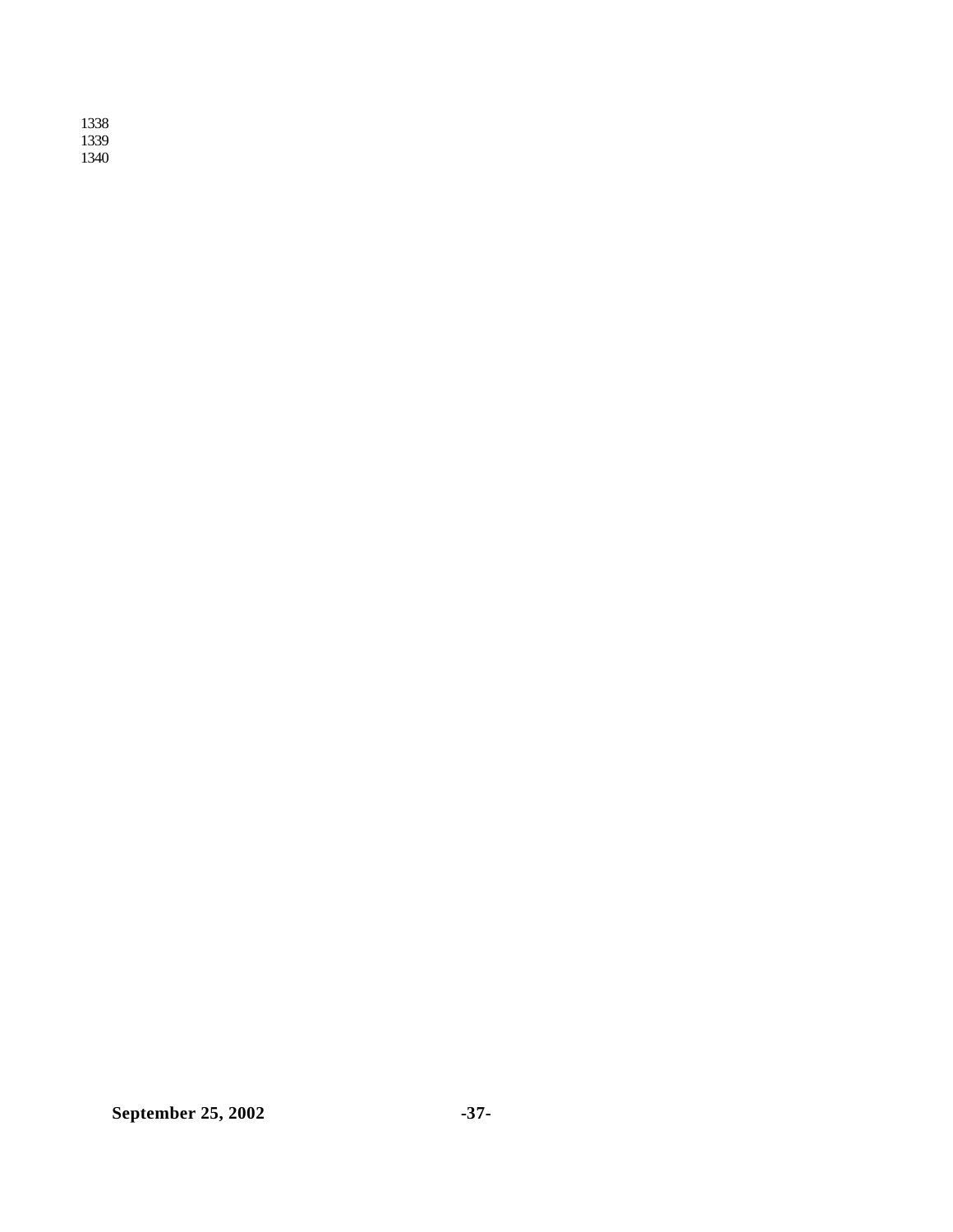1338
1339
1340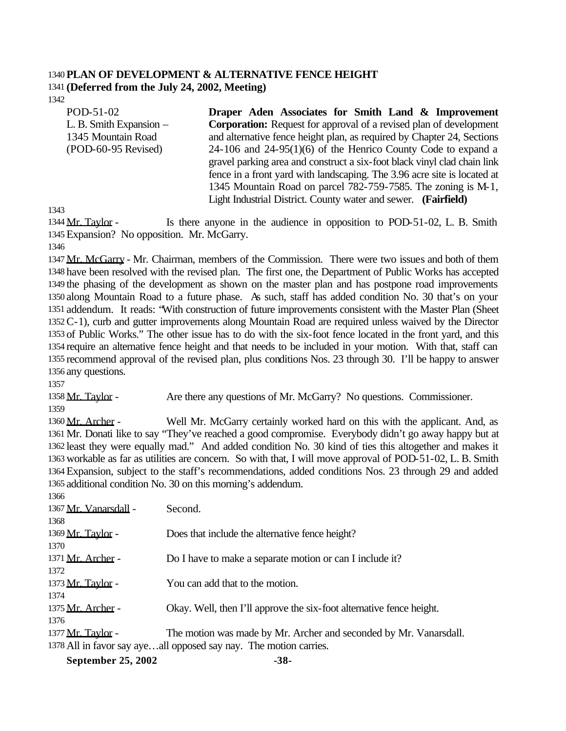**PLAN OF DEVELOPMENT & ALTERNATIVE FENCE HEIGHT**
**(Deferred from the July 24, 2002, Meeting)**

| | |
|---|---|
| POD-51-02<br>L. B. Smith Expansion –<br>1345 Mountain Road<br>(POD-60-95 Revised) | **Draper Aden Associates for Smith Land & Improvement Corporation:** Request for approval of a revised plan of development and alternative fence height plan, as required by Chapter 24, Sections 24-106 and 24-95(1)(6) of the Henrico County Code to expand a gravel parking area and construct a six-foot black vinyl clad chain link fence in a front yard with landscaping. The 3.96 acre site is located at 1345 Mountain Road on parcel 782-759-7585. The zoning is M-1, Light Industrial District. County water and sewer. **(Fairfield)** |

Mr. Taylor - Is there anyone in the audience in opposition to POD-51-02, L. B. Smith Expansion? No opposition. Mr. McGarry.

Mr. McGarry - Mr. Chairman, members of the Commission. There were two issues and both of them have been resolved with the revised plan. The first one, the Department of Public Works has accepted the phasing of the development as shown on the master plan and has postpone road improvements along Mountain Road to a future phase. As such, staff has added condition No. 30 that's on your addendum. It reads: "With construction of future improvements consistent with the Master Plan (Sheet C-1), curb and gutter improvements along Mountain Road are required unless waived by the Director of Public Works." The other issue has to do with the six-foot fence located in the front yard, and this require an alternative fence height and that needs to be included in your motion. With that, staff can recommend approval of the revised plan, plus conditions Nos. 23 through 30. I'll be happy to answer any questions.

Mr. Taylor - Are there any questions of Mr. McGarry? No questions. Commissioner.

Mr. Archer - Well Mr. McGarry certainly worked hard on this with the applicant. And, as Mr. Donati like to say "They've reached a good compromise. Everybody didn't go away happy but at least they were equally mad." And added condition No. 30 kind of ties this altogether and makes it workable as far as utilities are concern. So with that, I will move approval of POD-51-02, L. B. Smith Expansion, subject to the staff's recommendations, added conditions Nos. 23 through 29 and added additional condition No. 30 on this morning's addendum.

Mr. Vanarsdall - Second.

Mr. Taylor - Does that include the alternative fence height?

Mr. Archer - Do I have to make a separate motion or can I include it?

Mr. Taylor - You can add that to the motion.

Mr. Archer - Okay. Well, then I'll approve the six-foot alternative fence height.

Mr. Taylor - The motion was made by Mr. Archer and seconded by Mr. Vanarsdall. All in favor say aye…all opposed say nay. The motion carries.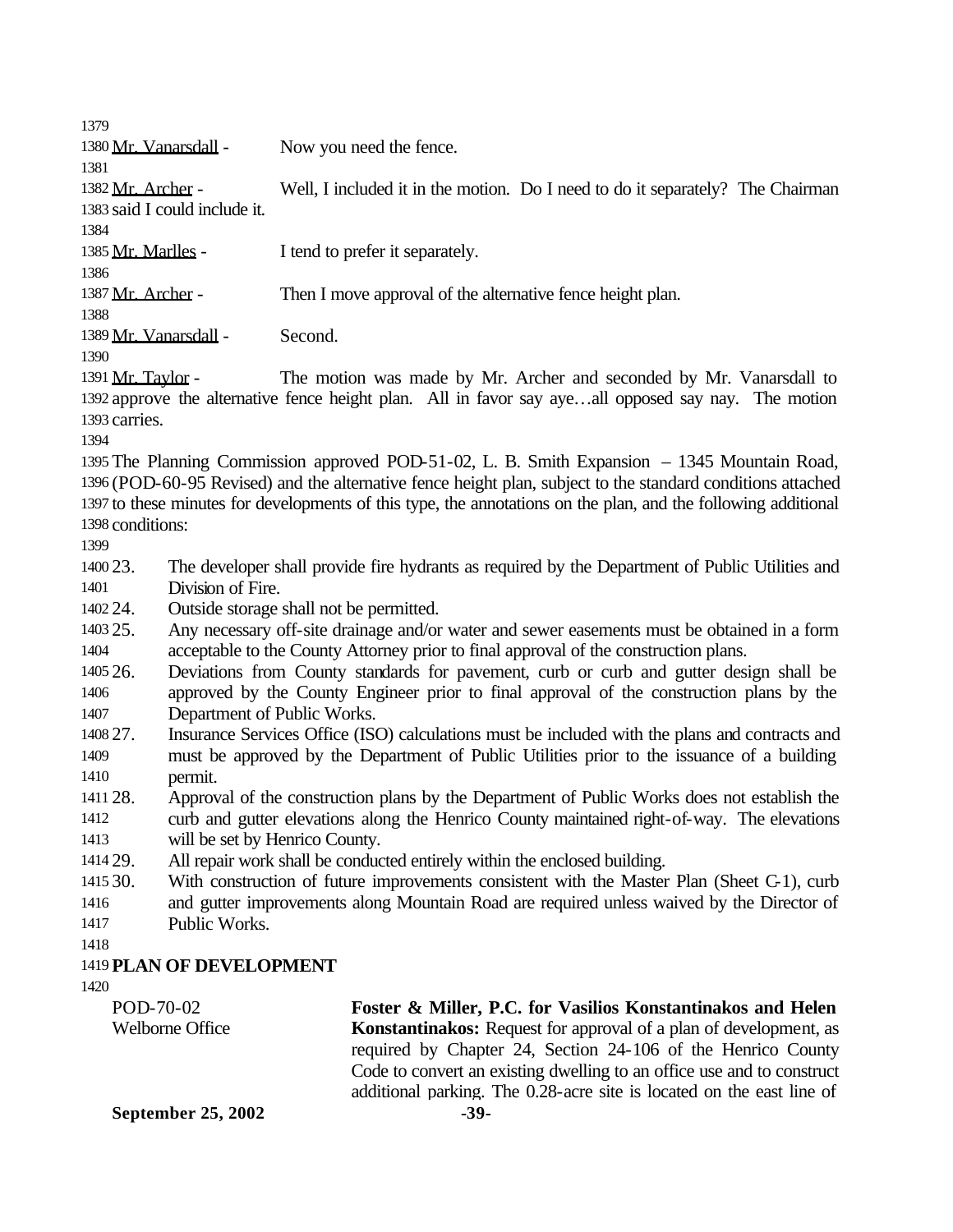Mr. Vanarsdall - Now you need the fence.

Mr. Archer - Well, I included it in the motion. Do I need to do it separately? The Chairman said I could include it.

Mr. Marlles - I tend to prefer it separately.

Mr. Archer - Then I move approval of the alternative fence height plan.

Mr. Vanarsdall - Second.

Mr. Taylor - The motion was made by Mr. Archer and seconded by Mr. Vanarsdall to approve the alternative fence height plan. All in favor say aye…all opposed say nay. The motion carries.

The Planning Commission approved POD-51-02, L. B. Smith Expansion – 1345 Mountain Road, (POD-60-95 Revised) and the alternative fence height plan, subject to the standard conditions attached to these minutes for developments of this type, the annotations on the plan, and the following additional conditions:

23. The developer shall provide fire hydrants as required by the Department of Public Utilities and Division of Fire.
24. Outside storage shall not be permitted.
25. Any necessary off-site drainage and/or water and sewer easements must be obtained in a form acceptable to the County Attorney prior to final approval of the construction plans.
26. Deviations from County standards for pavement, curb or curb and gutter design shall be approved by the County Engineer prior to final approval of the construction plans by the Department of Public Works.
27. Insurance Services Office (ISO) calculations must be included with the plans and contracts and must be approved by the Department of Public Utilities prior to the issuance of a building permit.
28. Approval of the construction plans by the Department of Public Works does not establish the curb and gutter elevations along the Henrico County maintained right-of-way. The elevations will be set by Henrico County.
29. All repair work shall be conducted entirely within the enclosed building.
30. With construction of future improvements consistent with the Master Plan (Sheet C-1), curb and gutter improvements along Mountain Road are required unless waived by the Director of Public Works.

**PLAN OF DEVELOPMENT**

POD-70-02
Welborne Office

**Foster & Miller, P.C. for Vasilios Konstantinakos and Helen Konstantinakos:** Request for approval of a plan of development, as required by Chapter 24, Section 24-106 of the Henrico County Code to convert an existing dwelling to an office use and to construct additional parking. The 0.28-acre site is located on the east line of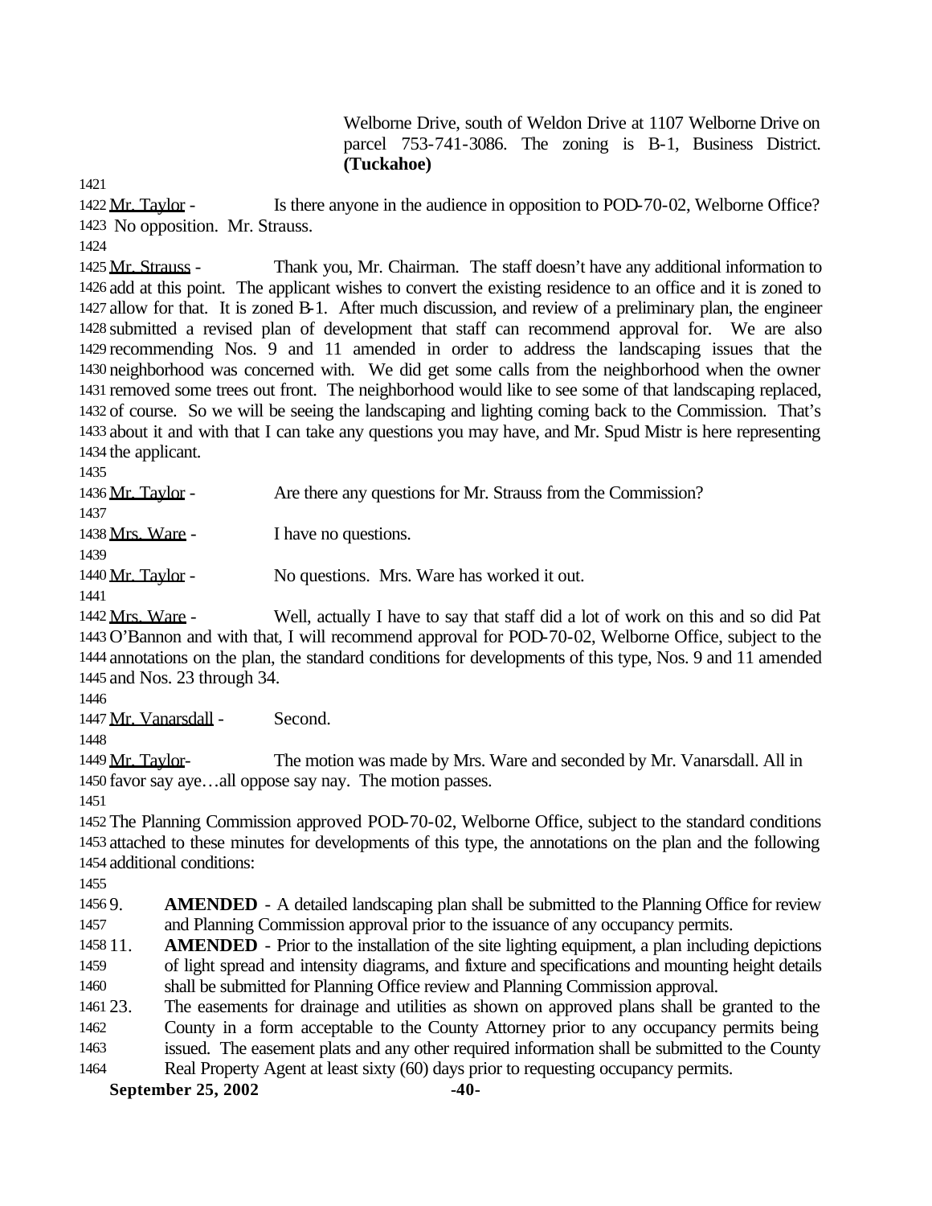Welborne Drive, south of Weldon Drive at 1107 Welborne Drive on parcel 753-741-3086. The zoning is B-1, Business District. **(Tuckahoe)**

Mr. Taylor - Is there anyone in the audience in opposition to POD-70-02, Welborne Office? No opposition. Mr. Strauss.

Mr. Strauss - Thank you, Mr. Chairman. The staff doesn't have any additional information to add at this point. The applicant wishes to convert the existing residence to an office and it is zoned to allow for that. It is zoned B-1. After much discussion, and review of a preliminary plan, the engineer submitted a revised plan of development that staff can recommend approval for. We are also recommending Nos. 9 and 11 amended in order to address the landscaping issues that the neighborhood was concerned with. We did get some calls from the neighborhood when the owner removed some trees out front. The neighborhood would like to see some of that landscaping replaced, of course. So we will be seeing the landscaping and lighting coming back to the Commission. That's about it and with that I can take any questions you may have, and Mr. Spud Mistr is here representing the applicant.

Mr. Taylor - Are there any questions for Mr. Strauss from the Commission?

Mrs. Ware - I have no questions.

Mr. Taylor - No questions. Mrs. Ware has worked it out.

Mrs. Ware - Well, actually I have to say that staff did a lot of work on this and so did Pat O'Bannon and with that, I will recommend approval for POD-70-02, Welborne Office, subject to the annotations on the plan, the standard conditions for developments of this type, Nos. 9 and 11 amended and Nos. 23 through 34.

Mr. Vanarsdall - Second.

Mr. Taylor- The motion was made by Mrs. Ware and seconded by Mr. Vanarsdall. All in favor say aye…all oppose say nay. The motion passes.

The Planning Commission approved POD-70-02, Welborne Office, subject to the standard conditions attached to these minutes for developments of this type, the annotations on the plan and the following additional conditions:

9. **AMENDED** - A detailed landscaping plan shall be submitted to the Planning Office for review and Planning Commission approval prior to the issuance of any occupancy permits.
11. **AMENDED** - Prior to the installation of the site lighting equipment, a plan including depictions of light spread and intensity diagrams, and fixture and specifications and mounting height details shall be submitted for Planning Office review and Planning Commission approval.
23. The easements for drainage and utilities as shown on approved plans shall be granted to the County in a form acceptable to the County Attorney prior to any occupancy permits being issued. The easement plats and any other required information shall be submitted to the County Real Property Agent at least sixty (60) days prior to requesting occupancy permits.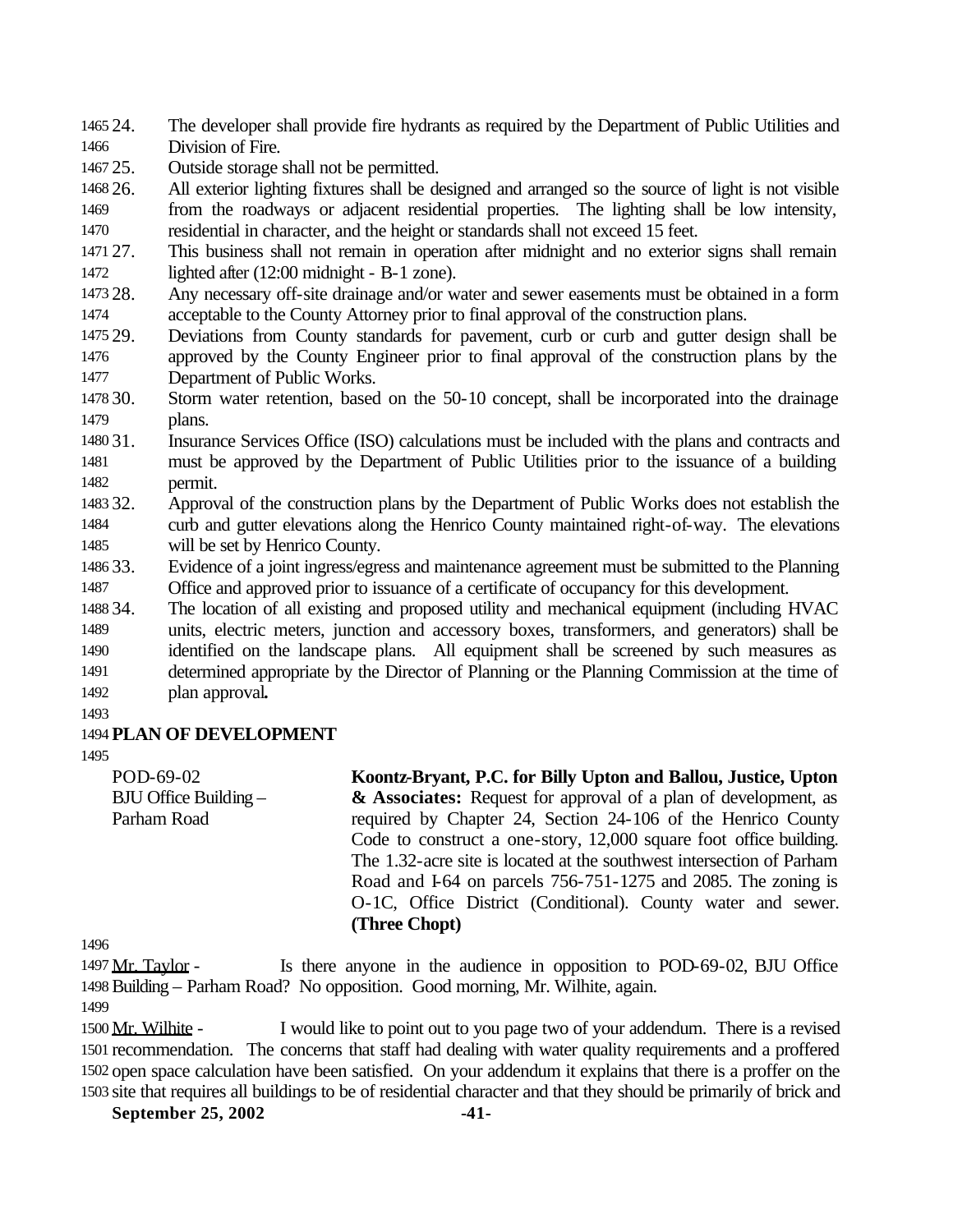24. The developer shall provide fire hydrants as required by the Department of Public Utilities and Division of Fire.
25. Outside storage shall not be permitted.
26. All exterior lighting fixtures shall be designed and arranged so the source of light is not visible from the roadways or adjacent residential properties. The lighting shall be low intensity, residential in character, and the height or standards shall not exceed 15 feet.
27. This business shall not remain in operation after midnight and no exterior signs shall remain lighted after (12:00 midnight - B-1 zone).
28. Any necessary off-site drainage and/or water and sewer easements must be obtained in a form acceptable to the County Attorney prior to final approval of the construction plans.
29. Deviations from County standards for pavement, curb or curb and gutter design shall be approved by the County Engineer prior to final approval of the construction plans by the Department of Public Works.
30. Storm water retention, based on the 50-10 concept, shall be incorporated into the drainage plans.
31. Insurance Services Office (ISO) calculations must be included with the plans and contracts and must be approved by the Department of Public Utilities prior to the issuance of a building permit.
32. Approval of the construction plans by the Department of Public Works does not establish the curb and gutter elevations along the Henrico County maintained right-of-way. The elevations will be set by Henrico County.
33. Evidence of a joint ingress/egress and maintenance agreement must be submitted to the Planning Office and approved prior to issuance of a certificate of occupancy for this development.
34. The location of all existing and proposed utility and mechanical equipment (including HVAC units, electric meters, junction and accessory boxes, transformers, and generators) shall be identified on the landscape plans. All equipment shall be screened by such measures as determined appropriate by the Director of Planning or the Planning Commission at the time of plan approval**.**

**PLAN OF DEVELOPMENT**

POD-69-02
BJU Office Building –
Parham Road

**Koontz-Bryant, P.C. for Billy Upton and Ballou, Justice, Upton & Associates:** Request for approval of a plan of development, as required by Chapter 24, Section 24-106 of the Henrico County Code to construct a one-story, 12,000 square foot office building. The 1.32-acre site is located at the southwest intersection of Parham Road and I-64 on parcels 756-751-1275 and 2085. The zoning is O-1C, Office District (Conditional). County water and sewer. **(Three Chopt)**

Mr. Taylor - Is there anyone in the audience in opposition to POD-69-02, BJU Office Building – Parham Road? No opposition. Good morning, Mr. Wilhite, again.

Mr. Wilhite - I would like to point out to you page two of your addendum. There is a revised recommendation. The concerns that staff had dealing with water quality requirements and a proffered open space calculation have been satisfied. On your addendum it explains that there is a proffer on the site that requires all buildings to be of residential character and that they should be primarily of brick and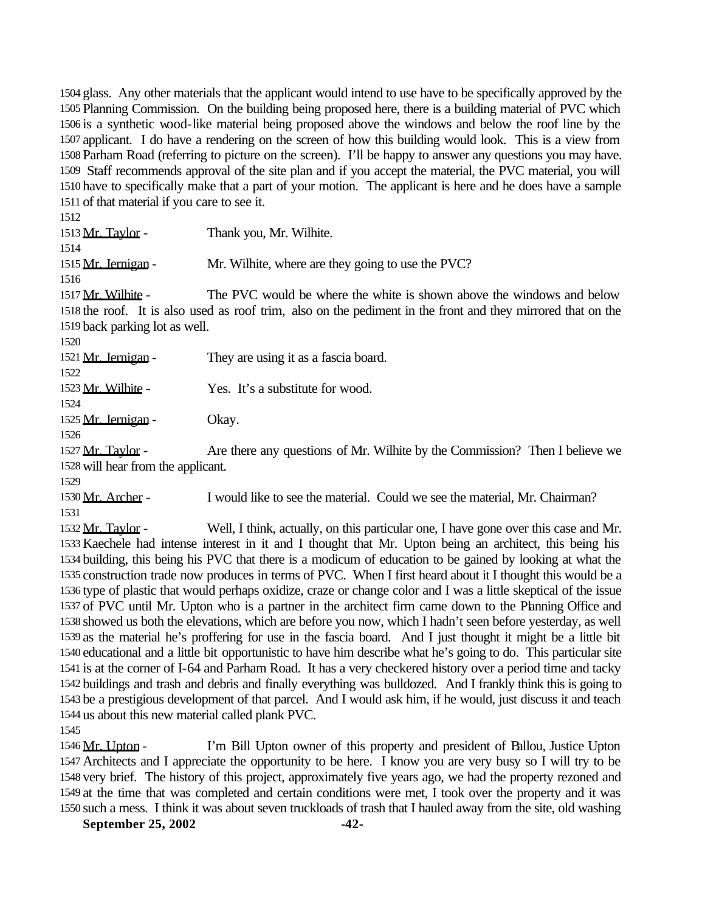glass. Any other materials that the applicant would intend to use have to be specifically approved by the Planning Commission. On the building being proposed here, there is a building material of PVC which is a synthetic wood-like material being proposed above the windows and below the roof line by the applicant. I do have a rendering on the screen of how this building would look. This is a view from Parham Road (referring to picture on the screen). I'll be happy to answer any questions you may have. Staff recommends approval of the site plan and if you accept the material, the PVC material, you will have to specifically make that a part of your motion. The applicant is here and he does have a sample of that material if you care to see it.

Mr. Taylor - Thank you, Mr. Wilhite.

Mr. Jernigan - Mr. Wilhite, where are they going to use the PVC?

Mr. Wilhite - The PVC would be where the white is shown above the windows and below the roof. It is also used as roof trim, also on the pediment in the front and they mirrored that on the back parking lot as well.

Mr. Jernigan - They are using it as a fascia board.

Mr. Wilhite - Yes. It's a substitute for wood.

Mr. Jernigan - Okay.

Mr. Taylor - Are there any questions of Mr. Wilhite by the Commission? Then I believe we will hear from the applicant.

Mr. Archer - I would like to see the material. Could we see the material, Mr. Chairman?

Mr. Taylor - Well, I think, actually, on this particular one, I have gone over this case and Mr. Kaechele had intense interest in it and I thought that Mr. Upton being an architect, this being his building, this being his PVC that there is a modicum of education to be gained by looking at what the construction trade now produces in terms of PVC. When I first heard about it I thought this would be a type of plastic that would perhaps oxidize, craze or change color and I was a little skeptical of the issue of PVC until Mr. Upton who is a partner in the architect firm came down to the Planning Office and showed us both the elevations, which are before you now, which I hadn't seen before yesterday, as well as the material he's proffering for use in the fascia board. And I just thought it might be a little bit educational and a little bit opportunistic to have him describe what he's going to do. This particular site is at the corner of I-64 and Parham Road. It has a very checkered history over a period time and tacky buildings and trash and debris and finally everything was bulldozed. And I frankly think this is going to be a prestigious development of that parcel. And I would ask him, if he would, just discuss it and teach us about this new material called plank PVC.

Mr. Upton - I'm Bill Upton owner of this property and president of Ballou, Justice Upton Architects and I appreciate the opportunity to be here. I know you are very busy so I will try to be very brief. The history of this project, approximately five years ago, we had the property rezoned and at the time that was completed and certain conditions were met, I took over the property and it was such a mess. I think it was about seven truckloads of trash that I hauled away from the site, old washing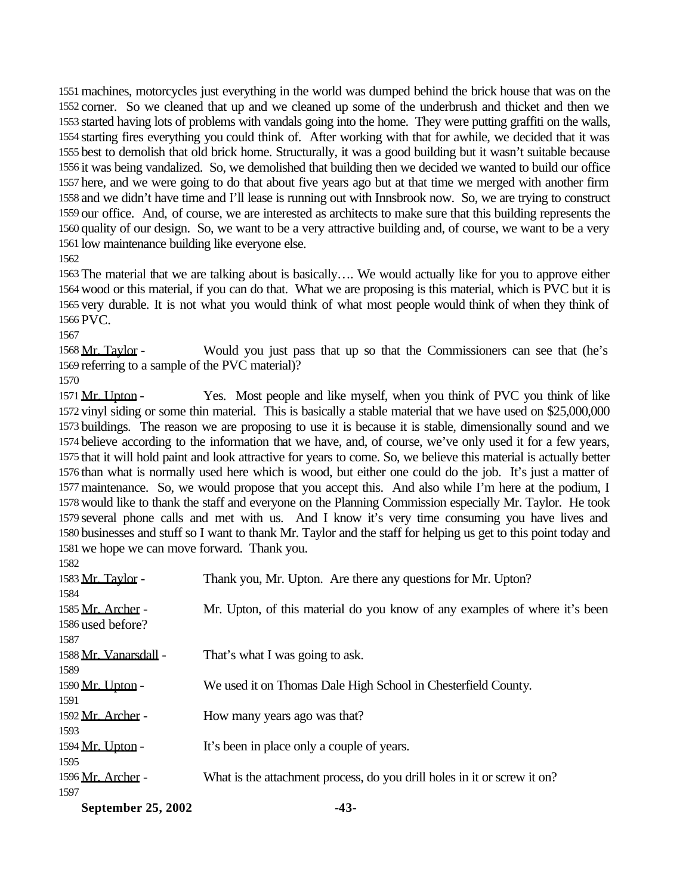machines, motorcycles just everything in the world was dumped behind the brick house that was on the corner. So we cleaned that up and we cleaned up some of the underbrush and thicket and then we started having lots of problems with vandals going into the home. They were putting graffiti on the walls, starting fires everything you could think of. After working with that for awhile, we decided that it was best to demolish that old brick home. Structurally, it was a good building but it wasn't suitable because it was being vandalized. So, we demolished that building then we decided we wanted to build our office here, and we were going to do that about five years ago but at that time we merged with another firm and we didn't have time and I'll lease is running out with Innsbrook now. So, we are trying to construct our office. And, of course, we are interested as architects to make sure that this building represents the quality of our design. So, we want to be a very attractive building and, of course, we want to be a very low maintenance building like everyone else.

The material that we are talking about is basically…. We would actually like for you to approve either wood or this material, if you can do that. What we are proposing is this material, which is PVC but it is very durable. It is not what you would think of what most people would think of when they think of PVC.

Mr. Taylor - Would you just pass that up so that the Commissioners can see that (he's referring to a sample of the PVC material)?

Mr. Upton - Yes. Most people and like myself, when you think of PVC you think of like vinyl siding or some thin material. This is basically a stable material that we have used on $25,000,000 buildings. The reason we are proposing to use it is because it is stable, dimensionally sound and we believe according to the information that we have, and, of course, we've only used it for a few years, that it will hold paint and look attractive for years to come. So, we believe this material is actually better than what is normally used here which is wood, but either one could do the job. It's just a matter of maintenance. So, we would propose that you accept this. And also while I'm here at the podium, I would like to thank the staff and everyone on the Planning Commission especially Mr. Taylor. He took several phone calls and met with us. And I know it's very time consuming you have lives and businesses and stuff so I want to thank Mr. Taylor and the staff for helping us get to this point today and we hope we can move forward. Thank you.

Mr. Taylor - Thank you, Mr. Upton. Are there any questions for Mr. Upton?

Mr. Archer - Mr. Upton, of this material do you know of any examples of where it's been used before?

Mr. Vanarsdall - That's what I was going to ask.

Mr. Upton - We used it on Thomas Dale High School in Chesterfield County.

Mr. Archer - How many years ago was that?

Mr. Upton - It's been in place only a couple of years.

Mr. Archer - What is the attachment process, do you drill holes in it or screw it on?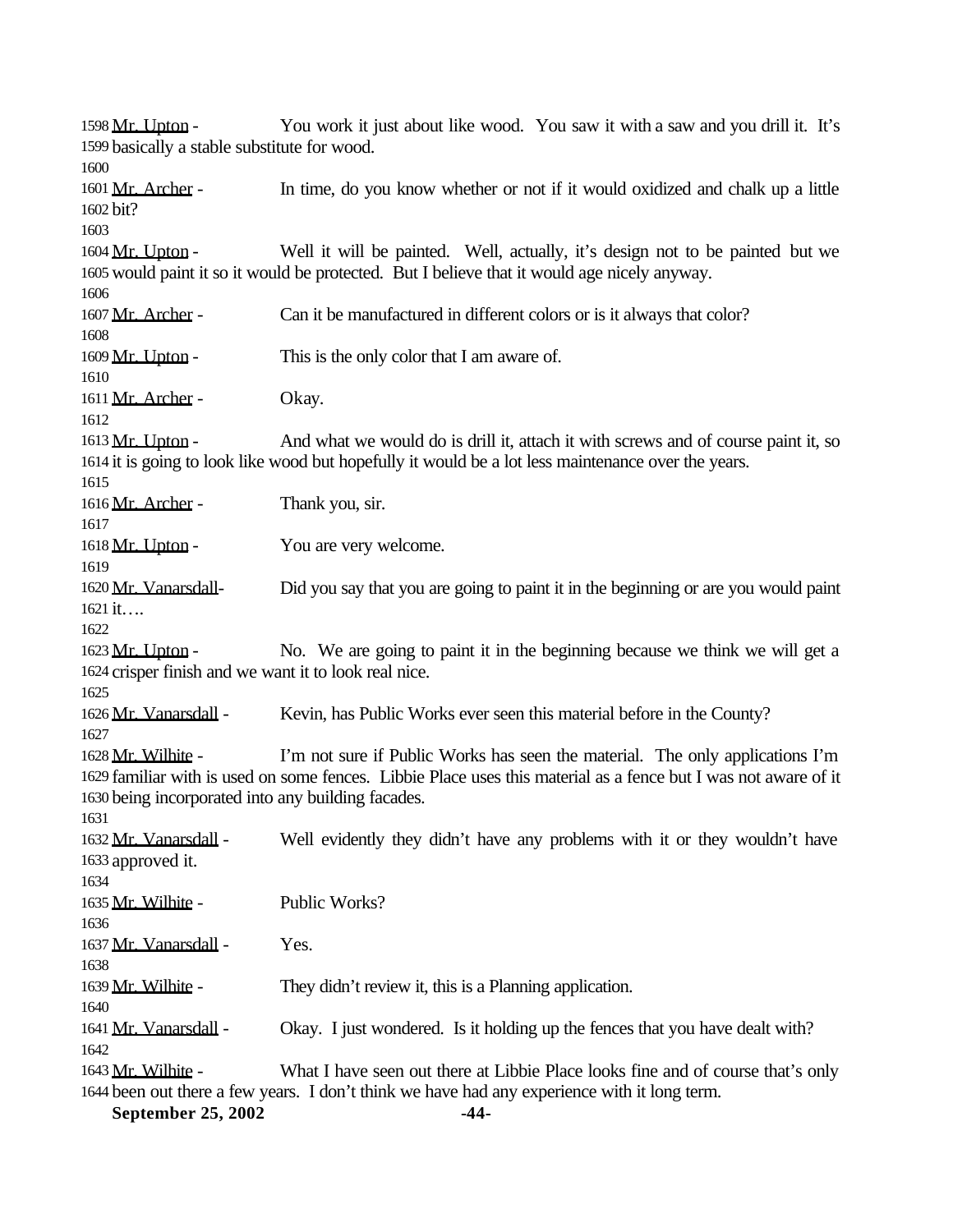Mr. Upton - You work it just about like wood. You saw it with a saw and you drill it. It's basically a stable substitute for wood.

Mr. Archer - In time, do you know whether or not if it would oxidized and chalk up a little bit?

Mr. Upton - Well it will be painted. Well, actually, it's design not to be painted but we would paint it so it would be protected. But I believe that it would age nicely anyway.

Mr. Archer - Can it be manufactured in different colors or is it always that color?

Mr. Upton - This is the only color that I am aware of.

Mr. Archer - Okay.

Mr. Upton - And what we would do is drill it, attach it with screws and of course paint it, so it is going to look like wood but hopefully it would be a lot less maintenance over the years.

Mr. Archer - Thank you, sir.

Mr. Upton - You are very welcome.

Mr. Vanarsdall- Did you say that you are going to paint it in the beginning or are you would paint it….

Mr. Upton - No. We are going to paint it in the beginning because we think we will get a crisper finish and we want it to look real nice.

Mr. Vanarsdall - Kevin, has Public Works ever seen this material before in the County?

Mr. Wilhite - I'm not sure if Public Works has seen the material. The only applications I'm familiar with is used on some fences. Libbie Place uses this material as a fence but I was not aware of it being incorporated into any building facades.

Mr. Vanarsdall - Well evidently they didn't have any problems with it or they wouldn't have approved it.

Mr. Wilhite - Public Works?

Mr. Vanarsdall - Yes.

Mr. Wilhite - They didn't review it, this is a Planning application.

Mr. Vanarsdall - Okay. I just wondered. Is it holding up the fences that you have dealt with?

Mr. Wilhite - What I have seen out there at Libbie Place looks fine and of course that's only been out there a few years. I don't think we have had any experience with it long term.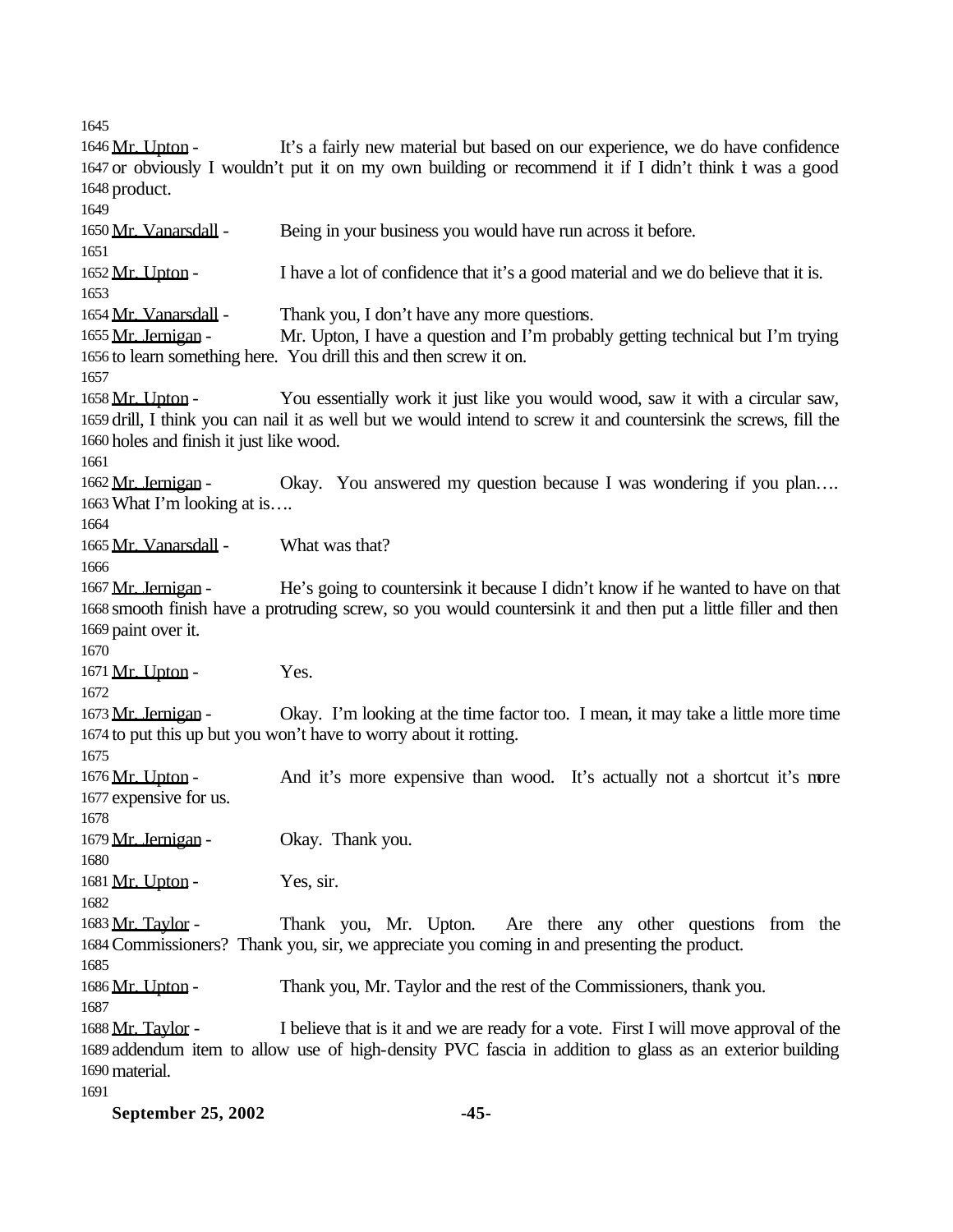1645

1646 Mr. Upton - It's a fairly new material but based on our experience, we do have confidence 1647 or obviously I wouldn't put it on my own building or recommend it if I didn't think it was a good 1648 product.

1649

1650 Mr. Vanarsdall - Being in your business you would have run across it before.

1651

1652 Mr. Upton - I have a lot of confidence that it's a good material and we do believe that it is.

1653

1654 Mr. Vanarsdall - Thank you, I don't have any more questions.

1655 Mr. Jernigan - Mr. Upton, I have a question and I'm probably getting technical but I'm trying 1656 to learn something here. You drill this and then screw it on.

1657

1658 Mr. Upton - You essentially work it just like you would wood, saw it with a circular saw, 1659 drill, I think you can nail it as well but we would intend to screw it and countersink the screws, fill the 1660 holes and finish it just like wood.

1661

1662 Mr. Jernigan - Okay. You answered my question because I was wondering if you plan…. 1663 What I'm looking at is….

1664

1665 Mr. Vanarsdall - What was that?

1666

1667 Mr. Jernigan - He's going to countersink it because I didn't know if he wanted to have on that 1668 smooth finish have a protruding screw, so you would countersink it and then put a little filler and then 1669 paint over it.

1670

1671 Mr. Upton - Yes.

1672

1673 Mr. Jernigan - Okay. I'm looking at the time factor too. I mean, it may take a little more time 1674 to put this up but you won't have to worry about it rotting.

1675

1676 Mr. Upton - And it's more expensive than wood. It's actually not a shortcut it's more 1677 expensive for us.

1678

1679 Mr. Jernigan - Okay. Thank you.

1680

1681 Mr. Upton - Yes, sir.

1682

1683 Mr. Taylor - Thank you, Mr. Upton. Are there any other questions from the 1684 Commissioners? Thank you, sir, we appreciate you coming in and presenting the product.

1685

1686 Mr. Upton - Thank you, Mr. Taylor and the rest of the Commissioners, thank you.

1687

1688 Mr. Taylor - I believe that is it and we are ready for a vote. First I will move approval of the 1689 addendum item to allow use of high-density PVC fascia in addition to glass as an exterior building 1690 material.

1691

**September 25, 2002**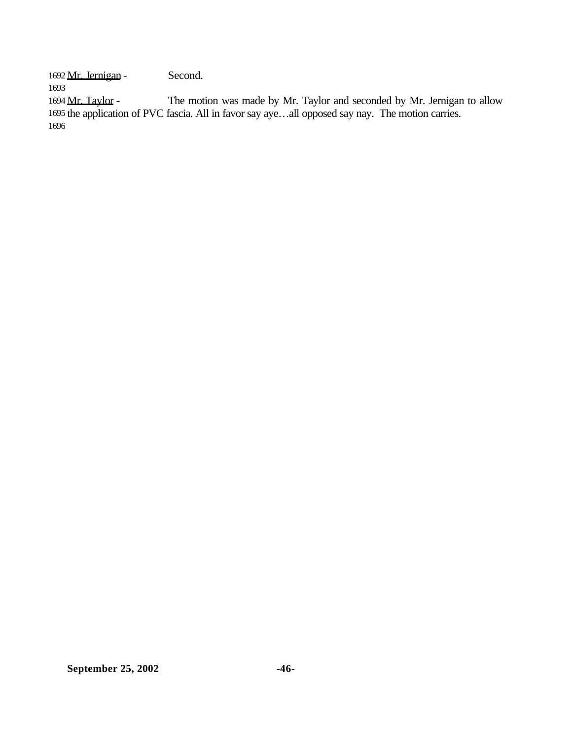1692 Mr. Jernigan - Second.

1693

1694 Mr. Taylor - The motion was made by Mr. Taylor and seconded by Mr. Jernigan to allow
1695 the application of PVC fascia. All in favor say aye…all opposed say nay. The motion carries.

1696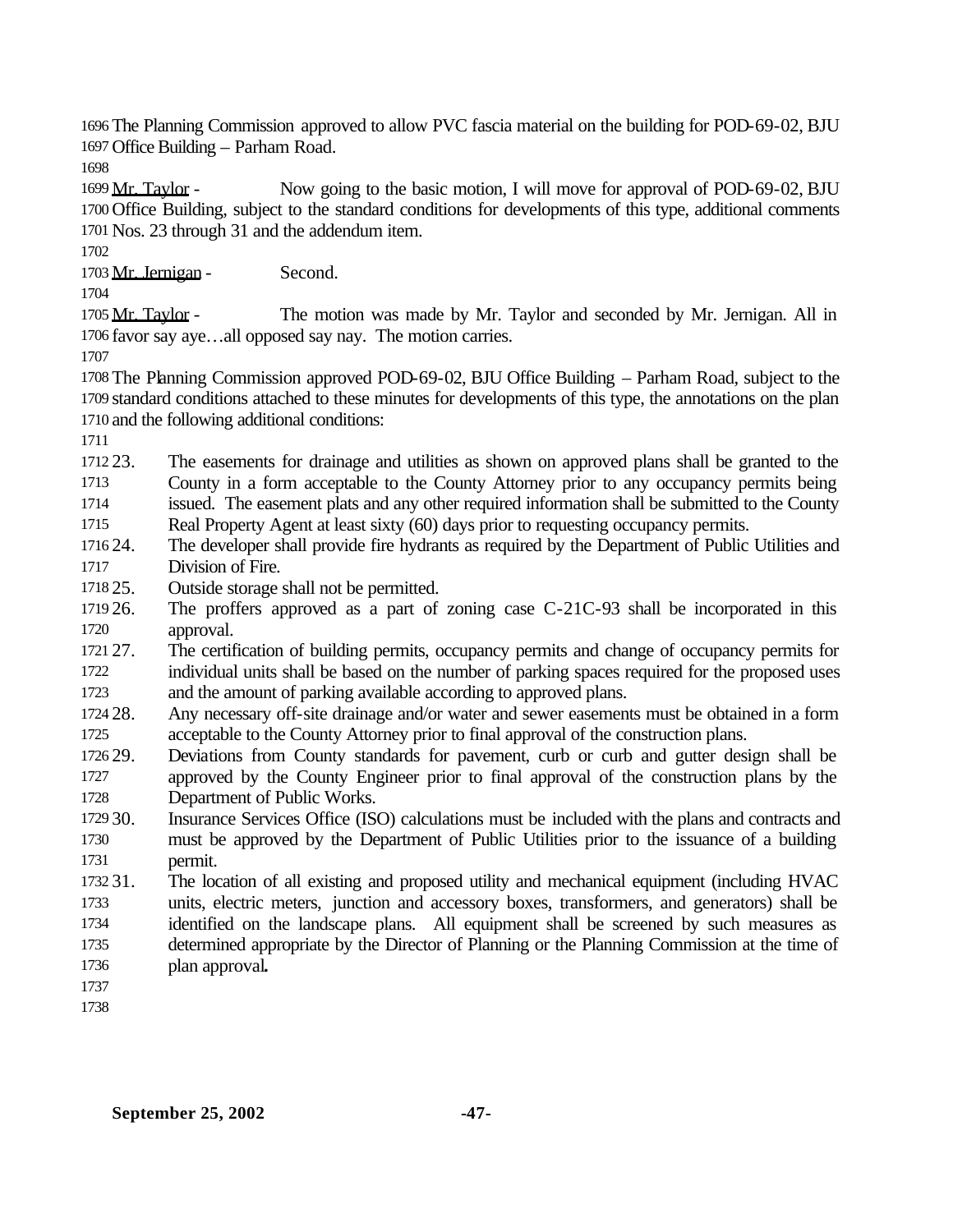The Planning Commission approved to allow PVC fascia material on the building for POD-69-02, BJU Office Building – Parham Road.

Mr. Taylor - Now going to the basic motion, I will move for approval of POD-69-02, BJU Office Building, subject to the standard conditions for developments of this type, additional comments Nos. 23 through 31 and the addendum item.

Mr. Jernigan - Second.

Mr. Taylor - The motion was made by Mr. Taylor and seconded by Mr. Jernigan. All in favor say aye…all opposed say nay. The motion carries.

The Planning Commission approved POD-69-02, BJU Office Building – Parham Road, subject to the standard conditions attached to these minutes for developments of this type, the annotations on the plan and the following additional conditions:

23. The easements for drainage and utilities as shown on approved plans shall be granted to the County in a form acceptable to the County Attorney prior to any occupancy permits being issued. The easement plats and any other required information shall be submitted to the County Real Property Agent at least sixty (60) days prior to requesting occupancy permits.
24. The developer shall provide fire hydrants as required by the Department of Public Utilities and Division of Fire.
25. Outside storage shall not be permitted.
26. The proffers approved as a part of zoning case C-21C-93 shall be incorporated in this approval.
27. The certification of building permits, occupancy permits and change of occupancy permits for individual units shall be based on the number of parking spaces required for the proposed uses and the amount of parking available according to approved plans.
28. Any necessary off-site drainage and/or water and sewer easements must be obtained in a form acceptable to the County Attorney prior to final approval of the construction plans.
29. Deviations from County standards for pavement, curb or curb and gutter design shall be approved by the County Engineer prior to final approval of the construction plans by the Department of Public Works.
30. Insurance Services Office (ISO) calculations must be included with the plans and contracts and must be approved by the Department of Public Utilities prior to the issuance of a building permit.
31. The location of all existing and proposed utility and mechanical equipment (including HVAC units, electric meters, junction and accessory boxes, transformers, and generators) shall be identified on the landscape plans. All equipment shall be screened by such measures as determined appropriate by the Director of Planning or the Planning Commission at the time of plan approval.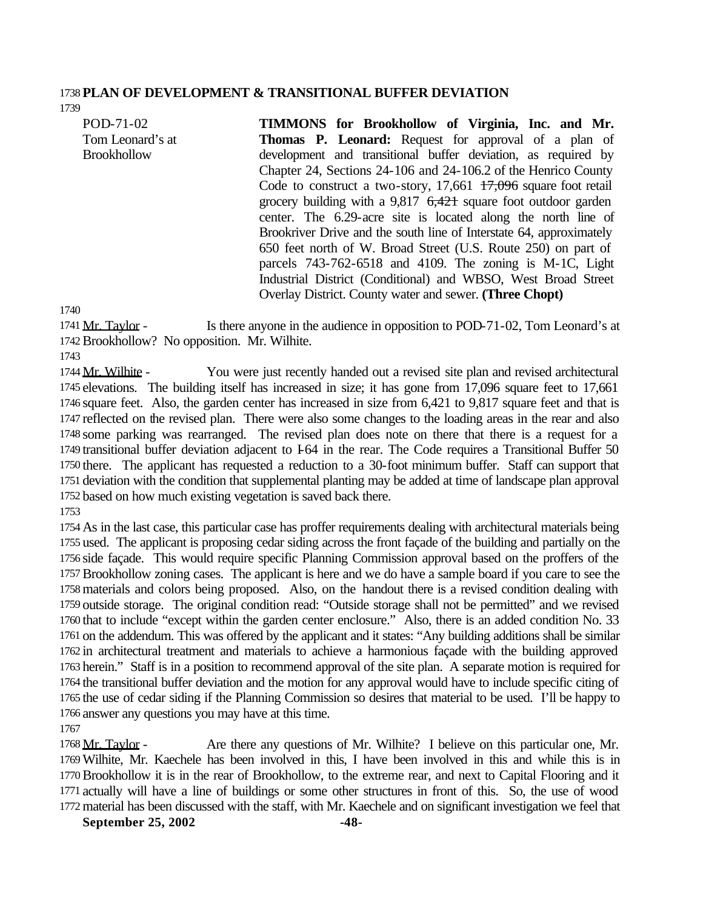**PLAN OF DEVELOPMENT & TRANSITIONAL BUFFER DEVIATION**

POD-71-02
Tom Leonard's at Brookhollow

**TIMMONS for Brookhollow of Virginia, Inc. and Mr. Thomas P. Leonard:** Request for approval of a plan of development and transitional buffer deviation, as required by Chapter 24, Sections 24-106 and 24-106.2 of the Henrico County Code to construct a two-story, 17,661 ~~17,096~~ square foot retail grocery building with a 9,817 ~~6,421~~ square foot outdoor garden center. The 6.29-acre site is located along the north line of Brookriver Drive and the south line of Interstate 64, approximately 650 feet north of W. Broad Street (U.S. Route 250) on part of parcels 743-762-6518 and 4109. The zoning is M-1C, Light Industrial District (Conditional) and WBSO, West Broad Street Overlay District. County water and sewer. **(Three Chopt)**

Mr. Taylor - Is there anyone in the audience in opposition to POD-71-02, Tom Leonard's at Brookhollow? No opposition. Mr. Wilhite.

Mr. Wilhite - You were just recently handed out a revised site plan and revised architectural elevations. The building itself has increased in size; it has gone from 17,096 square feet to 17,661 square feet. Also, the garden center has increased in size from 6,421 to 9,817 square feet and that is reflected on the revised plan. There were also some changes to the loading areas in the rear and also some parking was rearranged. The revised plan does note on there that there is a request for a transitional buffer deviation adjacent to I-64 in the rear. The Code requires a Transitional Buffer 50 there. The applicant has requested a reduction to a 30-foot minimum buffer. Staff can support that deviation with the condition that supplemental planting may be added at time of landscape plan approval based on how much existing vegetation is saved back there.

As in the last case, this particular case has proffer requirements dealing with architectural materials being used. The applicant is proposing cedar siding across the front façade of the building and partially on the side façade. This would require specific Planning Commission approval based on the proffers of the Brookhollow zoning cases. The applicant is here and we do have a sample board if you care to see the materials and colors being proposed. Also, on the handout there is a revised condition dealing with outside storage. The original condition read: "Outside storage shall not be permitted" and we revised that to include "except within the garden center enclosure." Also, there is an added condition No. 33 on the addendum. This was offered by the applicant and it states: "Any building additions shall be similar in architectural treatment and materials to achieve a harmonious façade with the building approved herein." Staff is in a position to recommend approval of the site plan. A separate motion is required for the transitional buffer deviation and the motion for any approval would have to include specific citing of the use of cedar siding if the Planning Commission so desires that material to be used. I'll be happy to answer any questions you may have at this time.

Mr. Taylor - Are there any questions of Mr. Wilhite? I believe on this particular one, Mr. Wilhite, Mr. Kaechele has been involved in this, I have been involved in this and while this is in Brookhollow it is in the rear of Brookhollow, to the extreme rear, and next to Capital Flooring and it actually will have a line of buildings or some other structures in front of this. So, the use of wood material has been discussed with the staff, with Mr. Kaechele and on significant investigation we feel that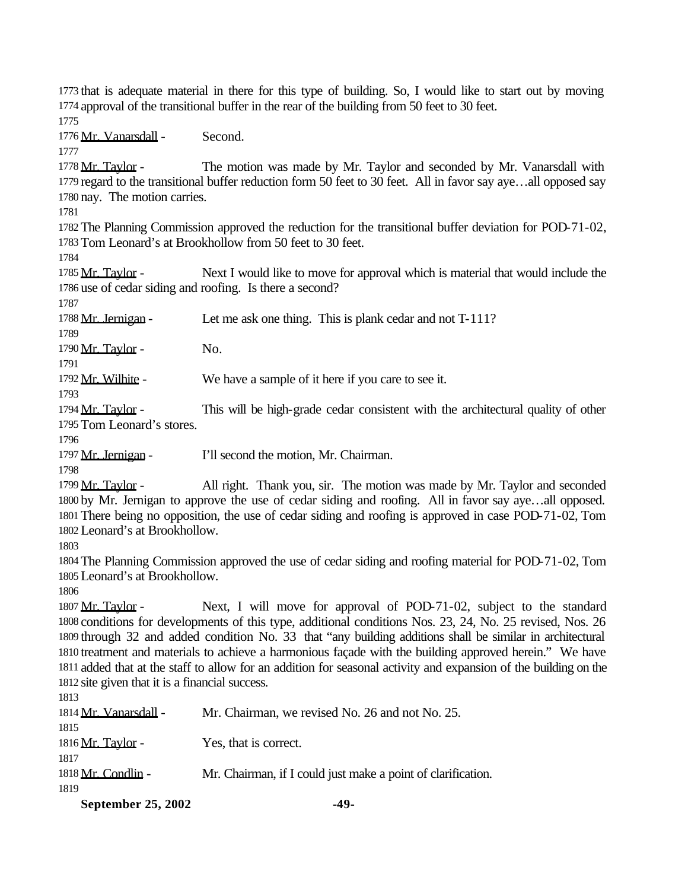that is adequate material in there for this type of building. So, I would like to start out by moving approval of the transitional buffer in the rear of the building from 50 feet to 30 feet.

Mr. Vanarsdall - Second.

Mr. Taylor - The motion was made by Mr. Taylor and seconded by Mr. Vanarsdall with regard to the transitional buffer reduction form 50 feet to 30 feet. All in favor say aye…all opposed say nay. The motion carries.

The Planning Commission approved the reduction for the transitional buffer deviation for POD-71-02, Tom Leonard's at Brookhollow from 50 feet to 30 feet.

Mr. Taylor - Next I would like to move for approval which is material that would include the use of cedar siding and roofing. Is there a second?

Mr. Jernigan - Let me ask one thing. This is plank cedar and not T-111?

Mr. Taylor - No.

Mr. Wilhite - We have a sample of it here if you care to see it.

Mr. Taylor - This will be high-grade cedar consistent with the architectural quality of other Tom Leonard's stores.

Mr. Jernigan - I'll second the motion, Mr. Chairman.

Mr. Taylor - All right. Thank you, sir. The motion was made by Mr. Taylor and seconded by Mr. Jernigan to approve the use of cedar siding and roofing. All in favor say aye…all opposed. There being no opposition, the use of cedar siding and roofing is approved in case POD-71-02, Tom Leonard's at Brookhollow.

The Planning Commission approved the use of cedar siding and roofing material for POD-71-02, Tom Leonard's at Brookhollow.

Mr. Taylor - Next, I will move for approval of POD-71-02, subject to the standard conditions for developments of this type, additional conditions Nos. 23, 24, No. 25 revised, Nos. 26 through 32 and added condition No. 33 that "any building additions shall be similar in architectural treatment and materials to achieve a harmonious façade with the building approved herein." We have added that at the staff to allow for an addition for seasonal activity and expansion of the building on the site given that it is a financial success.

Mr. Vanarsdall - Mr. Chairman, we revised No. 26 and not No. 25.

Mr. Taylor - Yes, that is correct.

Mr. Condlin - Mr. Chairman, if I could just make a point of clarification.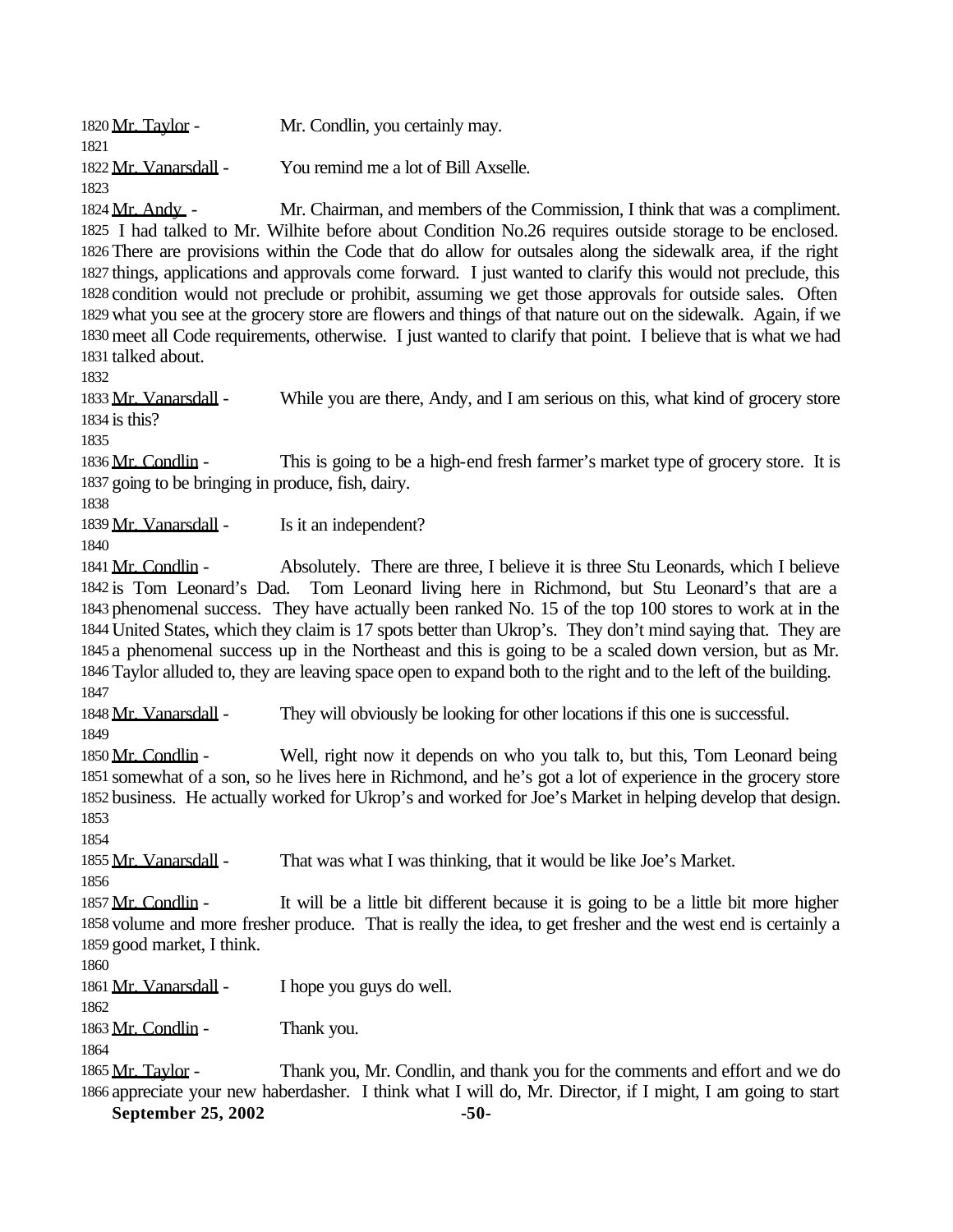Mr. Taylor - Mr. Condlin, you certainly may.

Mr. Vanarsdall - You remind me a lot of Bill Axselle.

Mr. Andy - Mr. Chairman, and members of the Commission, I think that was a compliment. I had talked to Mr. Wilhite before about Condition No.26 requires outside storage to be enclosed. There are provisions within the Code that do allow for outsales along the sidewalk area, if the right things, applications and approvals come forward. I just wanted to clarify this would not preclude, this condition would not preclude or prohibit, assuming we get those approvals for outside sales. Often what you see at the grocery store are flowers and things of that nature out on the sidewalk. Again, if we meet all Code requirements, otherwise. I just wanted to clarify that point. I believe that is what we had talked about.

Mr. Vanarsdall - While you are there, Andy, and I am serious on this, what kind of grocery store is this?

Mr. Condlin - This is going to be a high-end fresh farmer's market type of grocery store. It is going to be bringing in produce, fish, dairy.

Mr. Vanarsdall - Is it an independent?

Mr. Condlin - Absolutely. There are three, I believe it is three Stu Leonards, which I believe is Tom Leonard's Dad. Tom Leonard living here in Richmond, but Stu Leonard's that are a phenomenal success. They have actually been ranked No. 15 of the top 100 stores to work at in the United States, which they claim is 17 spots better than Ukrop's. They don't mind saying that. They are a phenomenal success up in the Northeast and this is going to be a scaled down version, but as Mr. Taylor alluded to, they are leaving space open to expand both to the right and to the left of the building.

Mr. Vanarsdall - They will obviously be looking for other locations if this one is successful.

Mr. Condlin - Well, right now it depends on who you talk to, but this, Tom Leonard being somewhat of a son, so he lives here in Richmond, and he's got a lot of experience in the grocery store business. He actually worked for Ukrop's and worked for Joe's Market in helping develop that design.

Mr. Vanarsdall - That was what I was thinking, that it would be like Joe's Market.

Mr. Condlin - It will be a little bit different because it is going to be a little bit more higher volume and more fresher produce. That is really the idea, to get fresher and the west end is certainly a good market, I think.

Mr. Vanarsdall - I hope you guys do well.

Mr. Condlin - Thank you.

Mr. Taylor - Thank you, Mr. Condlin, and thank you for the comments and effort and we do appreciate your new haberdasher. I think what I will do, Mr. Director, if I might, I am going to start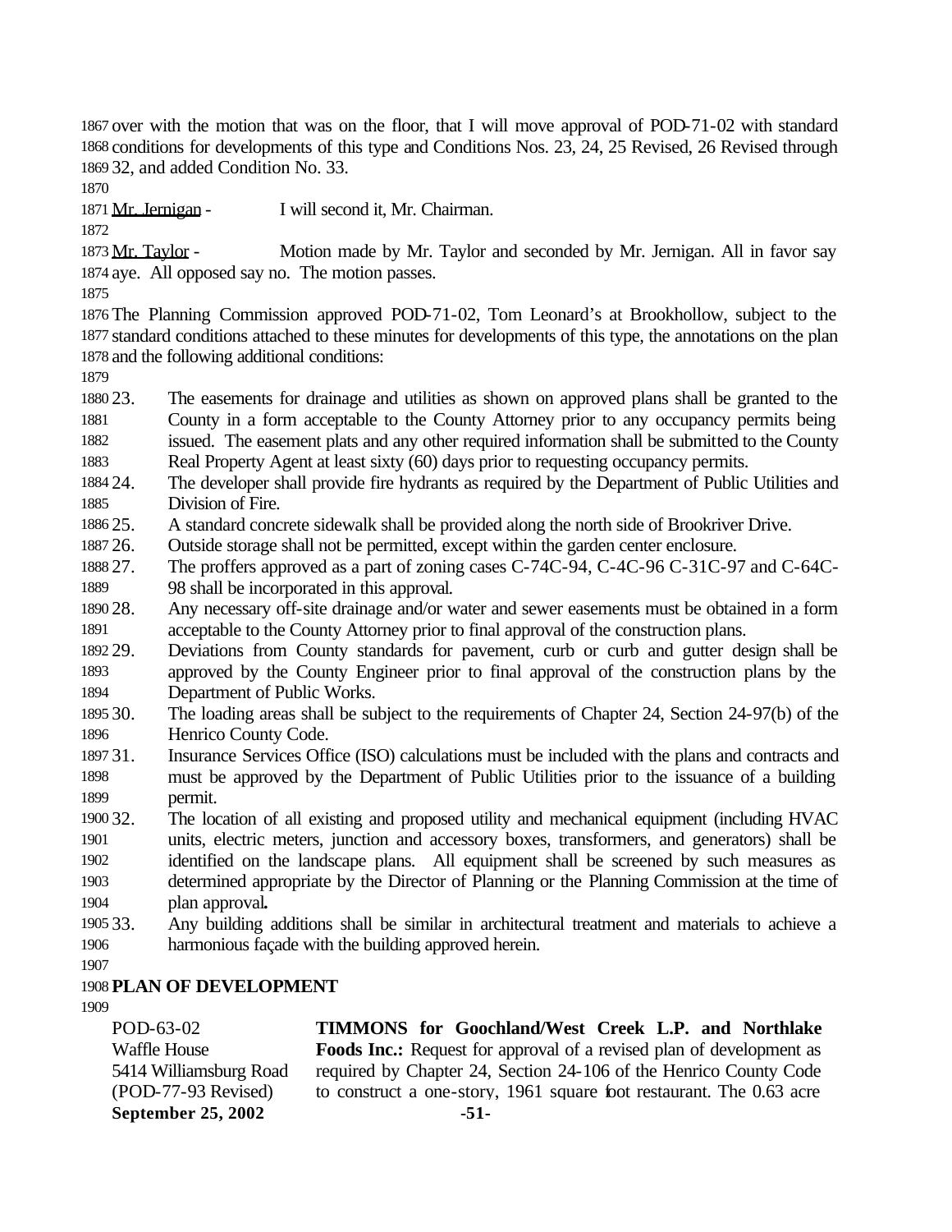over with the motion that was on the floor, that I will move approval of POD-71-02 with standard conditions for developments of this type and Conditions Nos. 23, 24, 25 Revised, 26 Revised through 32, and added Condition No. 33.

Mr. Jernigan - I will second it, Mr. Chairman.

Mr. Taylor - Motion made by Mr. Taylor and seconded by Mr. Jernigan. All in favor say aye. All opposed say no. The motion passes.

The Planning Commission approved POD-71-02, Tom Leonard's at Brookhollow, subject to the standard conditions attached to these minutes for developments of this type, the annotations on the plan and the following additional conditions:

23. The easements for drainage and utilities as shown on approved plans shall be granted to the County in a form acceptable to the County Attorney prior to any occupancy permits being issued. The easement plats and any other required information shall be submitted to the County Real Property Agent at least sixty (60) days prior to requesting occupancy permits.
24. The developer shall provide fire hydrants as required by the Department of Public Utilities and Division of Fire.
25. A standard concrete sidewalk shall be provided along the north side of Brookriver Drive.
26. Outside storage shall not be permitted, except within the garden center enclosure.
27. The proffers approved as a part of zoning cases C-74C-94, C-4C-96 C-31C-97 and C-64C-98 shall be incorporated in this approval.
28. Any necessary off-site drainage and/or water and sewer easements must be obtained in a form acceptable to the County Attorney prior to final approval of the construction plans.
29. Deviations from County standards for pavement, curb or curb and gutter design shall be approved by the County Engineer prior to final approval of the construction plans by the Department of Public Works.
30. The loading areas shall be subject to the requirements of Chapter 24, Section 24-97(b) of the Henrico County Code.
31. Insurance Services Office (ISO) calculations must be included with the plans and contracts and must be approved by the Department of Public Utilities prior to the issuance of a building permit.
32. The location of all existing and proposed utility and mechanical equipment (including HVAC units, electric meters, junction and accessory boxes, transformers, and generators) shall be identified on the landscape plans. All equipment shall be screened by such measures as determined appropriate by the Director of Planning or the Planning Commission at the time of plan approval**.**
33. Any building additions shall be similar in architectural treatment and materials to achieve a harmonious façade with the building approved herein.

## PLAN OF DEVELOPMENT

POD-63-02
Waffle House
5414 Williamsburg Road
(POD-77-93 Revised)

**TIMMONS for Goochland/West Creek L.P. and Northlake Foods Inc.:** Request for approval of a revised plan of development as required by Chapter 24, Section 24-106 of the Henrico County Code to construct a one-story, 1961 square foot restaurant. The 0.63 acre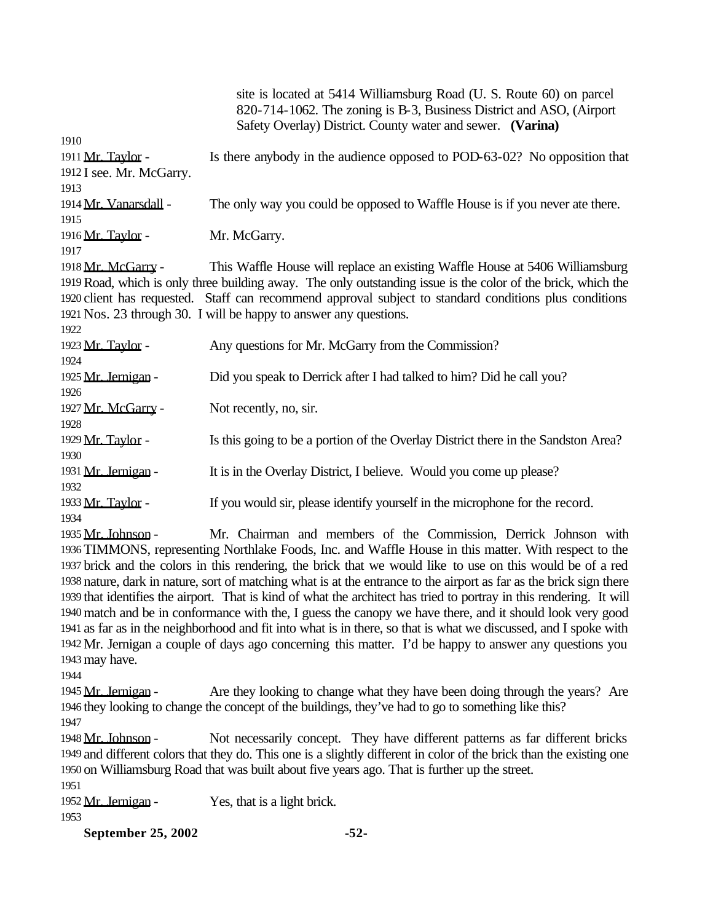site is located at 5414 Williamsburg Road (U. S. Route 60) on parcel 820-714-1062. The zoning is B-3, Business District and ASO, (Airport Safety Overlay) District. County water and sewer. **(Varina)**

1910

1911 Mr. Taylor - Is there anybody in the audience opposed to POD-63-02? No opposition that
1912 I see. Mr. McGarry.

1913

1914 Mr. Vanarsdall - The only way you could be opposed to Waffle House is if you never ate there.

1915

1916 Mr. Taylor - Mr. McGarry.

1917

1918 Mr. McGarry - This Waffle House will replace an existing Waffle House at 5406 Williamsburg
1919 Road, which is only three building away. The only outstanding issue is the color of the brick, which the
1920 client has requested. Staff can recommend approval subject to standard conditions plus conditions
1921 Nos. 23 through 30. I will be happy to answer any questions.

1922

1923 Mr. Taylor - Any questions for Mr. McGarry from the Commission?

1924

1925 Mr. Jernigan - Did you speak to Derrick after I had talked to him? Did he call you?

1926

1927 Mr. McGarry - Not recently, no, sir.

1928

1929 Mr. Taylor - Is this going to be a portion of the Overlay District there in the Sandston Area?

1930

1931 Mr. Jernigan - It is in the Overlay District, I believe. Would you come up please?

1932

1933 Mr. Taylor - If you would sir, please identify yourself in the microphone for the record.

1934

1935 Mr. Johnson - Mr. Chairman and members of the Commission, Derrick Johnson with
1936 TIMMONS, representing Northlake Foods, Inc. and Waffle House in this matter. With respect to the
1937 brick and the colors in this rendering, the brick that we would like to use on this would be of a red
1938 nature, dark in nature, sort of matching what is at the entrance to the airport as far as the brick sign there
1939 that identifies the airport. That is kind of what the architect has tried to portray in this rendering. It will
1940 match and be in conformance with the, I guess the canopy we have there, and it should look very good
1941 as far as in the neighborhood and fit into what is in there, so that is what we discussed, and I spoke with
1942 Mr. Jernigan a couple of days ago concerning this matter. I'd be happy to answer any questions you
1943 may have.

1944

1945 Mr. Jernigan - Are they looking to change what they have been doing through the years? Are
1946 they looking to change the concept of the buildings, they've had to go to something like this?

1947

1948 Mr. Johnson - Not necessarily concept. They have different patterns as far different bricks
1949 and different colors that they do. This one is a slightly different in color of the brick than the existing one
1950 on Williamsburg Road that was built about five years ago. That is further up the street.

1951

1952 Mr. Jernigan - Yes, that is a light brick.

1953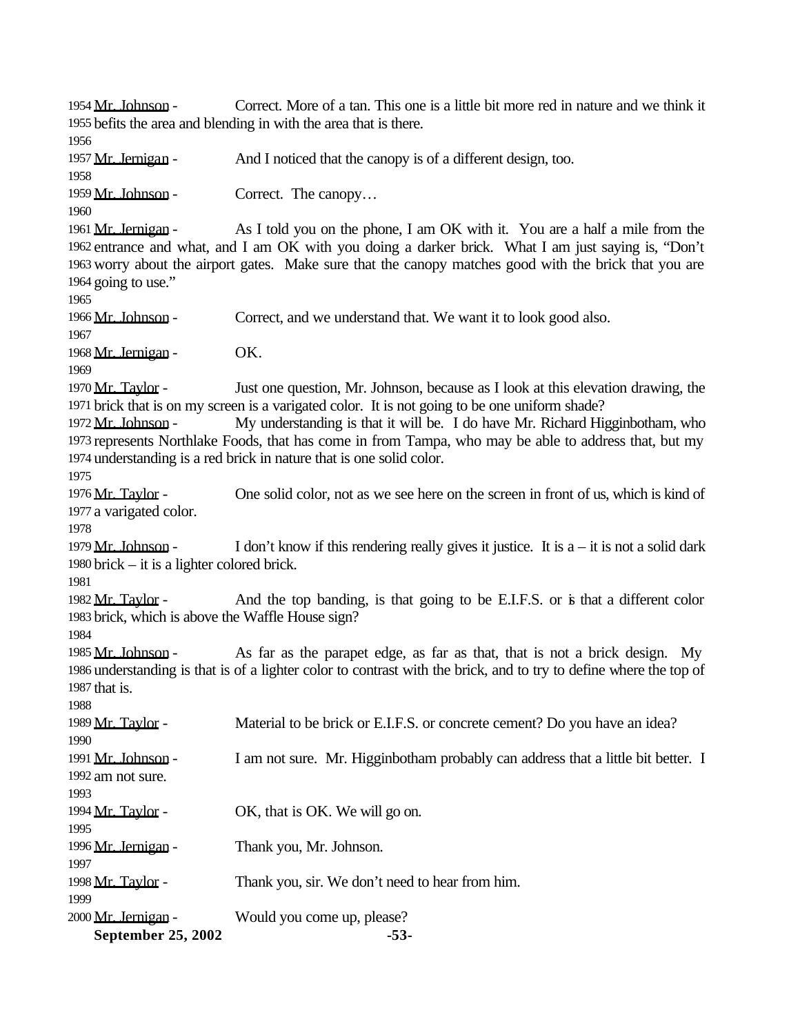1954 Mr. Johnson - Correct. More of a tan. This one is a little bit more red in nature and we think it
1955 befits the area and blending in with the area that is there.
1956
1957 Mr. Jernigan - And I noticed that the canopy is of a different design, too.
1958
1959 Mr. Johnson - Correct. The canopy…
1960
1961 Mr. Jernigan - As I told you on the phone, I am OK with it. You are a half a mile from the
1962 entrance and what, and I am OK with you doing a darker brick. What I am just saying is, "Don't
1963 worry about the airport gates. Make sure that the canopy matches good with the brick that you are
1964 going to use."
1965
1966 Mr. Johnson - Correct, and we understand that. We want it to look good also.
1967
1968 Mr. Jernigan - OK.
1969
1970 Mr. Taylor - Just one question, Mr. Johnson, because as I look at this elevation drawing, the
1971 brick that is on my screen is a varigated color. It is not going to be one uniform shade?
1972 Mr. Johnson - My understanding is that it will be. I do have Mr. Richard Higginbotham, who
1973 represents Northlake Foods, that has come in from Tampa, who may be able to address that, but my
1974 understanding is a red brick in nature that is one solid color.
1975
1976 Mr. Taylor - One solid color, not as we see here on the screen in front of us, which is kind of
1977 a varigated color.
1978
1979 Mr. Johnson - I don't know if this rendering really gives it justice. It is a – it is not a solid dark
1980 brick – it is a lighter colored brick.
1981
1982 Mr. Taylor - And the top banding, is that going to be E.I.F.S. or is that a different color
1983 brick, which is above the Waffle House sign?
1984
1985 Mr. Johnson - As far as the parapet edge, as far as that, that is not a brick design. My
1986 understanding is that is of a lighter color to contrast with the brick, and to try to define where the top of
1987 that is.
1988
1989 Mr. Taylor - Material to be brick or E.I.F.S. or concrete cement? Do you have an idea?
1990
1991 Mr. Johnson - I am not sure. Mr. Higginbotham probably can address that a little bit better. I
1992 am not sure.
1993
1994 Mr. Taylor - OK, that is OK. We will go on.
1995
1996 Mr. Jernigan - Thank you, Mr. Johnson.
1997
1998 Mr. Taylor - Thank you, sir. We don't need to hear from him.
1999
2000 Mr. Jernigan - Would you come up, please?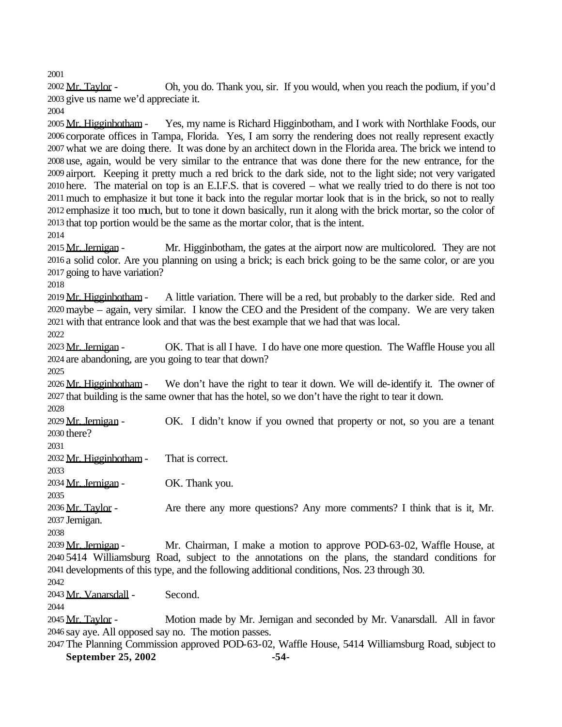Mr. Taylor - Oh, you do. Thank you, sir. If you would, when you reach the podium, if you'd give us name we'd appreciate it.

Mr. Higginbotham - Yes, my name is Richard Higginbotham, and I work with Northlake Foods, our corporate offices in Tampa, Florida. Yes, I am sorry the rendering does not really represent exactly what we are doing there. It was done by an architect down in the Florida area. The brick we intend to use, again, would be very similar to the entrance that was done there for the new entrance, for the airport. Keeping it pretty much a red brick to the dark side, not to the light side; not very varigated here. The material on top is an E.I.F.S. that is covered – what we really tried to do there is not too much to emphasize it but tone it back into the regular mortar look that is in the brick, so not to really emphasize it too much, but to tone it down basically, run it along with the brick mortar, so the color of that top portion would be the same as the mortar color, that is the intent.

Mr. Jernigan - Mr. Higginbotham, the gates at the airport now are multicolored. They are not a solid color. Are you planning on using a brick; is each brick going to be the same color, or are you going to have variation?

Mr. Higginbotham - A little variation. There will be a red, but probably to the darker side. Red and maybe – again, very similar. I know the CEO and the President of the company. We are very taken with that entrance look and that was the best example that we had that was local.

Mr. Jernigan - OK. That is all I have. I do have one more question. The Waffle House you all are abandoning, are you going to tear that down?

Mr. Higginbotham - We don't have the right to tear it down. We will de-identify it. The owner of that building is the same owner that has the hotel, so we don't have the right to tear it down.

Mr. Jernigan - OK. I didn't know if you owned that property or not, so you are a tenant there?

Mr. Higginbotham - That is correct.

Mr. Jernigan - OK. Thank you.

Mr. Taylor - Are there any more questions? Any more comments? I think that is it, Mr. Jernigan.

Mr. Jernigan - Mr. Chairman, I make a motion to approve POD-63-02, Waffle House, at 5414 Williamsburg Road, subject to the annotations on the plans, the standard conditions for developments of this type, and the following additional conditions, Nos. 23 through 30.

Mr. Vanarsdall - Second.

Mr. Taylor - Motion made by Mr. Jernigan and seconded by Mr. Vanarsdall. All in favor say aye. All opposed say no. The motion passes.

The Planning Commission approved POD-63-02, Waffle House, 5414 Williamsburg Road, subject to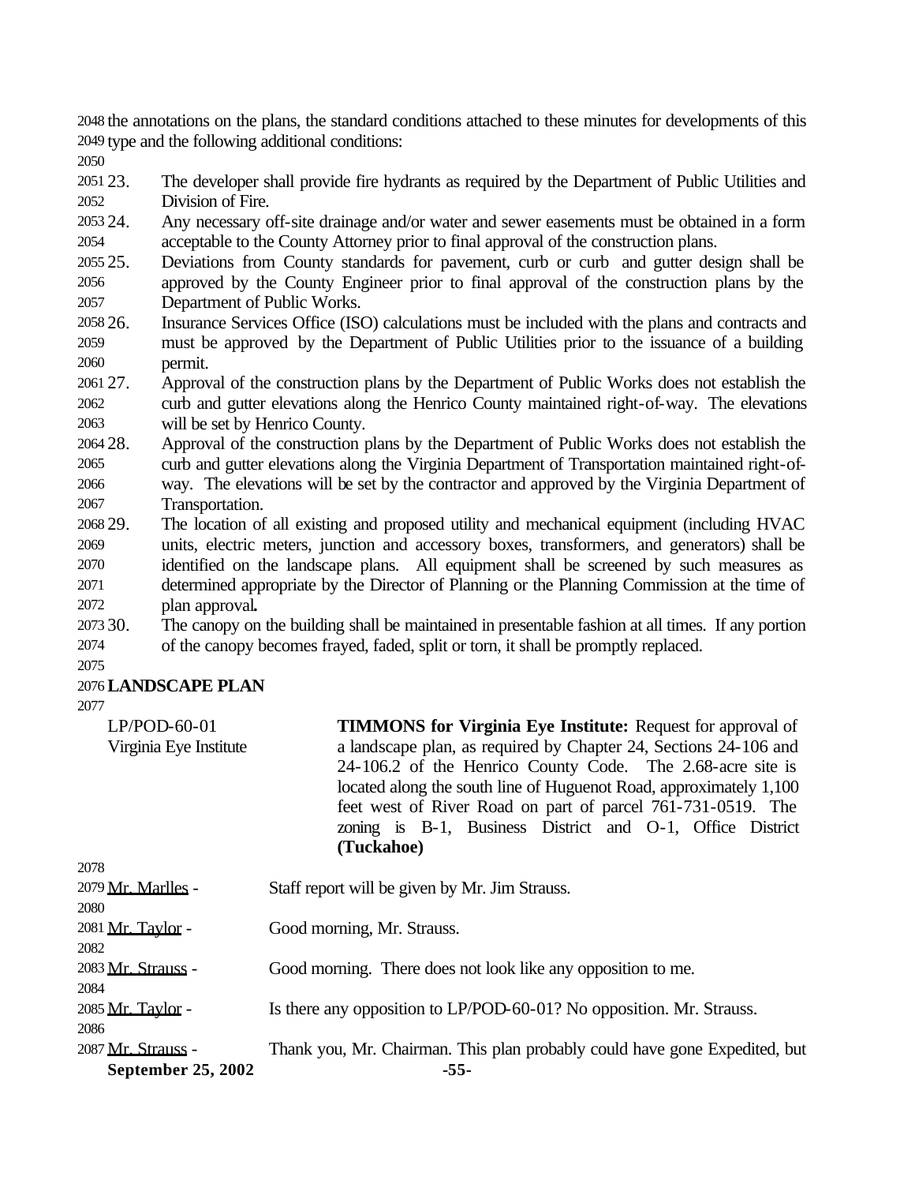the annotations on the plans, the standard conditions attached to these minutes for developments of this type and the following additional conditions:

23. The developer shall provide fire hydrants as required by the Department of Public Utilities and Division of Fire.
24. Any necessary off-site drainage and/or water and sewer easements must be obtained in a form acceptable to the County Attorney prior to final approval of the construction plans.
25. Deviations from County standards for pavement, curb or curb and gutter design shall be approved by the County Engineer prior to final approval of the construction plans by the Department of Public Works.
26. Insurance Services Office (ISO) calculations must be included with the plans and contracts and must be approved by the Department of Public Utilities prior to the issuance of a building permit.
27. Approval of the construction plans by the Department of Public Works does not establish the curb and gutter elevations along the Henrico County maintained right-of-way. The elevations will be set by Henrico County.
28. Approval of the construction plans by the Department of Public Works does not establish the curb and gutter elevations along the Virginia Department of Transportation maintained right-of-way. The elevations will be set by the contractor and approved by the Virginia Department of Transportation.
29. The location of all existing and proposed utility and mechanical equipment (including HVAC units, electric meters, junction and accessory boxes, transformers, and generators) shall be identified on the landscape plans. All equipment shall be screened by such measures as determined appropriate by the Director of Planning or the Planning Commission at the time of plan approval**.**
30. The canopy on the building shall be maintained in presentable fashion at all times. If any portion of the canopy becomes frayed, faded, split or torn, it shall be promptly replaced.

**LANDSCAPE PLAN**

LP/POD-60-01
Virginia Eye Institute

**TIMMONS for Virginia Eye Institute:** Request for approval of a landscape plan, as required by Chapter 24, Sections 24-106 and 24-106.2 of the Henrico County Code. The 2.68-acre site is located along the south line of Huguenot Road, approximately 1,100 feet west of River Road on part of parcel 761-731-0519. The zoning is B-1, Business District and O-1, Office District **(Tuckahoe)**

Mr. Marlles - Staff report will be given by Mr. Jim Strauss.

Mr. Taylor - Good morning, Mr. Strauss.

Mr. Strauss - Good morning. There does not look like any opposition to me.

Mr. Taylor - Is there any opposition to LP/POD-60-01? No opposition. Mr. Strauss.

Mr. Strauss - Thank you, Mr. Chairman. This plan probably could have gone Expedited, but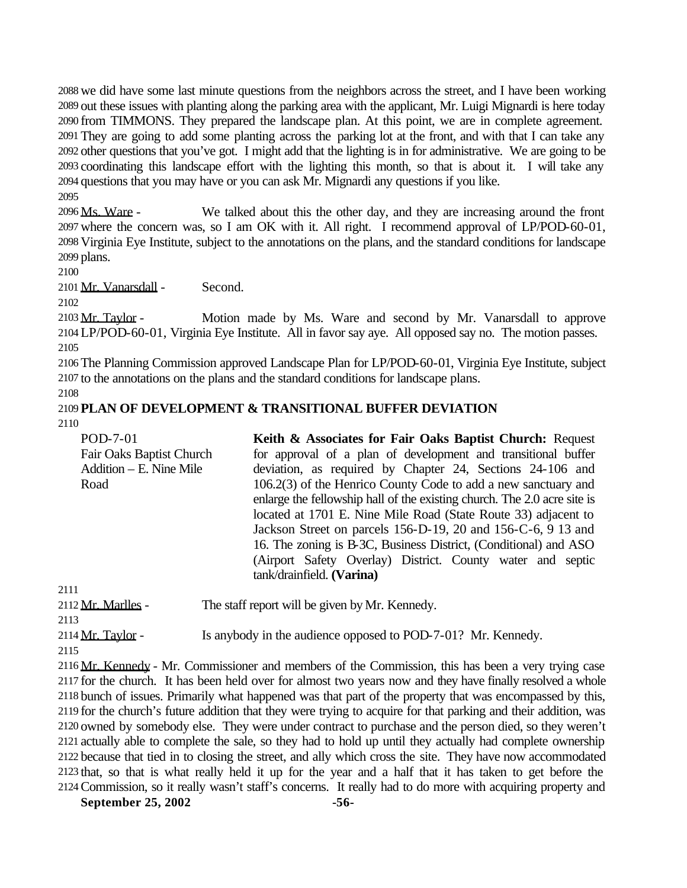we did have some last minute questions from the neighbors across the street, and I have been working out these issues with planting along the parking area with the applicant, Mr. Luigi Mignardi is here today from TIMMONS. They prepared the landscape plan. At this point, we are in complete agreement. They are going to add some planting across the parking lot at the front, and with that I can take any other questions that you've got. I might add that the lighting is in for administrative. We are going to be coordinating this landscape effort with the lighting this month, so that is about it. I will take any questions that you may have or you can ask Mr. Mignardi any questions if you like.

Ms. Ware - We talked about this the other day, and they are increasing around the front where the concern was, so I am OK with it. All right. I recommend approval of LP/POD-60-01, Virginia Eye Institute, subject to the annotations on the plans, and the standard conditions for landscape plans.

Mr. Vanarsdall - Second.

Mr. Taylor - Motion made by Ms. Ware and second by Mr. Vanarsdall to approve LP/POD-60-01, Virginia Eye Institute. All in favor say aye. All opposed say no. The motion passes.

The Planning Commission approved Landscape Plan for LP/POD-60-01, Virginia Eye Institute, subject to the annotations on the plans and the standard conditions for landscape plans.

**PLAN OF DEVELOPMENT & TRANSITIONAL BUFFER DEVIATION**

POD-7-01
Fair Oaks Baptist Church Addition – E. Nine Mile Road

**Keith & Associates for Fair Oaks Baptist Church:** Request for approval of a plan of development and transitional buffer deviation, as required by Chapter 24, Sections 24-106 and 106.2(3) of the Henrico County Code to add a new sanctuary and enlarge the fellowship hall of the existing church. The 2.0 acre site is located at 1701 E. Nine Mile Road (State Route 33) adjacent to Jackson Street on parcels 156-D-19, 20 and 156-C-6, 9 13 and 16. The zoning is B-3C, Business District, (Conditional) and ASO (Airport Safety Overlay) District. County water and septic tank/drainfield. **(Varina)**

Mr. Marlles - The staff report will be given by Mr. Kennedy.

Mr. Taylor - Is anybody in the audience opposed to POD-7-01? Mr. Kennedy.

Mr. Kennedy - Mr. Commissioner and members of the Commission, this has been a very trying case for the church. It has been held over for almost two years now and they have finally resolved a whole bunch of issues. Primarily what happened was that part of the property that was encompassed by this, for the church's future addition that they were trying to acquire for that parking and their addition, was owned by somebody else. They were under contract to purchase and the person died, so they weren't actually able to complete the sale, so they had to hold up until they actually had complete ownership because that tied in to closing the street, and ally which cross the site. They have now accommodated that, so that is what really held it up for the year and a half that it has taken to get before the Commission, so it really wasn't staff's concerns. It really had to do more with acquiring property and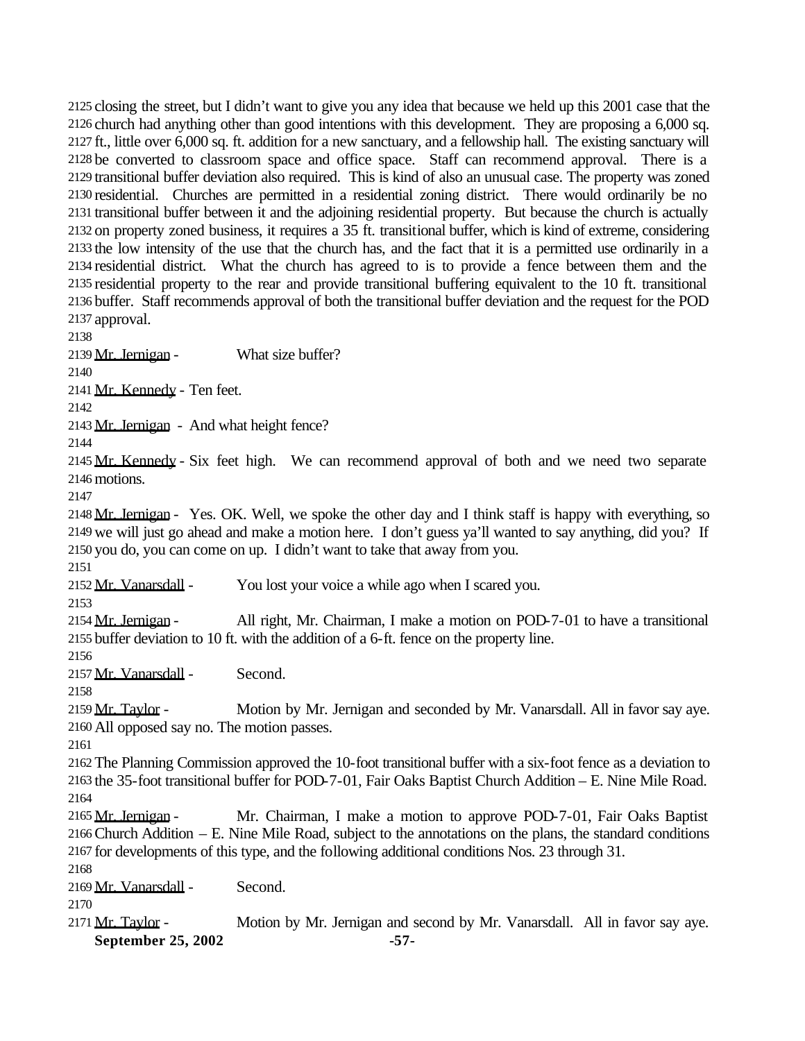closing the street, but I didn't want to give you any idea that because we held up this 2001 case that the church had anything other than good intentions with this development. They are proposing a 6,000 sq. ft., little over 6,000 sq. ft. addition for a new sanctuary, and a fellowship hall. The existing sanctuary will be converted to classroom space and office space. Staff can recommend approval. There is a transitional buffer deviation also required. This is kind of also an unusual case. The property was zoned residential. Churches are permitted in a residential zoning district. There would ordinarily be no transitional buffer between it and the adjoining residential property. But because the church is actually on property zoned business, it requires a 35 ft. transitional buffer, which is kind of extreme, considering the low intensity of the use that the church has, and the fact that it is a permitted use ordinarily in a residential district. What the church has agreed to is to provide a fence between them and the residential property to the rear and provide transitional buffering equivalent to the 10 ft. transitional buffer. Staff recommends approval of both the transitional buffer deviation and the request for the POD approval.

Mr. Jernigan - What size buffer?

Mr. Kennedy - Ten feet.

Mr. Jernigan - And what height fence?

Mr. Kennedy - Six feet high. We can recommend approval of both and we need two separate motions.

Mr. Jernigan - Yes. OK. Well, we spoke the other day and I think staff is happy with everything, so we will just go ahead and make a motion here. I don't guess ya'll wanted to say anything, did you? If you do, you can come on up. I didn't want to take that away from you.

Mr. Vanarsdall - You lost your voice a while ago when I scared you.

Mr. Jernigan - All right, Mr. Chairman, I make a motion on POD-7-01 to have a transitional buffer deviation to 10 ft. with the addition of a 6-ft. fence on the property line.

Mr. Vanarsdall - Second.

Mr. Taylor - Motion by Mr. Jernigan and seconded by Mr. Vanarsdall. All in favor say aye. All opposed say no. The motion passes.

The Planning Commission approved the 10-foot transitional buffer with a six-foot fence as a deviation to the 35-foot transitional buffer for POD-7-01, Fair Oaks Baptist Church Addition – E. Nine Mile Road.

Mr. Jernigan - Mr. Chairman, I make a motion to approve POD-7-01, Fair Oaks Baptist Church Addition – E. Nine Mile Road, subject to the annotations on the plans, the standard conditions for developments of this type, and the following additional conditions Nos. 23 through 31.

Mr. Vanarsdall - Second.

Mr. Taylor - Motion by Mr. Jernigan and second by Mr. Vanarsdall. All in favor say aye.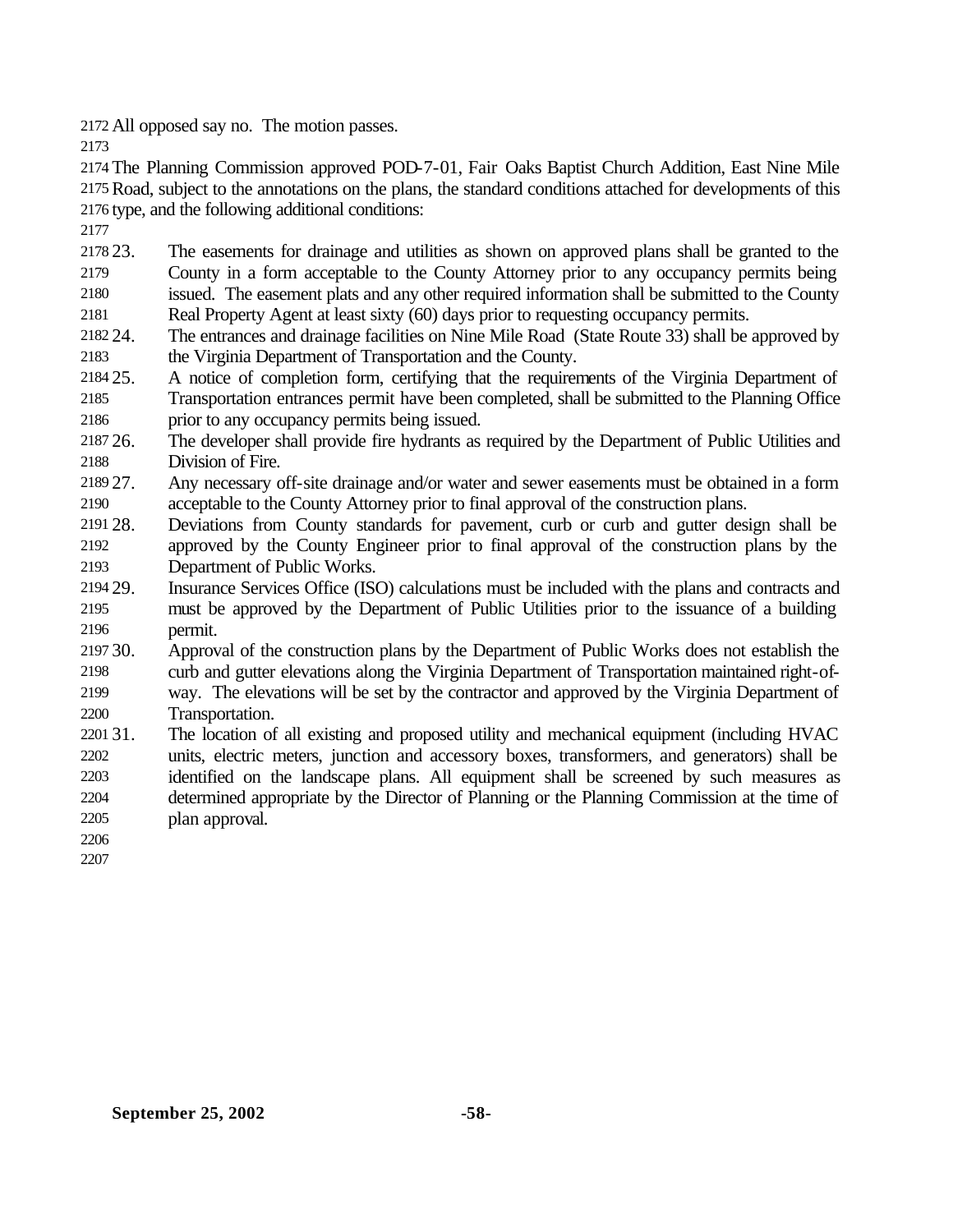All opposed say no. The motion passes.

The Planning Commission approved POD-7-01, Fair Oaks Baptist Church Addition, East Nine Mile Road, subject to the annotations on the plans, the standard conditions attached for developments of this type, and the following additional conditions:

23. The easements for drainage and utilities as shown on approved plans shall be granted to the County in a form acceptable to the County Attorney prior to any occupancy permits being issued. The easement plats and any other required information shall be submitted to the County Real Property Agent at least sixty (60) days prior to requesting occupancy permits.
24. The entrances and drainage facilities on Nine Mile Road (State Route 33) shall be approved by the Virginia Department of Transportation and the County.
25. A notice of completion form, certifying that the requirements of the Virginia Department of Transportation entrances permit have been completed, shall be submitted to the Planning Office prior to any occupancy permits being issued.
26. The developer shall provide fire hydrants as required by the Department of Public Utilities and Division of Fire.
27. Any necessary off-site drainage and/or water and sewer easements must be obtained in a form acceptable to the County Attorney prior to final approval of the construction plans.
28. Deviations from County standards for pavement, curb or curb and gutter design shall be approved by the County Engineer prior to final approval of the construction plans by the Department of Public Works.
29. Insurance Services Office (ISO) calculations must be included with the plans and contracts and must be approved by the Department of Public Utilities prior to the issuance of a building permit.
30. Approval of the construction plans by the Department of Public Works does not establish the curb and gutter elevations along the Virginia Department of Transportation maintained right-of-way. The elevations will be set by the contractor and approved by the Virginia Department of Transportation.
31. The location of all existing and proposed utility and mechanical equipment (including HVAC units, electric meters, junction and accessory boxes, transformers, and generators) shall be identified on the landscape plans. All equipment shall be screened by such measures as determined appropriate by the Director of Planning or the Planning Commission at the time of plan approval.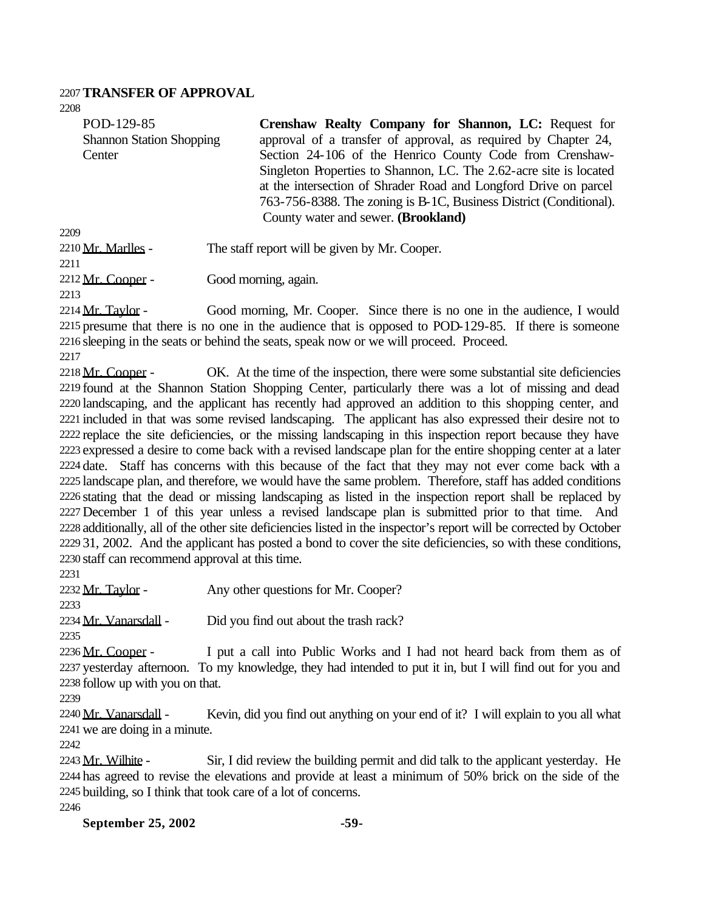**TRANSFER OF APPROVAL**

| POD-129-85 Shannon Station Shopping Center | **Crenshaw Realty Company for Shannon, LC:** Request for approval of a transfer of approval, as required by Chapter 24, Section 24-106 of the Henrico County Code from Crenshaw-Singleton Properties to Shannon, LC. The 2.62-acre site is located at the intersection of Shrader Road and Longford Drive on parcel 763-756-8388. The zoning is B-1C, Business District (Conditional). County water and sewer. **(Brookland)** |
|---|---|

Mr. Marlles - The staff report will be given by Mr. Cooper.

Mr. Cooper - Good morning, again.

Mr. Taylor - Good morning, Mr. Cooper. Since there is no one in the audience, I would presume that there is no one in the audience that is opposed to POD-129-85. If there is someone sleeping in the seats or behind the seats, speak now or we will proceed. Proceed.

Mr. Cooper - OK. At the time of the inspection, there were some substantial site deficiencies found at the Shannon Station Shopping Center, particularly there was a lot of missing and dead landscaping, and the applicant has recently had approved an addition to this shopping center, and included in that was some revised landscaping. The applicant has also expressed their desire not to replace the site deficiencies, or the missing landscaping in this inspection report because they have expressed a desire to come back with a revised landscape plan for the entire shopping center at a later date. Staff has concerns with this because of the fact that they may not ever come back with a landscape plan, and therefore, we would have the same problem. Therefore, staff has added conditions stating that the dead or missing landscaping as listed in the inspection report shall be replaced by December 1 of this year unless a revised landscape plan is submitted prior to that time. And additionally, all of the other site deficiencies listed in the inspector's report will be corrected by October 31, 2002. And the applicant has posted a bond to cover the site deficiencies, so with these conditions, staff can recommend approval at this time.

Mr. Taylor - Any other questions for Mr. Cooper?

Mr. Vanarsdall - Did you find out about the trash rack?

Mr. Cooper - I put a call into Public Works and I had not heard back from them as of yesterday afternoon. To my knowledge, they had intended to put it in, but I will find out for you and follow up with you on that.

Mr. Vanarsdall - Kevin, did you find out anything on your end of it? I will explain to you all what we are doing in a minute.

Mr. Wilhite - Sir, I did review the building permit and did talk to the applicant yesterday. He has agreed to revise the elevations and provide at least a minimum of 50% brick on the side of the building, so I think that took care of a lot of concerns.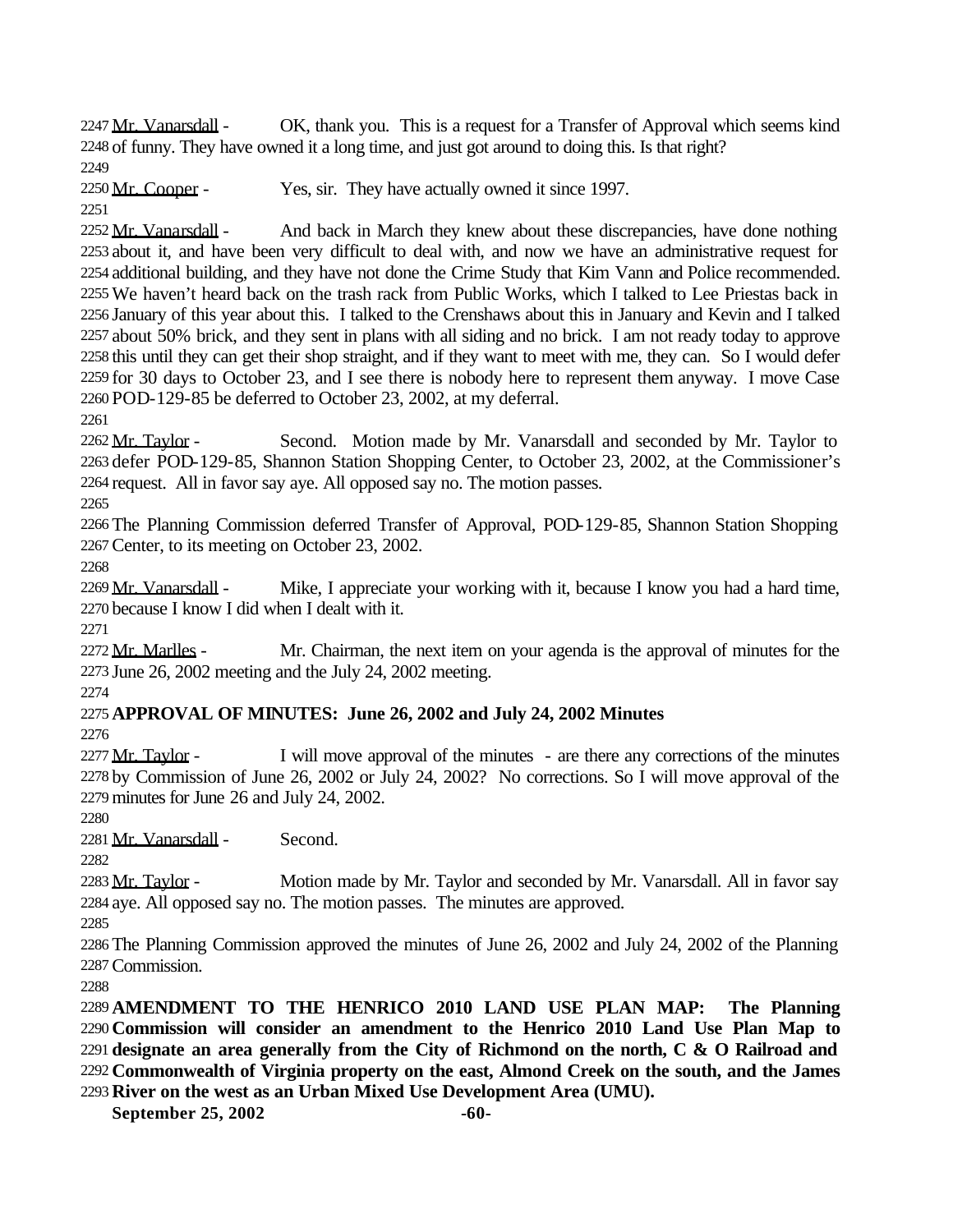Mr. Vanarsdall - OK, thank you. This is a request for a Transfer of Approval which seems kind of funny. They have owned it a long time, and just got around to doing this. Is that right?

Mr. Cooper - Yes, sir. They have actually owned it since 1997.

Mr. Vanarsdall - And back in March they knew about these discrepancies, have done nothing about it, and have been very difficult to deal with, and now we have an administrative request for additional building, and they have not done the Crime Study that Kim Vann and Police recommended. We haven't heard back on the trash rack from Public Works, which I talked to Lee Priestas back in January of this year about this. I talked to the Crenshaws about this in January and Kevin and I talked about 50% brick, and they sent in plans with all siding and no brick. I am not ready today to approve this until they can get their shop straight, and if they want to meet with me, they can. So I would defer for 30 days to October 23, and I see there is nobody here to represent them anyway. I move Case POD-129-85 be deferred to October 23, 2002, at my deferral.

Mr. Taylor - Second. Motion made by Mr. Vanarsdall and seconded by Mr. Taylor to defer POD-129-85, Shannon Station Shopping Center, to October 23, 2002, at the Commissioner's request. All in favor say aye. All opposed say no. The motion passes.

The Planning Commission deferred Transfer of Approval, POD-129-85, Shannon Station Shopping Center, to its meeting on October 23, 2002.

Mr. Vanarsdall - Mike, I appreciate your working with it, because I know you had a hard time, because I know I did when I dealt with it.

Mr. Marlles - Mr. Chairman, the next item on your agenda is the approval of minutes for the June 26, 2002 meeting and the July 24, 2002 meeting.

**APPROVAL OF MINUTES: June 26, 2002 and July 24, 2002 Minutes**

Mr. Taylor - I will move approval of the minutes - are there any corrections of the minutes by Commission of June 26, 2002 or July 24, 2002? No corrections. So I will move approval of the minutes for June 26 and July 24, 2002.

Mr. Vanarsdall - Second.

Mr. Taylor - Motion made by Mr. Taylor and seconded by Mr. Vanarsdall. All in favor say aye. All opposed say no. The motion passes. The minutes are approved.

The Planning Commission approved the minutes of June 26, 2002 and July 24, 2002 of the Planning Commission.

**AMENDMENT TO THE HENRICO 2010 LAND USE PLAN MAP: The Planning Commission will consider an amendment to the Henrico 2010 Land Use Plan Map to designate an area generally from the City of Richmond on the north, C & O Railroad and Commonwealth of Virginia property on the east, Almond Creek on the south, and the James River on the west as an Urban Mixed Use Development Area (UMU).**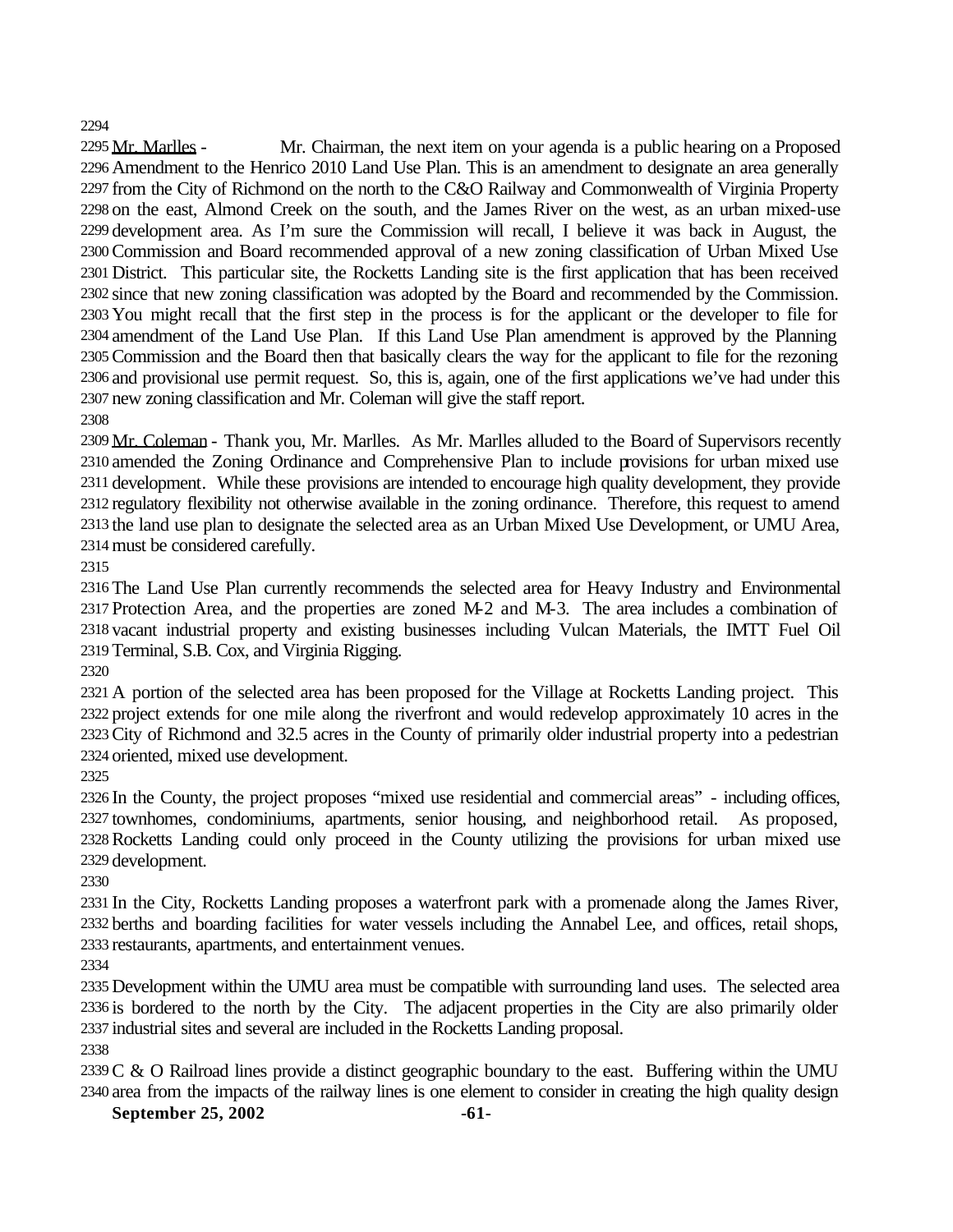Mr. Marlles - Mr. Chairman, the next item on your agenda is a public hearing on a Proposed Amendment to the Henrico 2010 Land Use Plan. This is an amendment to designate an area generally from the City of Richmond on the north to the C&O Railway and Commonwealth of Virginia Property on the east, Almond Creek on the south, and the James River on the west, as an urban mixed-use development area. As I'm sure the Commission will recall, I believe it was back in August, the Commission and Board recommended approval of a new zoning classification of Urban Mixed Use District. This particular site, the Rocketts Landing site is the first application that has been received since that new zoning classification was adopted by the Board and recommended by the Commission. You might recall that the first step in the process is for the applicant or the developer to file for amendment of the Land Use Plan. If this Land Use Plan amendment is approved by the Planning Commission and the Board then that basically clears the way for the applicant to file for the rezoning and provisional use permit request. So, this is, again, one of the first applications we've had under this new zoning classification and Mr. Coleman will give the staff report.

Mr. Coleman - Thank you, Mr. Marlles. As Mr. Marlles alluded to the Board of Supervisors recently amended the Zoning Ordinance and Comprehensive Plan to include provisions for urban mixed use development. While these provisions are intended to encourage high quality development, they provide regulatory flexibility not otherwise available in the zoning ordinance. Therefore, this request to amend the land use plan to designate the selected area as an Urban Mixed Use Development, or UMU Area, must be considered carefully.

The Land Use Plan currently recommends the selected area for Heavy Industry and Environmental Protection Area, and the properties are zoned M-2 and M-3. The area includes a combination of vacant industrial property and existing businesses including Vulcan Materials, the IMTT Fuel Oil Terminal, S.B. Cox, and Virginia Rigging.

A portion of the selected area has been proposed for the Village at Rocketts Landing project. This project extends for one mile along the riverfront and would redevelop approximately 10 acres in the City of Richmond and 32.5 acres in the County of primarily older industrial property into a pedestrian oriented, mixed use development.

In the County, the project proposes "mixed use residential and commercial areas" - including offices, townhomes, condominiums, apartments, senior housing, and neighborhood retail. As proposed, Rocketts Landing could only proceed in the County utilizing the provisions for urban mixed use development.

In the City, Rocketts Landing proposes a waterfront park with a promenade along the James River, berths and boarding facilities for water vessels including the Annabel Lee, and offices, retail shops, restaurants, apartments, and entertainment venues.

Development within the UMU area must be compatible with surrounding land uses. The selected area is bordered to the north by the City. The adjacent properties in the City are also primarily older industrial sites and several are included in the Rocketts Landing proposal.

C & O Railroad lines provide a distinct geographic boundary to the east. Buffering within the UMU area from the impacts of the railway lines is one element to consider in creating the high quality design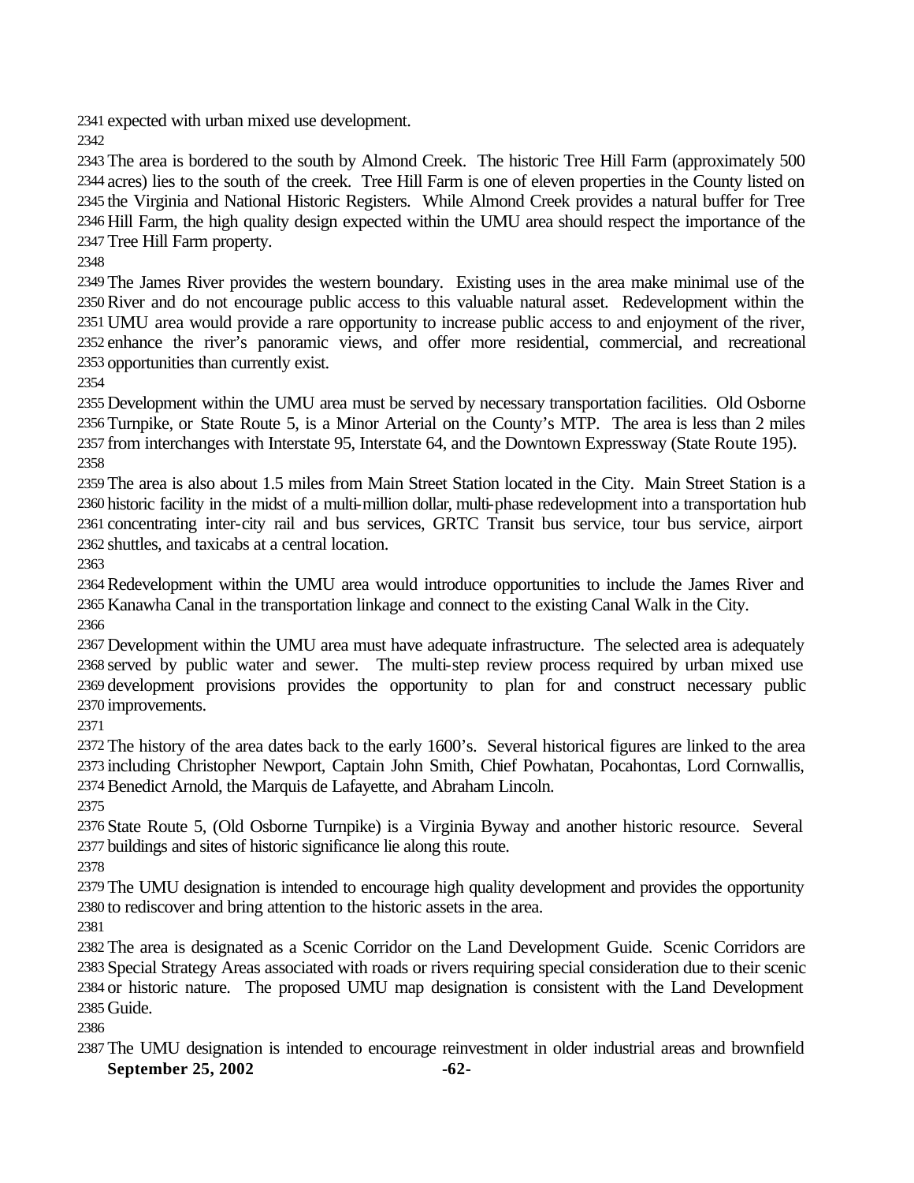expected with urban mixed use development.

The area is bordered to the south by Almond Creek. The historic Tree Hill Farm (approximately 500 acres) lies to the south of the creek. Tree Hill Farm is one of eleven properties in the County listed on the Virginia and National Historic Registers. While Almond Creek provides a natural buffer for Tree Hill Farm, the high quality design expected within the UMU area should respect the importance of the Tree Hill Farm property.

The James River provides the western boundary. Existing uses in the area make minimal use of the River and do not encourage public access to this valuable natural asset. Redevelopment within the UMU area would provide a rare opportunity to increase public access to and enjoyment of the river, enhance the river's panoramic views, and offer more residential, commercial, and recreational opportunities than currently exist.

Development within the UMU area must be served by necessary transportation facilities. Old Osborne Turnpike, or State Route 5, is a Minor Arterial on the County's MTP. The area is less than 2 miles from interchanges with Interstate 95, Interstate 64, and the Downtown Expressway (State Route 195).

The area is also about 1.5 miles from Main Street Station located in the City. Main Street Station is a historic facility in the midst of a multi-million dollar, multi-phase redevelopment into a transportation hub concentrating inter-city rail and bus services, GRTC Transit bus service, tour bus service, airport shuttles, and taxicabs at a central location.

Redevelopment within the UMU area would introduce opportunities to include the James River and Kanawha Canal in the transportation linkage and connect to the existing Canal Walk in the City.

Development within the UMU area must have adequate infrastructure. The selected area is adequately served by public water and sewer. The multi-step review process required by urban mixed use development provisions provides the opportunity to plan for and construct necessary public improvements.

The history of the area dates back to the early 1600's. Several historical figures are linked to the area including Christopher Newport, Captain John Smith, Chief Powhatan, Pocahontas, Lord Cornwallis, Benedict Arnold, the Marquis de Lafayette, and Abraham Lincoln.

State Route 5, (Old Osborne Turnpike) is a Virginia Byway and another historic resource. Several buildings and sites of historic significance lie along this route.

The UMU designation is intended to encourage high quality development and provides the opportunity to rediscover and bring attention to the historic assets in the area.

The area is designated as a Scenic Corridor on the Land Development Guide. Scenic Corridors are Special Strategy Areas associated with roads or rivers requiring special consideration due to their scenic or historic nature. The proposed UMU map designation is consistent with the Land Development Guide.

The UMU designation is intended to encourage reinvestment in older industrial areas and brownfield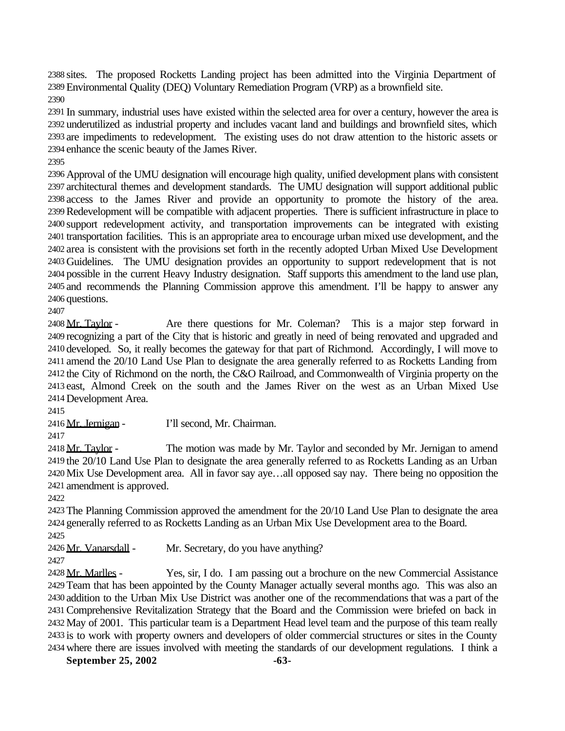sites. The proposed Rocketts Landing project has been admitted into the Virginia Department of Environmental Quality (DEQ) Voluntary Remediation Program (VRP) as a brownfield site.

In summary, industrial uses have existed within the selected area for over a century, however the area is underutilized as industrial property and includes vacant land and buildings and brownfield sites, which are impediments to redevelopment. The existing uses do not draw attention to the historic assets or enhance the scenic beauty of the James River.

Approval of the UMU designation will encourage high quality, unified development plans with consistent architectural themes and development standards. The UMU designation will support additional public access to the James River and provide an opportunity to promote the history of the area. Redevelopment will be compatible with adjacent properties. There is sufficient infrastructure in place to support redevelopment activity, and transportation improvements can be integrated with existing transportation facilities. This is an appropriate area to encourage urban mixed use development, and the area is consistent with the provisions set forth in the recently adopted Urban Mixed Use Development Guidelines. The UMU designation provides an opportunity to support redevelopment that is not possible in the current Heavy Industry designation. Staff supports this amendment to the land use plan, and recommends the Planning Commission approve this amendment. I'll be happy to answer any questions.

Mr. Taylor - Are there questions for Mr. Coleman? This is a major step forward in recognizing a part of the City that is historic and greatly in need of being renovated and upgraded and developed. So, it really becomes the gateway for that part of Richmond. Accordingly, I will move to amend the 20/10 Land Use Plan to designate the area generally referred to as Rocketts Landing from the City of Richmond on the north, the C&O Railroad, and Commonwealth of Virginia property on the east, Almond Creek on the south and the James River on the west as an Urban Mixed Use Development Area.

Mr. Jernigan - I'll second, Mr. Chairman.

Mr. Taylor - The motion was made by Mr. Taylor and seconded by Mr. Jernigan to amend the 20/10 Land Use Plan to designate the area generally referred to as Rocketts Landing as an Urban Mix Use Development area. All in favor say aye…all opposed say nay. There being no opposition the amendment is approved.

The Planning Commission approved the amendment for the 20/10 Land Use Plan to designate the area generally referred to as Rocketts Landing as an Urban Mix Use Development area to the Board.

Mr. Vanarsdall - Mr. Secretary, do you have anything?

Mr. Marlles - Yes, sir, I do. I am passing out a brochure on the new Commercial Assistance Team that has been appointed by the County Manager actually several months ago. This was also an addition to the Urban Mix Use District was another one of the recommendations that was a part of the Comprehensive Revitalization Strategy that the Board and the Commission were briefed on back in May of 2001. This particular team is a Department Head level team and the purpose of this team really is to work with property owners and developers of older commercial structures or sites in the County where there are issues involved with meeting the standards of our development regulations. I think a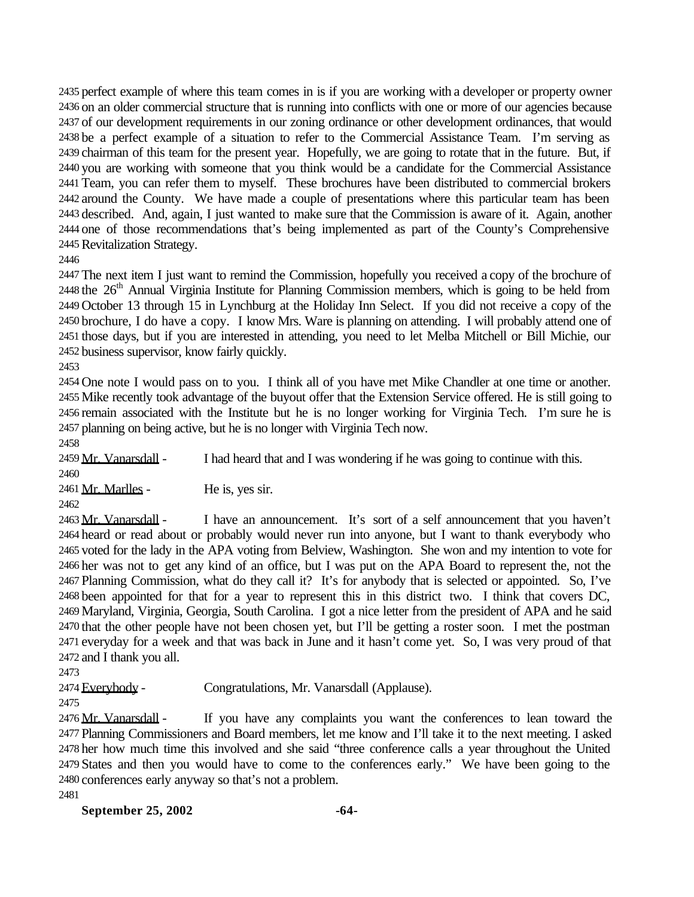perfect example of where this team comes in is if you are working with a developer or property owner on an older commercial structure that is running into conflicts with one or more of our agencies because of our development requirements in our zoning ordinance or other development ordinances, that would be a perfect example of a situation to refer to the Commercial Assistance Team. I'm serving as chairman of this team for the present year. Hopefully, we are going to rotate that in the future. But, if you are working with someone that you think would be a candidate for the Commercial Assistance Team, you can refer them to myself. These brochures have been distributed to commercial brokers around the County. We have made a couple of presentations where this particular team has been described. And, again, I just wanted to make sure that the Commission is aware of it. Again, another one of those recommendations that's being implemented as part of the County's Comprehensive Revitalization Strategy.

The next item I just want to remind the Commission, hopefully you received a copy of the brochure of the 26th Annual Virginia Institute for Planning Commission members, which is going to be held from October 13 through 15 in Lynchburg at the Holiday Inn Select. If you did not receive a copy of the brochure, I do have a copy. I know Mrs. Ware is planning on attending. I will probably attend one of those days, but if you are interested in attending, you need to let Melba Mitchell or Bill Michie, our business supervisor, know fairly quickly.

One note I would pass on to you. I think all of you have met Mike Chandler at one time or another. Mike recently took advantage of the buyout offer that the Extension Service offered. He is still going to remain associated with the Institute but he is no longer working for Virginia Tech. I'm sure he is planning on being active, but he is no longer with Virginia Tech now.

Mr. Vanarsdall - I had heard that and I was wondering if he was going to continue with this.

Mr. Marlles - He is, yes sir.

Mr. Vanarsdall - I have an announcement. It's sort of a self announcement that you haven't heard or read about or probably would never run into anyone, but I want to thank everybody who voted for the lady in the APA voting from Belview, Washington. She won and my intention to vote for her was not to get any kind of an office, but I was put on the APA Board to represent the, not the Planning Commission, what do they call it? It's for anybody that is selected or appointed. So, I've been appointed for that for a year to represent this in this district two. I think that covers DC, Maryland, Virginia, Georgia, South Carolina. I got a nice letter from the president of APA and he said that the other people have not been chosen yet, but I'll be getting a roster soon. I met the postman everyday for a week and that was back in June and it hasn't come yet. So, I was very proud of that and I thank you all.

Everybody - Congratulations, Mr. Vanarsdall (Applause).

Mr. Vanarsdall - If you have any complaints you want the conferences to lean toward the Planning Commissioners and Board members, let me know and I'll take it to the next meeting. I asked her how much time this involved and she said "three conference calls a year throughout the United States and then you would have to come to the conferences early." We have been going to the conferences early anyway so that's not a problem.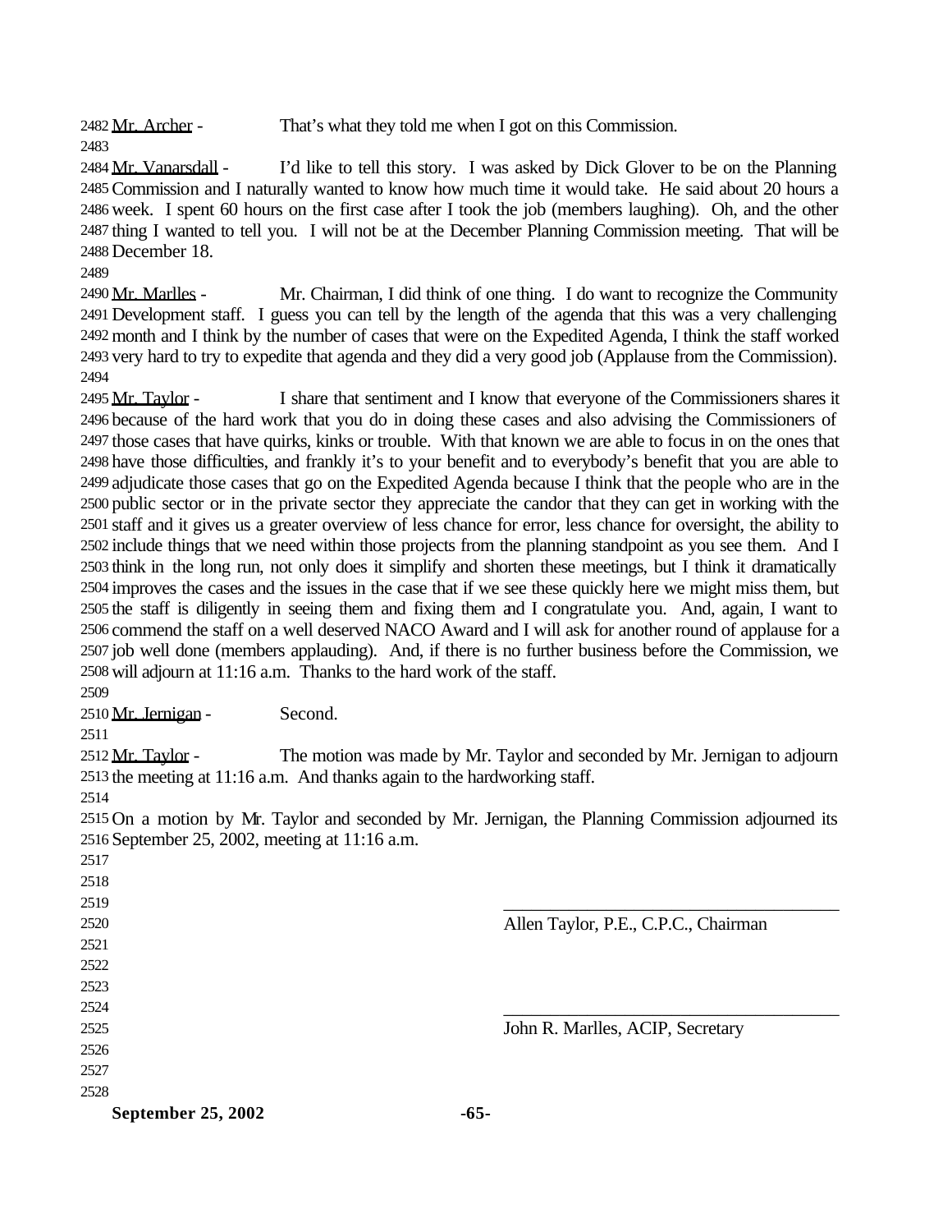Mr. Archer - That's what they told me when I got on this Commission.

Mr. Vanarsdall - I'd like to tell this story. I was asked by Dick Glover to be on the Planning Commission and I naturally wanted to know how much time it would take. He said about 20 hours a week. I spent 60 hours on the first case after I took the job (members laughing). Oh, and the other thing I wanted to tell you. I will not be at the December Planning Commission meeting. That will be December 18.

Mr. Marlles - Mr. Chairman, I did think of one thing. I do want to recognize the Community Development staff. I guess you can tell by the length of the agenda that this was a very challenging month and I think by the number of cases that were on the Expedited Agenda, I think the staff worked very hard to try to expedite that agenda and they did a very good job (Applause from the Commission).

Mr. Taylor - I share that sentiment and I know that everyone of the Commissioners shares it because of the hard work that you do in doing these cases and also advising the Commissioners of those cases that have quirks, kinks or trouble. With that known we are able to focus in on the ones that have those difficulties, and frankly it's to your benefit and to everybody's benefit that you are able to adjudicate those cases that go on the Expedited Agenda because I think that the people who are in the public sector or in the private sector they appreciate the candor that they can get in working with the staff and it gives us a greater overview of less chance for error, less chance for oversight, the ability to include things that we need within those projects from the planning standpoint as you see them. And I think in the long run, not only does it simplify and shorten these meetings, but I think it dramatically improves the cases and the issues in the case that if we see these quickly here we might miss them, but the staff is diligently in seeing them and fixing them and I congratulate you. And, again, I want to commend the staff on a well deserved NACO Award and I will ask for another round of applause for a job well done (members applauding). And, if there is no further business before the Commission, we will adjourn at 11:16 a.m. Thanks to the hard work of the staff.

Mr. Jernigan - Second.

Mr. Taylor - The motion was made by Mr. Taylor and seconded by Mr. Jernigan to adjourn the meeting at 11:16 a.m. And thanks again to the hardworking staff.

On a motion by Mr. Taylor and seconded by Mr. Jernigan, the Planning Commission adjourned its September 25, 2002, meeting at 11:16 a.m.

\_\_\_\_\_\_\_\_\_\_\_\_\_\_\_\_\_\_\_\_\_\_\_\_\_\_\_\_\_\_\_\_\_\_\_\_

Allen Taylor, P.E., C.P.C., Chairman

\_\_\_\_\_\_\_\_\_\_\_\_\_\_\_\_\_\_\_\_\_\_\_\_\_\_\_\_\_\_\_\_\_\_\_\_

John R. Marlles, ACIP, Secretary